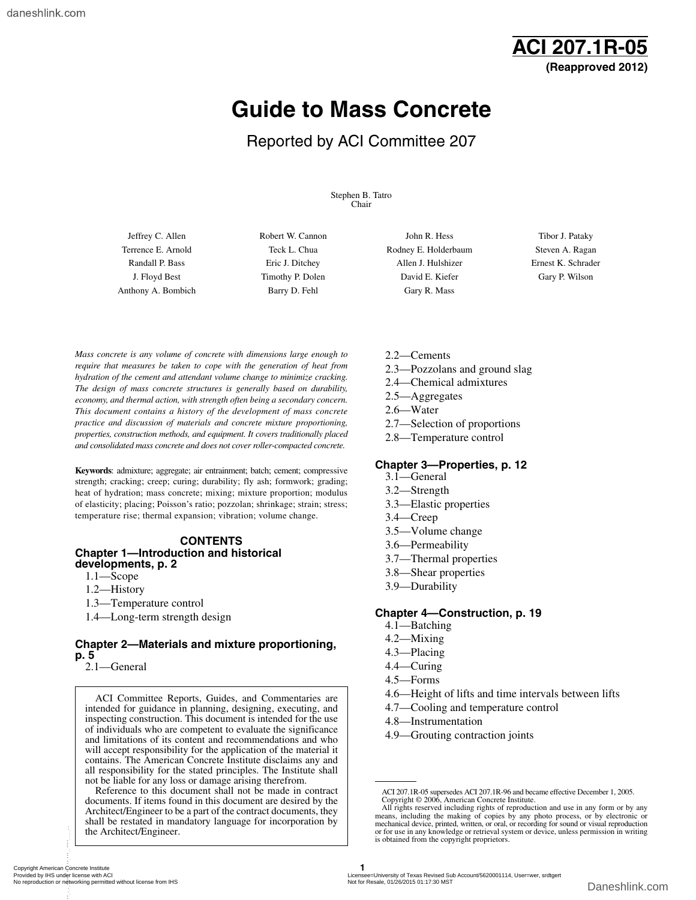# ACI 207.1R-05

**(Reapproved 2012)**

# Guide to Mass Concrete

## Reported by ACI Committee 207

Stephen B. Tatro
Chair

| | | | |
|---|---|---|---|
| Jeffrey C. Allen | Robert W. Cannon | John R. Hess | Tibor J. Pataky |
| Terrence E. Arnold | Teck L. Chua | Rodney E. Holderbaum | Steven A. Ragan |
| Randall P. Bass | Eric J. Ditchey | Allen J. Hulshizer | Ernest K. Schrader |
| J. Floyd Best | Timothy P. Dolen | David E. Kiefer | Gary P. Wilson |
| Anthony A. Bombich | Barry D. Fehl | Gary R. Mass | |

*Mass concrete is any volume of concrete with dimensions large enough to require that measures be taken to cope with the generation of heat from hydration of the cement and attendant volume change to minimize cracking. The design of mass concrete structures is generally based on durability, economy, and thermal action, with strength often being a secondary concern. This document contains a history of the development of mass concrete practice and discussion of materials and concrete mixture proportioning, properties, construction methods, and equipment. It covers traditionally placed and consolidated mass concrete and does not cover roller-compacted concrete.*

**Keywords**: admixture; aggregate; air entrainment; batch; cement; compressive strength; cracking; creep; curing; durability; fly ash; formwork; grading; heat of hydration; mass concrete; mixing; mixture proportion; modulus of elasticity; placing; Poisson's ratio; pozzolan; shrinkage; strain; stress; temperature rise; thermal expansion; vibration; volume change.

ACI Committee Reports, Guides, and Commentaries are intended for guidance in planning, designing, executing, and inspecting construction. This document is intended for the use of individuals who are competent to evaluate the significance and limitations of its content and recommendations and who will accept responsibility for the application of the material it contains. The American Concrete Institute disclaims any and all responsibility for the stated principles. The Institute shall not be liable for any loss or damage arising therefrom.

Reference to this document shall not be made in contract documents. If items found in this document are desired by the Architect/Engineer to be a part of the contract documents, they shall be restated in mandatory language for incorporation by the Architect/Engineer.

### CONTENTS

**Chapter 1—Introduction and historical developments, p. 2**

- 1.1—Scope
- 1.2—History
- 1.3—Temperature control
- 1.4—Long-term strength design

**Chapter 2—Materials and mixture proportioning, p. 5**

- 2.1—General
- 2.2—Cements
- 2.3—Pozzolans and ground slag
- 2.4—Chemical admixtures
- 2.5—Aggregates
- 2.6—Water
- 2.7—Selection of proportions
- 2.8—Temperature control

**Chapter 3—Properties, p. 12**

- 3.1—General
- 3.2—Strength
- 3.3—Elastic properties
- 3.4—Creep
- 3.5—Volume change
- 3.6—Permeability
- 3.7—Thermal properties
- 3.8—Shear properties
- 3.9—Durability

**Chapter 4—Construction, p. 19**

- 4.1—Batching
- 4.2—Mixing
- 4.3—Placing
- 4.4—Curing
- 4.5—Forms
- 4.6—Height of lifts and time intervals between lifts
- 4.7—Cooling and temperature control
- 4.8—Instrumentation
- 4.9—Grouting contraction joints

ACI 207.1R-05 supersedes ACI 207.1R-96 and became effective December 1, 2005.
Copyright © 2006, American Concrete Institute.
All rights reserved including rights of reproduction and use in any form or by any means, including the making of copies by any photo process, or by electronic or mechanical device, printed, written, or oral, or recording for sound or visual reproduction or for use in any knowledge or retrieval system or device, unless permission in writing is obtained from the copyright proprietors.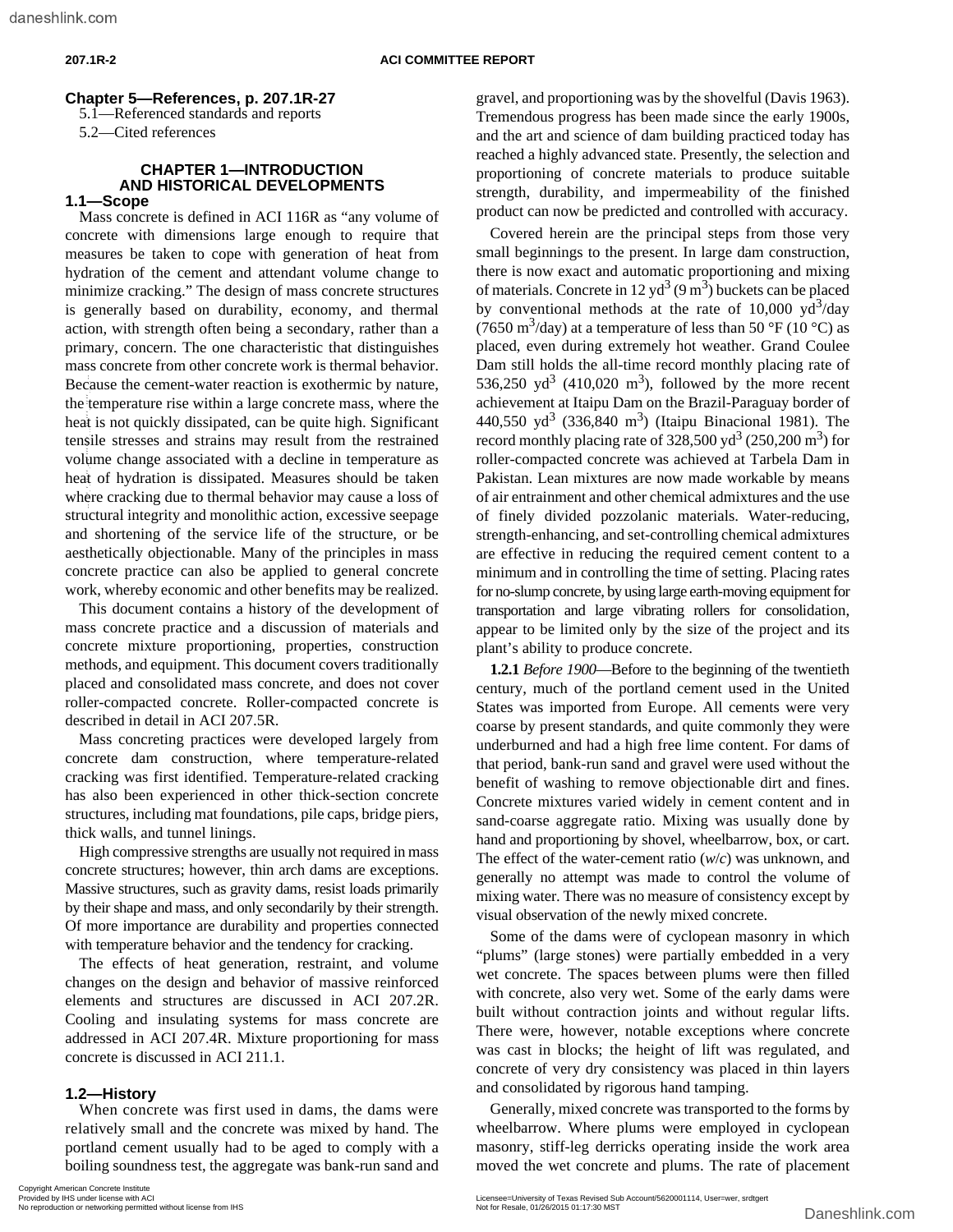## Chapter 5—References, p. 207.1R-27

5.1—Referenced standards and reports

5.2—Cited references

# CHAPTER 1—INTRODUCTION AND HISTORICAL DEVELOPMENTS

## 1.1—Scope

Mass concrete is defined in ACI 116R as "any volume of concrete with dimensions large enough to require that measures be taken to cope with generation of heat from hydration of the cement and attendant volume change to minimize cracking." The design of mass concrete structures is generally based on durability, economy, and thermal action, with strength often being a secondary, rather than a primary, concern. The one characteristic that distinguishes mass concrete from other concrete work is thermal behavior. Because the cement-water reaction is exothermic by nature, the temperature rise within a large concrete mass, where the heat is not quickly dissipated, can be quite high. Significant tensile stresses and strains may result from the restrained volume change associated with a decline in temperature as heat of hydration is dissipated. Measures should be taken where cracking due to thermal behavior may cause a loss of structural integrity and monolithic action, excessive seepage and shortening of the service life of the structure, or be aesthetically objectionable. Many of the principles in mass concrete practice can also be applied to general concrete work, whereby economic and other benefits may be realized.

This document contains a history of the development of mass concrete practice and a discussion of materials and concrete mixture proportioning, properties, construction methods, and equipment. This document covers traditionally placed and consolidated mass concrete, and does not cover roller-compacted concrete. Roller-compacted concrete is described in detail in ACI 207.5R.

Mass concreting practices were developed largely from concrete dam construction, where temperature-related cracking was first identified. Temperature-related cracking has also been experienced in other thick-section concrete structures, including mat foundations, pile caps, bridge piers, thick walls, and tunnel linings.

High compressive strengths are usually not required in mass concrete structures; however, thin arch dams are exceptions. Massive structures, such as gravity dams, resist loads primarily by their shape and mass, and only secondarily by their strength. Of more importance are durability and properties connected with temperature behavior and the tendency for cracking.

The effects of heat generation, restraint, and volume changes on the design and behavior of massive reinforced elements and structures are discussed in ACI 207.2R. Cooling and insulating systems for mass concrete are addressed in ACI 207.4R. Mixture proportioning for mass concrete is discussed in ACI 211.1.

## 1.2—History

When concrete was first used in dams, the dams were relatively small and the concrete was mixed by hand. The portland cement usually had to be aged to comply with a boiling soundness test, the aggregate was bank-run sand and gravel, and proportioning was by the shovelful (Davis 1963). Tremendous progress has been made since the early 1900s, and the art and science of dam building practiced today has reached a highly advanced state. Presently, the selection and proportioning of concrete materials to produce suitable strength, durability, and impermeability of the finished product can now be predicted and controlled with accuracy.

Covered herein are the principal steps from those very small beginnings to the present. In large dam construction, there is now exact and automatic proportioning and mixing of materials. Concrete in 12 $yd^3$ (9 $m^3$) buckets can be placed by conventional methods at the rate of 10,000 $yd^3$/day (7650 $m^3$/day) at a temperature of less than 50 °F (10 °C) as placed, even during extremely hot weather. Grand Coulee Dam still holds the all-time record monthly placing rate of 536,250 $yd^3$ (410,020 $m^3$), followed by the more recent achievement at Itaipu Dam on the Brazil-Paraguay border of 440,550 $yd^3$ (336,840 $m^3$) (Itaipu Binacional 1981). The record monthly placing rate of 328,500 $yd^3$ (250,200 $m^3$) for roller-compacted concrete was achieved at Tarbela Dam in Pakistan. Lean mixtures are now made workable by means of air entrainment and other chemical admixtures and the use of finely divided pozzolanic materials. Water-reducing, strength-enhancing, and set-controlling chemical admixtures are effective in reducing the required cement content to a minimum and in controlling the time of setting. Placing rates for no-slump concrete, by using large earth-moving equipment for transportation and large vibrating rollers for consolidation, appear to be limited only by the size of the project and its plant's ability to produce concrete.

**1.2.1** *Before 1900*—Before to the beginning of the twentieth century, much of the portland cement used in the United States was imported from Europe. All cements were very coarse by present standards, and quite commonly they were underburned and had a high free lime content. For dams of that period, bank-run sand and gravel were used without the benefit of washing to remove objectionable dirt and fines. Concrete mixtures varied widely in cement content and in sand-coarse aggregate ratio. Mixing was usually done by hand and proportioning by shovel, wheelbarrow, box, or cart. The effect of the water-cement ratio ($w/c$) was unknown, and generally no attempt was made to control the volume of mixing water. There was no measure of consistency except by visual observation of the newly mixed concrete.

Some of the dams were of cyclopean masonry in which "plums" (large stones) were partially embedded in a very wet concrete. The spaces between plums were then filled with concrete, also very wet. Some of the early dams were built without contraction joints and without regular lifts. There were, however, notable exceptions where concrete was cast in blocks; the height of lift was regulated, and concrete of very dry consistency was placed in thin layers and consolidated by rigorous hand tamping.

Generally, mixed concrete was transported to the forms by wheelbarrow. Where plums were employed in cyclopean masonry, stiff-leg derricks operating inside the work area moved the wet concrete and plums. The rate of placement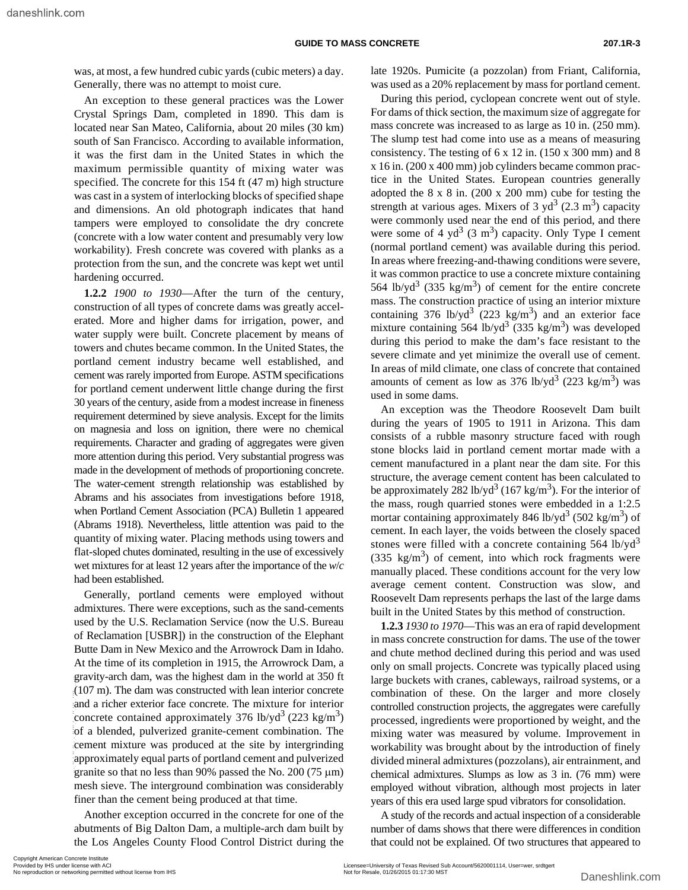was, at most, a few hundred cubic yards (cubic meters) a day. Generally, there was no attempt to moist cure.

An exception to these general practices was the Lower Crystal Springs Dam, completed in 1890. This dam is located near San Mateo, California, about 20 miles (30 km) south of San Francisco. According to available information, it was the first dam in the United States in which the maximum permissible quantity of mixing water was specified. The concrete for this 154 ft (47 m) high structure was cast in a system of interlocking blocks of specified shape and dimensions. An old photograph indicates that hand tampers were employed to consolidate the dry concrete (concrete with a low water content and presumably very low workability). Fresh concrete was covered with planks as a protection from the sun, and the concrete was kept wet until hardening occurred.

**1.2.2** *1900 to 1930*—After the turn of the century, construction of all types of concrete dams was greatly accelerated. More and higher dams for irrigation, power, and water supply were built. Concrete placement by means of towers and chutes became common. In the United States, the portland cement industry became well established, and cement was rarely imported from Europe. ASTM specifications for portland cement underwent little change during the first 30 years of the century, aside from a modest increase in fineness requirement determined by sieve analysis. Except for the limits on magnesia and loss on ignition, there were no chemical requirements. Character and grading of aggregates were given more attention during this period. Very substantial progress was made in the development of methods of proportioning concrete. The water-cement strength relationship was established by Abrams and his associates from investigations before 1918, when Portland Cement Association (PCA) Bulletin 1 appeared (Abrams 1918). Nevertheless, little attention was paid to the quantity of mixing water. Placing methods using towers and flat-sloped chutes dominated, resulting in the use of excessively wet mixtures for at least 12 years after the importance of the *w/c* had been established.

Generally, portland cements were employed without admixtures. There were exceptions, such as the sand-cements used by the U.S. Reclamation Service (now the U.S. Bureau of Reclamation [USBR]) in the construction of the Elephant Butte Dam in New Mexico and the Arrowrock Dam in Idaho. At the time of its completion in 1915, the Arrowrock Dam, a gravity-arch dam, was the highest dam in the world at 350 ft (107 m). The dam was constructed with lean interior concrete and a richer exterior face concrete. The mixture for interior concrete contained approximately 376 lb/yd$^3$ (223 kg/m$^3$) of a blended, pulverized granite-cement combination. The cement mixture was produced at the site by intergrinding approximately equal parts of portland cement and pulverized granite so that no less than 90% passed the No. 200 (75 μm) mesh sieve. The interground combination was considerably finer than the cement being produced at that time.

Another exception occurred in the concrete for one of the abutments of Big Dalton Dam, a multiple-arch dam built by the Los Angeles County Flood Control District during the late 1920s. Pumicite (a pozzolan) from Friant, California, was used as a 20% replacement by mass for portland cement.

During this period, cyclopean concrete went out of style. For dams of thick section, the maximum size of aggregate for mass concrete was increased to as large as 10 in. (250 mm). The slump test had come into use as a means of measuring consistency. The testing of 6 x 12 in. (150 x 300 mm) and 8 x 16 in. (200 x 400 mm) job cylinders became common practice in the United States. European countries generally adopted the 8 x 8 in. (200 x 200 mm) cube for testing the strength at various ages. Mixers of 3 yd$^3$ (2.3 m$^3$) capacity were commonly used near the end of this period, and there were some of 4 yd$^3$ (3 m$^3$) capacity. Only Type I cement (normal portland cement) was available during this period. In areas where freezing-and-thawing conditions were severe, it was common practice to use a concrete mixture containing 564 lb/yd$^3$ (335 kg/m$^3$) of cement for the entire concrete mass. The construction practice of using an interior mixture containing 376 lb/yd$^3$ (223 kg/m$^3$) and an exterior face mixture containing 564 lb/yd$^3$ (335 kg/m$^3$) was developed during this period to make the dam's face resistant to the severe climate and yet minimize the overall use of cement. In areas of mild climate, one class of concrete that contained amounts of cement as low as 376 lb/yd$^3$ (223 kg/m$^3$) was used in some dams.

An exception was the Theodore Roosevelt Dam built during the years of 1905 to 1911 in Arizona. This dam consists of a rubble masonry structure faced with rough stone blocks laid in portland cement mortar made with a cement manufactured in a plant near the dam site. For this structure, the average cement content has been calculated to be approximately 282 lb/yd$^3$ (167 kg/m$^3$). For the interior of the mass, rough quarried stones were embedded in a 1:2.5 mortar containing approximately 846 lb/yd$^3$ (502 kg/m$^3$) of cement. In each layer, the voids between the closely spaced stones were filled with a concrete containing 564 lb/yd$^3$ (335 kg/m$^3$) of cement, into which rock fragments were manually placed. These conditions account for the very low average cement content. Construction was slow, and Roosevelt Dam represents perhaps the last of the large dams built in the United States by this method of construction.

**1.2.3** *1930 to 1970*—This was an era of rapid development in mass concrete construction for dams. The use of the tower and chute method declined during this period and was used only on small projects. Concrete was typically placed using large buckets with cranes, cableways, railroad systems, or a combination of these. On the larger and more closely controlled construction projects, the aggregates were carefully processed, ingredients were proportioned by weight, and the mixing water was measured by volume. Improvement in workability was brought about by the introduction of finely divided mineral admixtures (pozzolans), air entrainment, and chemical admixtures. Slumps as low as 3 in. (76 mm) were employed without vibration, although most projects in later years of this era used large spud vibrators for consolidation.

A study of the records and actual inspection of a considerable number of dams shows that there were differences in condition that could not be explained. Of two structures that appeared to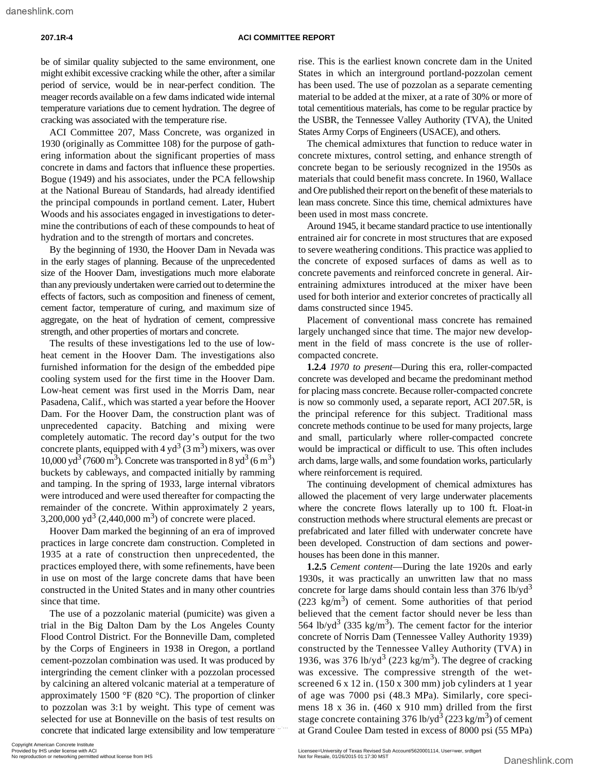be of similar quality subjected to the same environment, one might exhibit excessive cracking while the other, after a similar period of service, would be in near-perfect condition. The meager records available on a few dams indicated wide internal temperature variations due to cement hydration. The degree of cracking was associated with the temperature rise.

ACI Committee 207, Mass Concrete, was organized in 1930 (originally as Committee 108) for the purpose of gathering information about the significant properties of mass concrete in dams and factors that influence these properties. Bogue (1949) and his associates, under the PCA fellowship at the National Bureau of Standards, had already identified the principal compounds in portland cement. Later, Hubert Woods and his associates engaged in investigations to determine the contributions of each of these compounds to heat of hydration and to the strength of mortars and concretes.

By the beginning of 1930, the Hoover Dam in Nevada was in the early stages of planning. Because of the unprecedented size of the Hoover Dam, investigations much more elaborate than any previously undertaken were carried out to determine the effects of factors, such as composition and fineness of cement, cement factor, temperature of curing, and maximum size of aggregate, on the heat of hydration of cement, compressive strength, and other properties of mortars and concrete.

The results of these investigations led to the use of low-heat cement in the Hoover Dam. The investigations also furnished information for the design of the embedded pipe cooling system used for the first time in the Hoover Dam. Low-heat cement was first used in the Morris Dam, near Pasadena, Calif., which was started a year before the Hoover Dam. For the Hoover Dam, the construction plant was of unprecedented capacity. Batching and mixing were completely automatic. The record day's output for the two concrete plants, equipped with 4 $yd^3$ (3 $m^3$) mixers, was over 10,000 $yd^3$ (7600 $m^3$). Concrete was transported in 8 $yd^3$ (6 $m^3$) buckets by cableways, and compacted initially by ramming and tamping. In the spring of 1933, large internal vibrators were introduced and were used thereafter for compacting the remainder of the concrete. Within approximately 2 years, 3,200,000 $yd^3$ (2,440,000 $m^3$) of concrete were placed.

Hoover Dam marked the beginning of an era of improved practices in large concrete dam construction. Completed in 1935 at a rate of construction then unprecedented, the practices employed there, with some refinements, have been in use on most of the large concrete dams that have been constructed in the United States and in many other countries since that time.

The use of a pozzolanic material (pumicite) was given a trial in the Big Dalton Dam by the Los Angeles County Flood Control District. For the Bonneville Dam, completed by the Corps of Engineers in 1938 in Oregon, a portland cement-pozzolan combination was used. It was produced by intergrinding the cement clinker with a pozzolan processed by calcining an altered volcanic material at a temperature of approximately 1500 °F (820 °C). The proportion of clinker to pozzolan was 3:1 by weight. This type of cement was selected for use at Bonneville on the basis of test results on concrete that indicated large extensibility and low temperature rise. This is the earliest known concrete dam in the United States in which an interground portland-pozzolan cement has been used. The use of pozzolan as a separate cementing material to be added at the mixer, at a rate of 30% or more of total cementitious materials, has come to be regular practice by the USBR, the Tennessee Valley Authority (TVA), the United States Army Corps of Engineers (USACE), and others.

The chemical admixtures that function to reduce water in concrete mixtures, control setting, and enhance strength of concrete began to be seriously recognized in the 1950s as materials that could benefit mass concrete. In 1960, Wallace and Ore published their report on the benefit of these materials to lean mass concrete. Since this time, chemical admixtures have been used in most mass concrete.

Around 1945, it became standard practice to use intentionally entrained air for concrete in most structures that are exposed to severe weathering conditions. This practice was applied to the concrete of exposed surfaces of dams as well as to concrete pavements and reinforced concrete in general. Air-entraining admixtures introduced at the mixer have been used for both interior and exterior concretes of practically all dams constructed since 1945.

Placement of conventional mass concrete has remained largely unchanged since that time. The major new development in the field of mass concrete is the use of roller-compacted concrete.

**1.2.4** *1970 to present*—During this era, roller-compacted concrete was developed and became the predominant method for placing mass concrete. Because roller-compacted concrete is now so commonly used, a separate report, ACI 207.5R, is the principal reference for this subject. Traditional mass concrete methods continue to be used for many projects, large and small, particularly where roller-compacted concrete would be impractical or difficult to use. This often includes arch dams, large walls, and some foundation works, particularly where reinforcement is required.

The continuing development of chemical admixtures has allowed the placement of very large underwater placements where the concrete flows laterally up to 100 ft. Float-in construction methods where structural elements are precast or prefabricated and later filled with underwater concrete have been developed. Construction of dam sections and powerhouses has been done in this manner.

**1.2.5** *Cement content*—During the late 1920s and early 1930s, it was practically an unwritten law that no mass concrete for large dams should contain less than 376 lb/$yd^3$ (223 kg/$m^3$) of cement. Some authorities of that period believed that the cement factor should never be less than 564 lb/$yd^3$ (335 kg/$m^3$). The cement factor for the interior concrete of Norris Dam (Tennessee Valley Authority 1939) constructed by the Tennessee Valley Authority (TVA) in 1936, was 376 lb/$yd^3$ (223 kg/$m^3$). The degree of cracking was excessive. The compressive strength of the wet-screened 6 x 12 in. (150 x 300 mm) job cylinders at 1 year of age was 7000 psi (48.3 MPa). Similarly, core specimens 18 x 36 in. (460 x 910 mm) drilled from the first stage concrete containing 376 lb/$yd^3$ (223 kg/$m^3$) of cement at Grand Coulee Dam tested in excess of 8000 psi (55 MPa)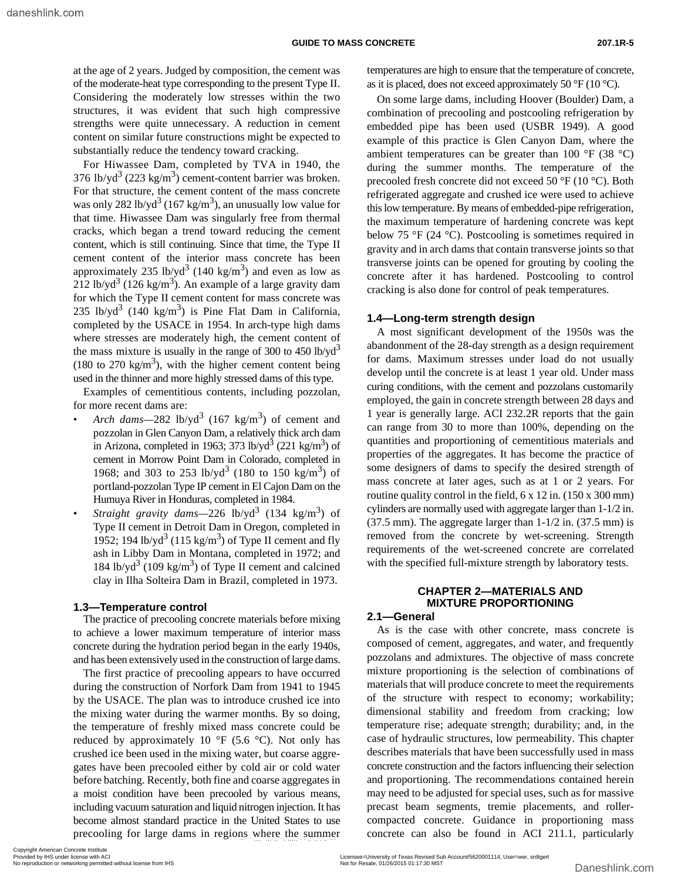at the age of 2 years. Judged by composition, the cement was of the moderate-heat type corresponding to the present Type II. Considering the moderately low stresses within the two structures, it was evident that such high compressive strengths were quite unnecessary. A reduction in cement content on similar future constructions might be expected to substantially reduce the tendency toward cracking.

For Hiwassee Dam, completed by TVA in 1940, the 376 lb/yd$^3$ (223 kg/m$^3$) cement-content barrier was broken. For that structure, the cement content of the mass concrete was only 282 lb/yd$^3$ (167 kg/m$^3$), an unusually low value for that time. Hiwassee Dam was singularly free from thermal cracks, which began a trend toward reducing the cement content, which is still continuing. Since that time, the Type II cement content of the interior mass concrete has been approximately 235 lb/yd$^3$ (140 kg/m$^3$) and even as low as 212 lb/yd$^3$ (126 kg/m$^3$). An example of a large gravity dam for which the Type II cement content for mass concrete was 235 lb/yd$^3$ (140 kg/m$^3$) is Pine Flat Dam in California, completed by the USACE in 1954. In arch-type high dams where stresses are moderately high, the cement content of the mass mixture is usually in the range of 300 to 450 lb/yd$^3$ (180 to 270 kg/m$^3$), with the higher cement content being used in the thinner and more highly stressed dams of this type.

Examples of cementitious contents, including pozzolan, for more recent dams are:

- *Arch dams*—282 lb/yd$^3$ (167 kg/m$^3$) of cement and pozzolan in Glen Canyon Dam, a relatively thick arch dam in Arizona, completed in 1963; 373 lb/yd$^3$ (221 kg/m$^3$) of cement in Morrow Point Dam in Colorado, completed in 1968; and 303 to 253 lb/yd$^3$ (180 to 150 kg/m$^3$) of portland-pozzolan Type IP cement in El Cajon Dam on the Humuya River in Honduras, completed in 1984.
- *Straight gravity dams*—226 lb/yd$^3$ (134 kg/m$^3$) of Type II cement in Detroit Dam in Oregon, completed in 1952; 194 lb/yd$^3$ (115 kg/m$^3$) of Type II cement and fly ash in Libby Dam in Montana, completed in 1972; and 184 lb/yd$^3$ (109 kg/m$^3$) of Type II cement and calcined clay in Ilha Solteira Dam in Brazil, completed in 1973.

### 1.3—Temperature control

The practice of precooling concrete materials before mixing to achieve a lower maximum temperature of interior mass concrete during the hydration period began in the early 1940s, and has been extensively used in the construction of large dams.

The first practice of precooling appears to have occurred during the construction of Norfork Dam from 1941 to 1945 by the USACE. The plan was to introduce crushed ice into the mixing water during the warmer months. By so doing, the temperature of freshly mixed mass concrete could be reduced by approximately 10 °F (5.6 °C). Not only has crushed ice been used in the mixing water, but coarse aggregates have been precooled either by cold air or cold water before batching. Recently, both fine and coarse aggregates in a moist condition have been precooled by various means, including vacuum saturation and liquid nitrogen injection. It has become almost standard practice in the United States to use precooling for large dams in regions where the summer temperatures are high to ensure that the temperature of concrete, as it is placed, does not exceed approximately 50 °F (10 °C).

On some large dams, including Hoover (Boulder) Dam, a combination of precooling and postcooling refrigeration by embedded pipe has been used (USBR 1949). A good example of this practice is Glen Canyon Dam, where the ambient temperatures can be greater than 100 °F (38 °C) during the summer months. The temperature of the precooled fresh concrete did not exceed 50 °F (10 °C). Both refrigerated aggregate and crushed ice were used to achieve this low temperature. By means of embedded-pipe refrigeration, the maximum temperature of hardening concrete was kept below 75 °F (24 °C). Postcooling is sometimes required in gravity and in arch dams that contain transverse joints so that transverse joints can be opened for grouting by cooling the concrete after it has hardened. Postcooling to control cracking is also done for control of peak temperatures.

### 1.4—Long-term strength design

A most significant development of the 1950s was the abandonment of the 28-day strength as a design requirement for dams. Maximum stresses under load do not usually develop until the concrete is at least 1 year old. Under mass curing conditions, with the cement and pozzolans customarily employed, the gain in concrete strength between 28 days and 1 year is generally large. ACI 232.2R reports that the gain can range from 30 to more than 100%, depending on the quantities and proportioning of cementitious materials and properties of the aggregates. It has become the practice of some designers of dams to specify the desired strength of mass concrete at later ages, such as at 1 or 2 years. For routine quality control in the field, 6 x 12 in. (150 x 300 mm) cylinders are normally used with aggregate larger than 1-1/2 in. (37.5 mm). The aggregate larger than 1-1/2 in. (37.5 mm) is removed from the concrete by wet-screening. Strength requirements of the wet-screened concrete are correlated with the specified full-mixture strength by laboratory tests.

## CHAPTER 2—MATERIALS AND MIXTURE PROPORTIONING

### 2.1—General

As is the case with other concrete, mass concrete is composed of cement, aggregates, and water, and frequently pozzolans and admixtures. The objective of mass concrete mixture proportioning is the selection of combinations of materials that will produce concrete to meet the requirements of the structure with respect to economy; workability; dimensional stability and freedom from cracking; low temperature rise; adequate strength; durability; and, in the case of hydraulic structures, low permeability. This chapter describes materials that have been successfully used in mass concrete construction and the factors influencing their selection and proportioning. The recommendations contained herein may need to be adjusted for special uses, such as for massive precast beam segments, tremie placements, and roller-compacted concrete. Guidance in proportioning mass concrete can also be found in ACI 211.1, particularly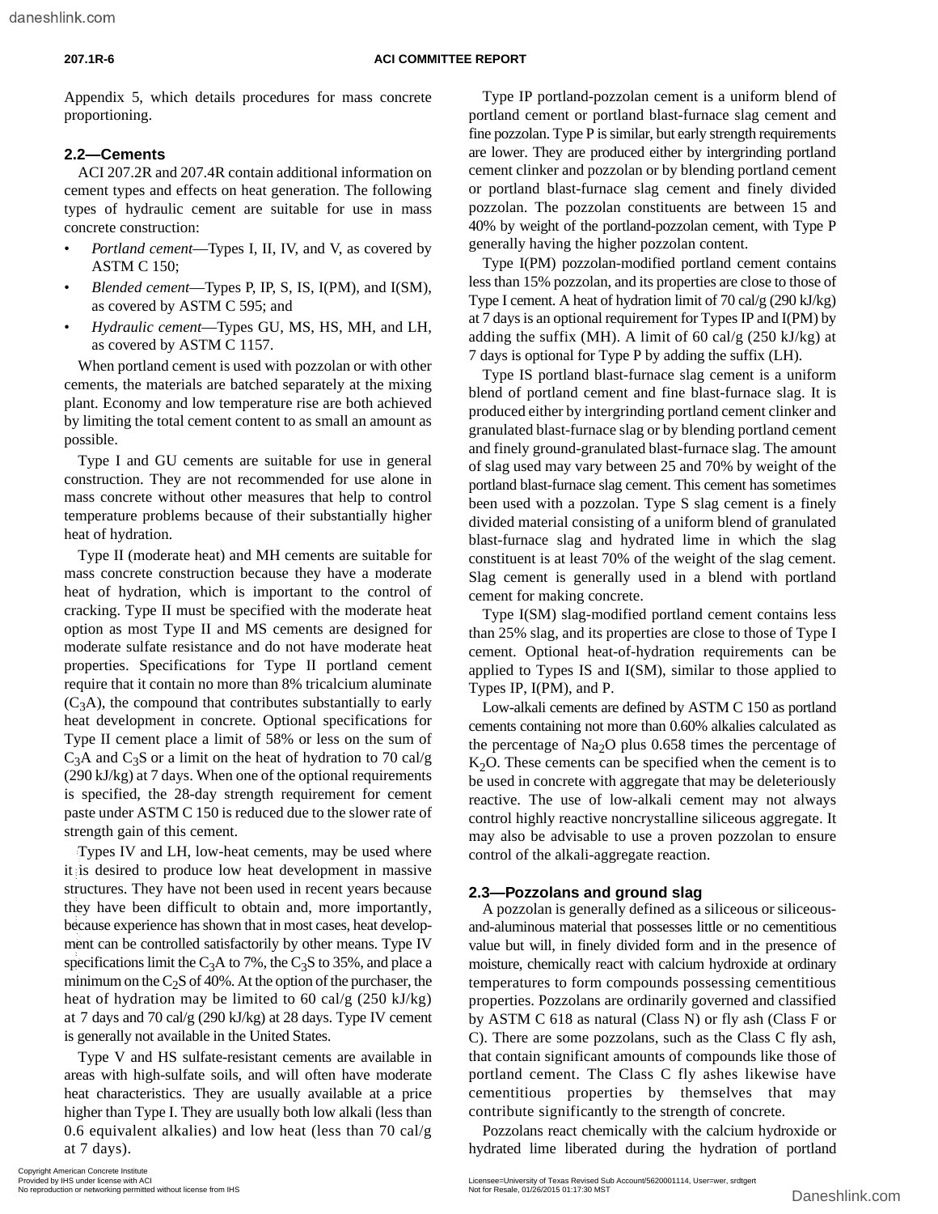Appendix 5, which details procedures for mass concrete proportioning.

## 2.2—Cements

ACI 207.2R and 207.4R contain additional information on cement types and effects on heat generation. The following types of hydraulic cement are suitable for use in mass concrete construction:

- *Portland cement*—Types I, II, IV, and V, as covered by ASTM C 150;
- *Blended cement*—Types P, IP, S, IS, I(PM), and I(SM), as covered by ASTM C 595; and
- *Hydraulic cement*—Types GU, MS, HS, MH, and LH, as covered by ASTM C 1157.

When portland cement is used with pozzolan or with other cements, the materials are batched separately at the mixing plant. Economy and low temperature rise are both achieved by limiting the total cement content to as small an amount as possible.

Type I and GU cements are suitable for use in general construction. They are not recommended for use alone in mass concrete without other measures that help to control temperature problems because of their substantially higher heat of hydration.

Type II (moderate heat) and MH cements are suitable for mass concrete construction because they have a moderate heat of hydration, which is important to the control of cracking. Type II must be specified with the moderate heat option as most Type II and MS cements are designed for moderate sulfate resistance and do not have moderate heat properties. Specifications for Type II portland cement require that it contain no more than 8% tricalcium aluminate ($C_3A$), the compound that contributes substantially to early heat development in concrete. Optional specifications for Type II cement place a limit of 58% or less on the sum of $C_3A$ and $C_3S$ or a limit on the heat of hydration to 70 cal/g (290 kJ/kg) at 7 days. When one of the optional requirements is specified, the 28-day strength requirement for cement paste under ASTM C 150 is reduced due to the slower rate of strength gain of this cement.

Types IV and LH, low-heat cements, may be used where it is desired to produce low heat development in massive structures. They have not been used in recent years because they have been difficult to obtain and, more importantly, because experience has shown that in most cases, heat development can be controlled satisfactorily by other means. Type IV specifications limit the $C_3A$ to 7%, the $C_3S$ to 35%, and place a minimum on the $C_2S$ of 40%. At the option of the purchaser, the heat of hydration may be limited to 60 cal/g (250 kJ/kg) at 7 days and 70 cal/g (290 kJ/kg) at 28 days. Type IV cement is generally not available in the United States.

Type V and HS sulfate-resistant cements are available in areas with high-sulfate soils, and will often have moderate heat characteristics. They are usually available at a price higher than Type I. They are usually both low alkali (less than 0.6 equivalent alkalies) and low heat (less than 70 cal/g at 7 days).

Type IP portland-pozzolan cement is a uniform blend of portland cement or portland blast-furnace slag cement and fine pozzolan. Type P is similar, but early strength requirements are lower. They are produced either by intergrinding portland cement clinker and pozzolan or by blending portland cement or portland blast-furnace slag cement and finely divided pozzolan. The pozzolan constituents are between 15 and 40% by weight of the portland-pozzolan cement, with Type P generally having the higher pozzolan content.

Type I(PM) pozzolan-modified portland cement contains less than 15% pozzolan, and its properties are close to those of Type I cement. A heat of hydration limit of 70 cal/g (290 kJ/kg) at 7 days is an optional requirement for Types IP and I(PM) by adding the suffix (MH). A limit of 60 cal/g (250 kJ/kg) at 7 days is optional for Type P by adding the suffix (LH).

Type IS portland blast-furnace slag cement is a uniform blend of portland cement and fine blast-furnace slag. It is produced either by intergrinding portland cement clinker and granulated blast-furnace slag or by blending portland cement and finely ground-granulated blast-furnace slag. The amount of slag used may vary between 25 and 70% by weight of the portland blast-furnace slag cement. This cement has sometimes been used with a pozzolan. Type S slag cement is a finely divided material consisting of a uniform blend of granulated blast-furnace slag and hydrated lime in which the slag constituent is at least 70% of the weight of the slag cement. Slag cement is generally used in a blend with portland cement for making concrete.

Type I(SM) slag-modified portland cement contains less than 25% slag, and its properties are close to those of Type I cement. Optional heat-of-hydration requirements can be applied to Types IS and I(SM), similar to those applied to Types IP, I(PM), and P.

Low-alkali cements are defined by ASTM C 150 as portland cements containing not more than 0.60% alkalies calculated as the percentage of $Na_2O$ plus 0.658 times the percentage of $K_2O$. These cements can be specified when the cement is to be used in concrete with aggregate that may be deleteriously reactive. The use of low-alkali cement may not always control highly reactive noncrystalline siliceous aggregate. It may also be advisable to use a proven pozzolan to ensure control of the alkali-aggregate reaction.

## 2.3—Pozzolans and ground slag

A pozzolan is generally defined as a siliceous or siliceous-and-aluminous material that possesses little or no cementitious value but will, in finely divided form and in the presence of moisture, chemically react with calcium hydroxide at ordinary temperatures to form compounds possessing cementitious properties. Pozzolans are ordinarily governed and classified by ASTM C 618 as natural (Class N) or fly ash (Class F or C). There are some pozzolans, such as the Class C fly ash, that contain significant amounts of compounds like those of portland cement. The Class C fly ashes likewise have cementitious properties by themselves that may contribute significantly to the strength of concrete.

Pozzolans react chemically with the calcium hydroxide or hydrated lime liberated during the hydration of portland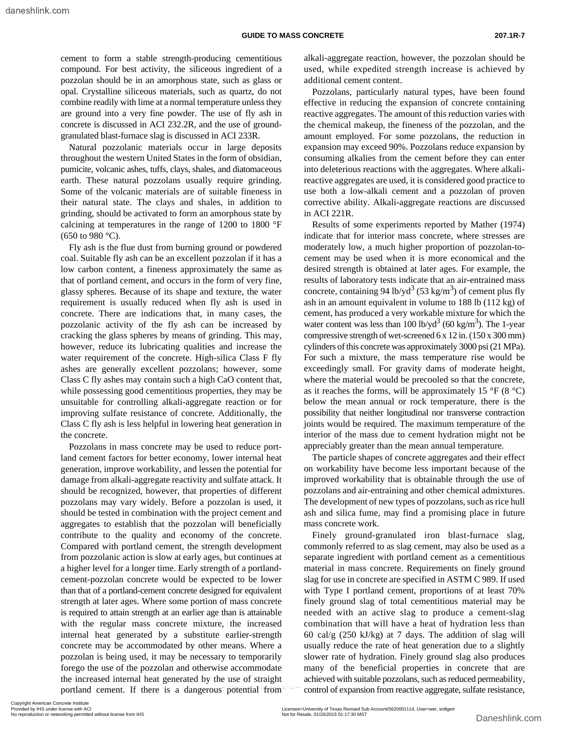cement to form a stable strength-producing cementitious compound. For best activity, the siliceous ingredient of a pozzolan should be in an amorphous state, such as glass or opal. Crystalline siliceous materials, such as quartz, do not combine readily with lime at a normal temperature unless they are ground into a very fine powder. The use of fly ash in concrete is discussed in ACI 232.2R, and the use of ground-granulated blast-furnace slag is discussed in ACI 233R.

Natural pozzolanic materials occur in large deposits throughout the western United States in the form of obsidian, pumicite, volcanic ashes, tuffs, clays, shales, and diatomaceous earth. These natural pozzolans usually require grinding. Some of the volcanic materials are of suitable fineness in their natural state. The clays and shales, in addition to grinding, should be activated to form an amorphous state by calcining at temperatures in the range of 1200 to 1800 °F (650 to 980 °C).

Fly ash is the flue dust from burning ground or powdered coal. Suitable fly ash can be an excellent pozzolan if it has a low carbon content, a fineness approximately the same as that of portland cement, and occurs in the form of very fine, glassy spheres. Because of its shape and texture, the water requirement is usually reduced when fly ash is used in concrete. There are indications that, in many cases, the pozzolanic activity of the fly ash can be increased by cracking the glass spheres by means of grinding. This may, however, reduce its lubricating qualities and increase the water requirement of the concrete. High-silica Class F fly ashes are generally excellent pozzolans; however, some Class C fly ashes may contain such a high CaO content that, while possessing good cementitious properties, they may be unsuitable for controlling alkali-aggregate reaction or for improving sulfate resistance of concrete. Additionally, the Class C fly ash is less helpful in lowering heat generation in the concrete.

Pozzolans in mass concrete may be used to reduce portland cement factors for better economy, lower internal heat generation, improve workability, and lessen the potential for damage from alkali-aggregate reactivity and sulfate attack. It should be recognized, however, that properties of different pozzolans may vary widely. Before a pozzolan is used, it should be tested in combination with the project cement and aggregates to establish that the pozzolan will beneficially contribute to the quality and economy of the concrete. Compared with portland cement, the strength development from pozzolanic action is slow at early ages, but continues at a higher level for a longer time. Early strength of a portland-cement-pozzolan concrete would be expected to be lower than that of a portland-cement concrete designed for equivalent strength at later ages. Where some portion of mass concrete is required to attain strength at an earlier age than is attainable with the regular mass concrete mixture, the increased internal heat generated by a substitute earlier-strength concrete may be accommodated by other means. Where a pozzolan is being used, it may be necessary to temporarily forego the use of the pozzolan and otherwise accommodate the increased internal heat generated by the use of straight portland cement. If there is a dangerous potential from alkali-aggregate reaction, however, the pozzolan should be used, while expedited strength increase is achieved by additional cement content.

Pozzolans, particularly natural types, have been found effective in reducing the expansion of concrete containing reactive aggregates. The amount of this reduction varies with the chemical makeup, the fineness of the pozzolan, and the amount employed. For some pozzolans, the reduction in expansion may exceed 90%. Pozzolans reduce expansion by consuming alkalies from the cement before they can enter into deleterious reactions with the aggregates. Where alkali-reactive aggregates are used, it is considered good practice to use both a low-alkali cement and a pozzolan of proven corrective ability. Alkali-aggregate reactions are discussed in ACI 221R.

Results of some experiments reported by Mather (1974) indicate that for interior mass concrete, where stresses are moderately low, a much higher proportion of pozzolan-to-cement may be used when it is more economical and the desired strength is obtained at later ages. For example, the results of laboratory tests indicate that an air-entrained mass concrete, containing 94 lb/yd$^3$ (53 kg/m$^3$) of cement plus fly ash in an amount equivalent in volume to 188 lb (112 kg) of cement, has produced a very workable mixture for which the water content was less than 100 lb/yd$^3$ (60 kg/m$^3$). The 1-year compressive strength of wet-screened 6 x 12 in. (150 x 300 mm) cylinders of this concrete was approximately 3000 psi (21 MPa). For such a mixture, the mass temperature rise would be exceedingly small. For gravity dams of moderate height, where the material would be precooled so that the concrete, as it reaches the forms, will be approximately 15 °F (8 °C) below the mean annual or rock temperature, there is the possibility that neither longitudinal nor transverse contraction joints would be required. The maximum temperature of the interior of the mass due to cement hydration might not be appreciably greater than the mean annual temperature.

The particle shapes of concrete aggregates and their effect on workability have become less important because of the improved workability that is obtainable through the use of pozzolans and air-entraining and other chemical admixtures. The development of new types of pozzolans, such as rice hull ash and silica fume, may find a promising place in future mass concrete work.

Finely ground-granulated iron blast-furnace slag, commonly referred to as slag cement, may also be used as a separate ingredient with portland cement as a cementitious material in mass concrete. Requirements on finely ground slag for use in concrete are specified in ASTM C 989. If used with Type I portland cement, proportions of at least 70% finely ground slag of total cementitious material may be needed with an active slag to produce a cement-slag combination that will have a heat of hydration less than 60 cal/g (250 kJ/kg) at 7 days. The addition of slag will usually reduce the rate of heat generation due to a slightly slower rate of hydration. Finely ground slag also produces many of the beneficial properties in concrete that are achieved with suitable pozzolans, such as reduced permeability, control of expansion from reactive aggregate, sulfate resistance,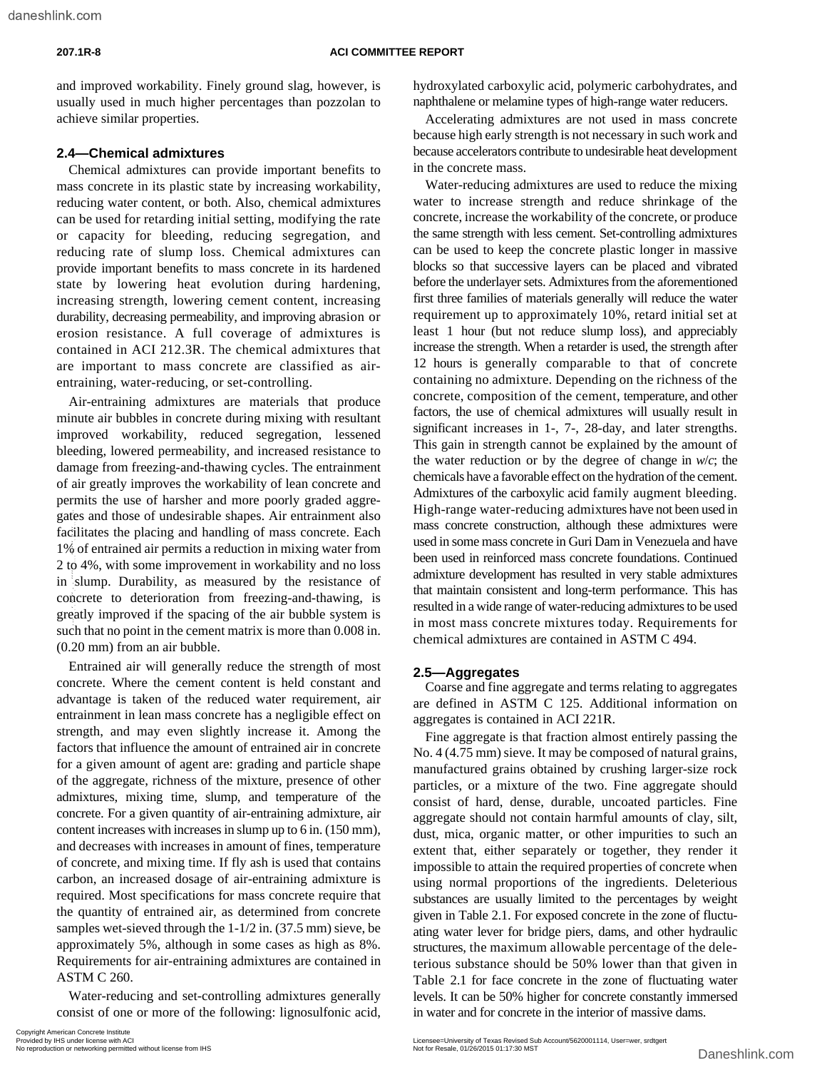and improved workability. Finely ground slag, however, is usually used in much higher percentages than pozzolan to achieve similar properties.

## 2.4—Chemical admixtures

Chemical admixtures can provide important benefits to mass concrete in its plastic state by increasing workability, reducing water content, or both. Also, chemical admixtures can be used for retarding initial setting, modifying the rate or capacity for bleeding, reducing segregation, and reducing rate of slump loss. Chemical admixtures can provide important benefits to mass concrete in its hardened state by lowering heat evolution during hardening, increasing strength, lowering cement content, increasing durability, decreasing permeability, and improving abrasion or erosion resistance. A full coverage of admixtures is contained in ACI 212.3R. The chemical admixtures that are important to mass concrete are classified as air-entraining, water-reducing, or set-controlling.

Air-entraining admixtures are materials that produce minute air bubbles in concrete during mixing with resultant improved workability, reduced segregation, lessened bleeding, lowered permeability, and increased resistance to damage from freezing-and-thawing cycles. The entrainment of air greatly improves the workability of lean concrete and permits the use of harsher and more poorly graded aggregates and those of undesirable shapes. Air entrainment also facilitates the placing and handling of mass concrete. Each 1% of entrained air permits a reduction in mixing water from 2 to 4%, with some improvement in workability and no loss in slump. Durability, as measured by the resistance of concrete to deterioration from freezing-and-thawing, is greatly improved if the spacing of the air bubble system is such that no point in the cement matrix is more than 0.008 in. (0.20 mm) from an air bubble.

Entrained air will generally reduce the strength of most concrete. Where the cement content is held constant and advantage is taken of the reduced water requirement, air entrainment in lean mass concrete has a negligible effect on strength, and may even slightly increase it. Among the factors that influence the amount of entrained air in concrete for a given amount of agent are: grading and particle shape of the aggregate, richness of the mixture, presence of other admixtures, mixing time, slump, and temperature of the concrete. For a given quantity of air-entraining admixture, air content increases with increases in slump up to 6 in. (150 mm), and decreases with increases in amount of fines, temperature of concrete, and mixing time. If fly ash is used that contains carbon, an increased dosage of air-entraining admixture is required. Most specifications for mass concrete require that the quantity of entrained air, as determined from concrete samples wet-sieved through the 1-1/2 in. (37.5 mm) sieve, be approximately 5%, although in some cases as high as 8%. Requirements for air-entraining admixtures are contained in ASTM C 260.

Water-reducing and set-controlling admixtures generally consist of one or more of the following: lignosulfonic acid, hydroxylated carboxylic acid, polymeric carbohydrates, and naphthalene or melamine types of high-range water reducers.

Accelerating admixtures are not used in mass concrete because high early strength is not necessary in such work and because accelerators contribute to undesirable heat development in the concrete mass.

Water-reducing admixtures are used to reduce the mixing water to increase strength and reduce shrinkage of the concrete, increase the workability of the concrete, or produce the same strength with less cement. Set-controlling admixtures can be used to keep the concrete plastic longer in massive blocks so that successive layers can be placed and vibrated before the underlayer sets. Admixtures from the aforementioned first three families of materials generally will reduce the water requirement up to approximately 10%, retard initial set at least 1 hour (but not reduce slump loss), and appreciably increase the strength. When a retarder is used, the strength after 12 hours is generally comparable to that of concrete containing no admixture. Depending on the richness of the concrete, composition of the cement, temperature, and other factors, the use of chemical admixtures will usually result in significant increases in 1-, 7-, 28-day, and later strengths. This gain in strength cannot be explained by the amount of the water reduction or by the degree of change in $w/c$; the chemicals have a favorable effect on the hydration of the cement. Admixtures of the carboxylic acid family augment bleeding. High-range water-reducing admixtures have not been used in mass concrete construction, although these admixtures were used in some mass concrete in Guri Dam in Venezuela and have been used in reinforced mass concrete foundations. Continued admixture development has resulted in very stable admixtures that maintain consistent and long-term performance. This has resulted in a wide range of water-reducing admixtures to be used in most mass concrete mixtures today. Requirements for chemical admixtures are contained in ASTM C 494.

## 2.5—Aggregates

Coarse and fine aggregate and terms relating to aggregates are defined in ASTM C 125. Additional information on aggregates is contained in ACI 221R.

Fine aggregate is that fraction almost entirely passing the No. 4 (4.75 mm) sieve. It may be composed of natural grains, manufactured grains obtained by crushing larger-size rock particles, or a mixture of the two. Fine aggregate should consist of hard, dense, durable, uncoated particles. Fine aggregate should not contain harmful amounts of clay, silt, dust, mica, organic matter, or other impurities to such an extent that, either separately or together, they render it impossible to attain the required properties of concrete when using normal proportions of the ingredients. Deleterious substances are usually limited to the percentages by weight given in Table 2.1. For exposed concrete in the zone of fluctuating water lever for bridge piers, dams, and other hydraulic structures, the maximum allowable percentage of the deleterious substance should be 50% lower than that given in Table 2.1 for face concrete in the zone of fluctuating water levels. It can be 50% higher for concrete constantly immersed in water and for concrete in the interior of massive dams.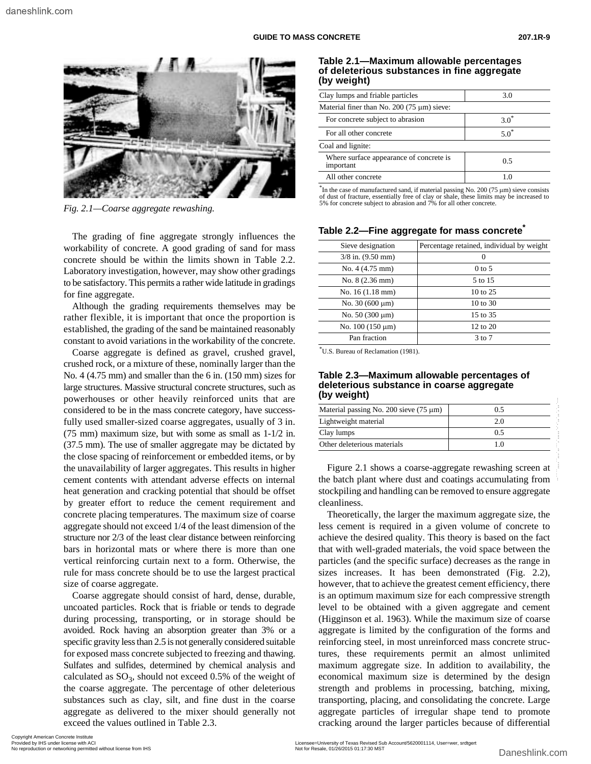*Fig. 2.1—Coarse aggregate rewashing.*

The grading of fine aggregate strongly influences the workability of concrete. A good grading of sand for mass concrete should be within the limits shown in Table 2.2. Laboratory investigation, however, may show other gradings to be satisfactory. This permits a rather wide latitude in gradings for fine aggregate.

Although the grading requirements themselves may be rather flexible, it is important that once the proportion is established, the grading of the sand be maintained reasonably constant to avoid variations in the workability of the concrete.

Coarse aggregate is defined as gravel, crushed gravel, crushed rock, or a mixture of these, nominally larger than the No. 4 (4.75 mm) and smaller than the 6 in. (150 mm) sizes for large structures. Massive structural concrete structures, such as powerhouses or other heavily reinforced units that are considered to be in the mass concrete category, have successfully used smaller-sized coarse aggregates, usually of 3 in. (75 mm) maximum size, but with some as small as 1-1/2 in. (37.5 mm). The use of smaller aggregate may be dictated by the close spacing of reinforcement or embedded items, or by the unavailability of larger aggregates. This results in higher cement contents with attendant adverse effects on internal heat generation and cracking potential that should be offset by greater effort to reduce the cement requirement and concrete placing temperatures. The maximum size of coarse aggregate should not exceed 1/4 of the least dimension of the structure nor 2/3 of the least clear distance between reinforcing bars in horizontal mats or where there is more than one vertical reinforcing curtain next to a form. Otherwise, the rule for mass concrete should be to use the largest practical size of coarse aggregate.

Coarse aggregate should consist of hard, dense, durable, uncoated particles. Rock that is friable or tends to degrade during processing, transporting, or in storage should be avoided. Rock having an absorption greater than 3% or a specific gravity less than 2.5 is not generally considered suitable for exposed mass concrete subjected to freezing and thawing. Sulfates and sulfides, determined by chemical analysis and calculated as $SO_3$, should not exceed 0.5% of the weight of the coarse aggregate. The percentage of other deleterious substances such as clay, silt, and fine dust in the coarse aggregate as delivered to the mixer should generally not exceed the values outlined in Table 2.3.

**Table 2.1—Maximum allowable percentages of deleterious substances in fine aggregate (by weight)**

| Substance | Percentage |
|---|---|
| Clay lumps and friable particles | 3.0 |
| Material finer than No. 200 (75 μm) sieve: | |
| For concrete subject to abrasion | 3.0* |
| For all other concrete | 5.0* |
| Coal and lignite: | |
| Where surface appearance of concrete is important | 0.5 |
| All other concrete | 1.0 |

*In the case of manufactured sand, if material passing No. 200 (75 μm) sieve consists of dust of fracture, essentially free of clay or shale, these limits may be increased to 5% for concrete subject to abrasion and 7% for all other concrete.

**Table 2.2—Fine aggregate for mass concrete***

| Sieve designation | Percentage retained, individual by weight |
|---|---|
| 3/8 in. (9.50 mm) | 0 |
| No. 4 (4.75 mm) | 0 to 5 |
| No. 8 (2.36 mm) | 5 to 15 |
| No. 16 (1.18 mm) | 10 to 25 |
| No. 30 (600 μm) | 10 to 30 |
| No. 50 (300 μm) | 15 to 35 |
| No. 100 (150 μm) | 12 to 20 |
| Pan fraction | 3 to 7 |

*U.S. Bureau of Reclamation (1981).

**Table 2.3—Maximum allowable percentages of deleterious substance in coarse aggregate (by weight)**

| Substance | Percentage |
|---|---|
| Material passing No. 200 sieve (75 μm) | 0.5 |
| Lightweight material | 2.0 |
| Clay lumps | 0.5 |
| Other deleterious materials | 1.0 |

Figure 2.1 shows a coarse-aggregate rewashing screen at the batch plant where dust and coatings accumulating from stockpiling and handling can be removed to ensure aggregate cleanliness.

Theoretically, the larger the maximum aggregate size, the less cement is required in a given volume of concrete to achieve the desired quality. This theory is based on the fact that with well-graded materials, the void space between the particles (and the specific surface) decreases as the range in sizes increases. It has been demonstrated (Fig. 2.2), however, that to achieve the greatest cement efficiency, there is an optimum maximum size for each compressive strength level to be obtained with a given aggregate and cement (Higginson et al. 1963). While the maximum size of coarse aggregate is limited by the configuration of the forms and reinforcing steel, in most unreinforced mass concrete structures, these requirements permit an almost unlimited maximum aggregate size. In addition to availability, the economical maximum size is determined by the design strength and problems in processing, batching, mixing, transporting, placing, and consolidating the concrete. Large aggregate particles of irregular shape tend to promote cracking around the larger particles because of differential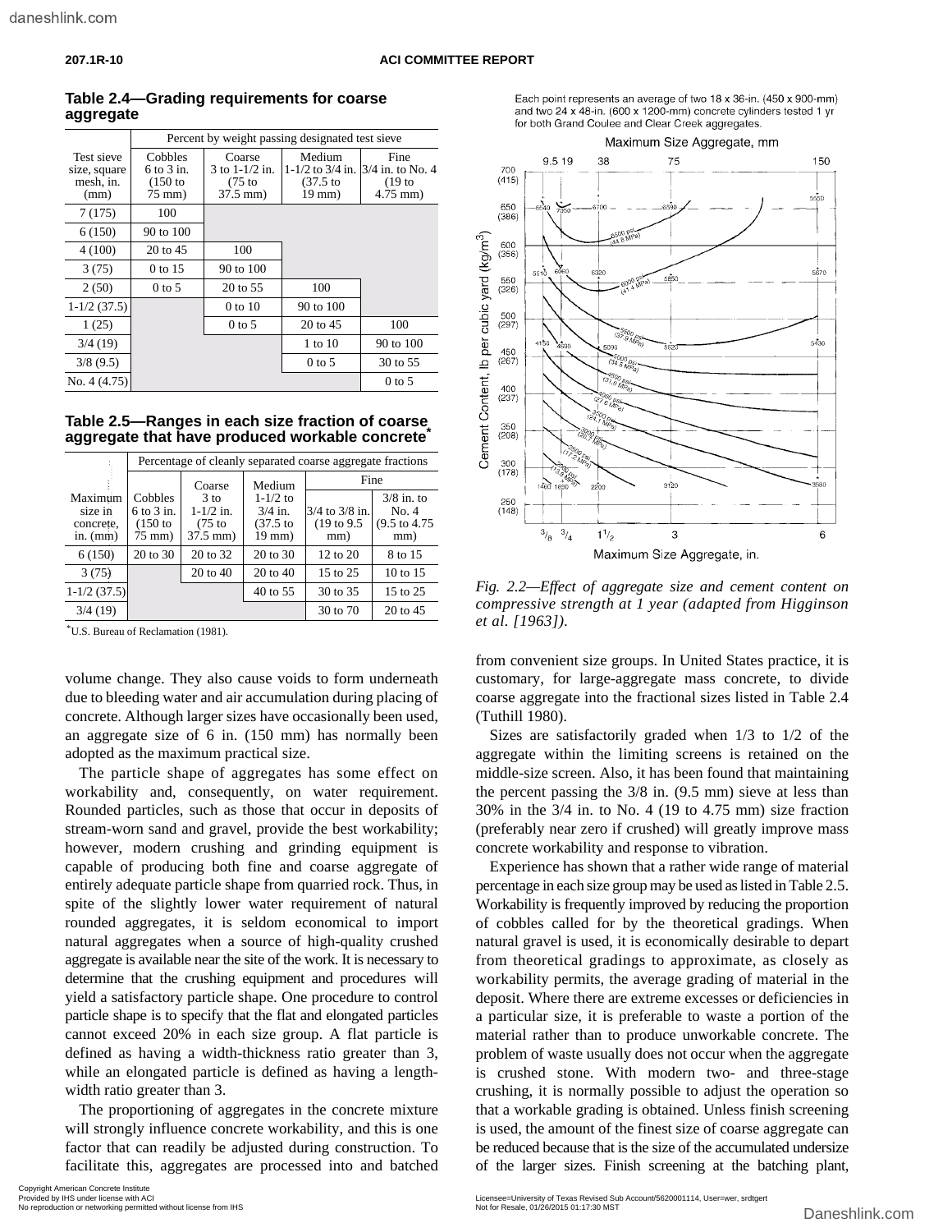**Table 2.4—Grading requirements for coarse aggregate**

| Test sieve size, square mesh, in. (mm) | Percent by weight passing designated test sieve | | | |
|---|---|---|---|---|
| | Cobbles 6 to 3 in. (150 to 75 mm) | Coarse 3 to 1-1/2 in. (75 to 37.5 mm) | Medium 1-1/2 to 3/4 in. (37.5 to 19 mm) | Fine 3/4 in. to No. 4 (19 to 4.75 mm) |
| 7 (175) | 100 | | | |
| 6 (150) | 90 to 100 | | | |
| 4 (100) | 20 to 45 | 100 | | |
| 3 (75) | 0 to 15 | 90 to 100 | | |
| 2 (50) | 0 to 5 | 20 to 55 | 100 | |
| 1-1/2 (37.5) | | 0 to 10 | 90 to 100 | |
| 1 (25) | | 0 to 5 | 20 to 45 | 100 |
| 3/4 (19) | | | 1 to 10 | 90 to 100 |
| 3/8 (9.5) | | | 0 to 5 | 30 to 55 |
| No. 4 (4.75) | | | | 0 to 5 |

**Table 2.5—Ranges in each size fraction of coarse aggregate that have produced workable concrete***

| Maximum size in concrete, in. (mm) | Percentage of cleanly separated coarse aggregate fractions | | | | |
|---|---|---|---|---|---|
| | Cobbles 6 to 3 in. (150 to 75 mm) | Coarse 3 to 1-1/2 in. (75 to 37.5 mm) | Medium 1-1/2 to 3/4 in. (37.5 to 19 mm) | Fine 3/4 to 3/8 in. (19 to 9.5 mm) | Fine 3/8 in. to No. 4 (9.5 to 4.75 mm) |
| 6 (150) | 20 to 30 | 20 to 32 | 20 to 30 | 12 to 20 | 8 to 15 |
| 3 (75) | | 20 to 40 | 20 to 40 | 15 to 25 | 10 to 15 |
| 1-1/2 (37.5) | | | 40 to 55 | 30 to 35 | 15 to 25 |
| 3/4 (19) | | | | 30 to 70 | 20 to 45 |

*U.S. Bureau of Reclamation (1981).

volume change. They also cause voids to form underneath due to bleeding water and air accumulation during placing of concrete. Although larger sizes have occasionally been used, an aggregate size of 6 in. (150 mm) has normally been adopted as the maximum practical size.

The particle shape of aggregates has some effect on workability and, consequently, on water requirement. Rounded particles, such as those that occur in deposits of stream-worn sand and gravel, provide the best workability; however, modern crushing and grinding equipment is capable of producing both fine and coarse aggregate of entirely adequate particle shape from quarried rock. Thus, in spite of the slightly lower water requirement of natural rounded aggregates, it is seldom economical to import natural aggregates when a source of high-quality crushed aggregate is available near the site of the work. It is necessary to determine that the crushing equipment and procedures will yield a satisfactory particle shape. One procedure to control particle shape is to specify that the flat and elongated particles cannot exceed 20% in each size group. A flat particle is defined as having a width-thickness ratio greater than 3, while an elongated particle is defined as having a length-width ratio greater than 3.

The proportioning of aggregates in the concrete mixture will strongly influence concrete workability, and this is one factor that can readily be adjusted during construction. To facilitate this, aggregates are processed into and batched from convenient size groups. In United States practice, it is customary, for large-aggregate mass concrete, to divide coarse aggregate into the fractional sizes listed in Table 2.4 (Tuthill 1980).

Sizes are satisfactorily graded when 1/3 to 1/2 of the aggregate within the limiting screens is retained on the middle-size screen. Also, it has been found that maintaining the percent passing the 3/8 in. (9.5 mm) sieve at less than 30% in the 3/4 in. to No. 4 (19 to 4.75 mm) size fraction (preferably near zero if crushed) will greatly improve mass concrete workability and response to vibration.

Experience has shown that a rather wide range of material percentage in each size group may be used as listed in Table 2.5. Workability is frequently improved by reducing the proportion of cobbles called for by the theoretical gradings. When natural gravel is used, it is economically desirable to depart from theoretical gradings to approximate, as closely as workability permits, the average grading of material in the deposit. Where there are extreme excesses or deficiencies in a particular size, it is preferable to waste a portion of the material rather than to produce unworkable concrete. The problem of waste usually does not occur when the aggregate is crushed stone. With modern two- and three-stage crushing, it is normally possible to adjust the operation so that a workable grading is obtained. Unless finish screening is used, the amount of the finest size of coarse aggregate can be reduced because that is the size of the accumulated undersize of the larger sizes. Finish screening at the batching plant,

*Fig. 2.2—Effect of aggregate size and cement content on compressive strength at 1 year (adapted from Higginson et al. [1963]).*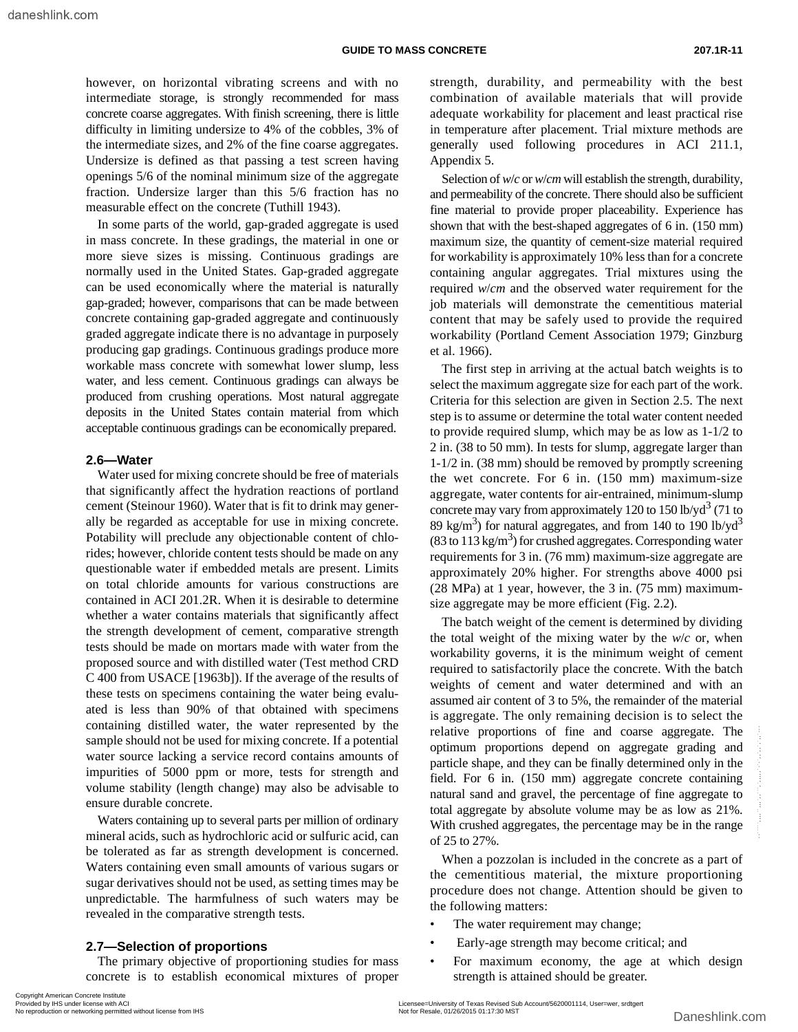however, on horizontal vibrating screens and with no intermediate storage, is strongly recommended for mass concrete coarse aggregates. With finish screening, there is little difficulty in limiting undersize to 4% of the cobbles, 3% of the intermediate sizes, and 2% of the fine coarse aggregates. Undersize is defined as that passing a test screen having openings 5/6 of the nominal minimum size of the aggregate fraction. Undersize larger than this 5/6 fraction has no measurable effect on the concrete (Tuthill 1943).

In some parts of the world, gap-graded aggregate is used in mass concrete. In these gradings, the material in one or more sieve sizes is missing. Continuous gradings are normally used in the United States. Gap-graded aggregate can be used economically where the material is naturally gap-graded; however, comparisons that can be made between concrete containing gap-graded aggregate and continuously graded aggregate indicate there is no advantage in purposely producing gap gradings. Continuous gradings produce more workable mass concrete with somewhat lower slump, less water, and less cement. Continuous gradings can always be produced from crushing operations. Most natural aggregate deposits in the United States contain material from which acceptable continuous gradings can be economically prepared.

## 2.6—Water

Water used for mixing concrete should be free of materials that significantly affect the hydration reactions of portland cement (Steinour 1960). Water that is fit to drink may generally be regarded as acceptable for use in mixing concrete. Potability will preclude any objectionable content of chlorides; however, chloride content tests should be made on any questionable water if embedded metals are present. Limits on total chloride amounts for various constructions are contained in ACI 201.2R. When it is desirable to determine whether a water contains materials that significantly affect the strength development of cement, comparative strength tests should be made on mortars made with water from the proposed source and with distilled water (Test method CRD C 400 from USACE [1963b]). If the average of the results of these tests on specimens containing the water being evaluated is less than 90% of that obtained with specimens containing distilled water, the water represented by the sample should not be used for mixing concrete. If a potential water source lacking a service record contains amounts of impurities of 5000 ppm or more, tests for strength and volume stability (length change) may also be advisable to ensure durable concrete.

Waters containing up to several parts per million of ordinary mineral acids, such as hydrochloric acid or sulfuric acid, can be tolerated as far as strength development is concerned. Waters containing even small amounts of various sugars or sugar derivatives should not be used, as setting times may be unpredictable. The harmfulness of such waters may be revealed in the comparative strength tests.

## 2.7—Selection of proportions

The primary objective of proportioning studies for mass concrete is to establish economical mixtures of proper strength, durability, and permeability with the best combination of available materials that will provide adequate workability for placement and least practical rise in temperature after placement. Trial mixture methods are generally used following procedures in ACI 211.1, Appendix 5.

Selection of *w/c* or *w/cm* will establish the strength, durability, and permeability of the concrete. There should also be sufficient fine material to provide proper placeability. Experience has shown that with the best-shaped aggregates of 6 in. (150 mm) maximum size, the quantity of cement-size material required for workability is approximately 10% less than for a concrete containing angular aggregates. Trial mixtures using the required *w/cm* and the observed water requirement for the job materials will demonstrate the cementitious material content that may be safely used to provide the required workability (Portland Cement Association 1979; Ginzburg et al. 1966).

The first step in arriving at the actual batch weights is to select the maximum aggregate size for each part of the work. Criteria for this selection are given in Section 2.5. The next step is to assume or determine the total water content needed to provide required slump, which may be as low as 1-1/2 to 2 in. (38 to 50 mm). In tests for slump, aggregate larger than 1-1/2 in. (38 mm) should be removed by promptly screening the wet concrete. For 6 in. (150 mm) maximum-size aggregate, water contents for air-entrained, minimum-slump concrete may vary from approximately 120 to 150 lb/yd$^3$ (71 to 89 kg/m$^3$) for natural aggregates, and from 140 to 190 lb/yd$^3$ (83 to 113 kg/m$^3$) for crushed aggregates. Corresponding water requirements for 3 in. (76 mm) maximum-size aggregate are approximately 20% higher. For strengths above 4000 psi (28 MPa) at 1 year, however, the 3 in. (75 mm) maximum-size aggregate may be more efficient (Fig. 2.2).

The batch weight of the cement is determined by dividing the total weight of the mixing water by the *w/c* or, when workability governs, it is the minimum weight of cement required to satisfactorily place the concrete. With the batch weights of cement and water determined and with an assumed air content of 3 to 5%, the remainder of the material is aggregate. The only remaining decision is to select the relative proportions of fine and coarse aggregate. The optimum proportions depend on aggregate grading and particle shape, and they can be finally determined only in the field. For 6 in. (150 mm) aggregate concrete containing natural sand and gravel, the percentage of fine aggregate to total aggregate by absolute volume may be as low as 21%. With crushed aggregates, the percentage may be in the range of 25 to 27%.

When a pozzolan is included in the concrete as a part of the cementitious material, the mixture proportioning procedure does not change. Attention should be given to the following matters:

- The water requirement may change;
- Early-age strength may become critical; and
- For maximum economy, the age at which design strength is attained should be greater.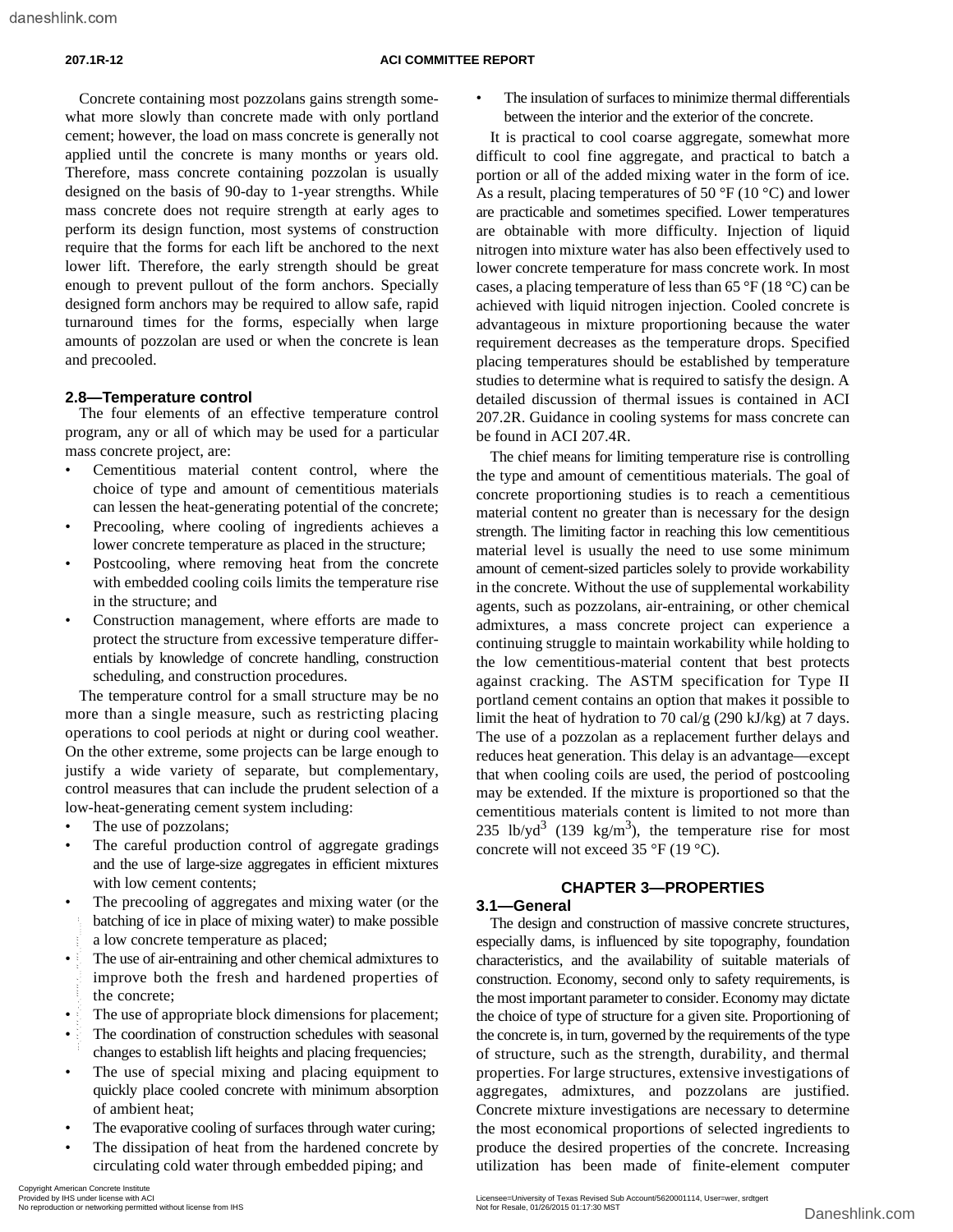Concrete containing most pozzolans gains strength somewhat more slowly than concrete made with only portland cement; however, the load on mass concrete is generally not applied until the concrete is many months or years old. Therefore, mass concrete containing pozzolan is usually designed on the basis of 90-day to 1-year strengths. While mass concrete does not require strength at early ages to perform its design function, most systems of construction require that the forms for each lift be anchored to the next lower lift. Therefore, the early strength should be great enough to prevent pullout of the form anchors. Specially designed form anchors may be required to allow safe, rapid turnaround times for the forms, especially when large amounts of pozzolan are used or when the concrete is lean and precooled.

## 2.8—Temperature control

The four elements of an effective temperature control program, any or all of which may be used for a particular mass concrete project, are:

- Cementitious material content control, where the choice of type and amount of cementitious materials can lessen the heat-generating potential of the concrete;
- Precooling, where cooling of ingredients achieves a lower concrete temperature as placed in the structure;
- Postcooling, where removing heat from the concrete with embedded cooling coils limits the temperature rise in the structure; and
- Construction management, where efforts are made to protect the structure from excessive temperature differentials by knowledge of concrete handling, construction scheduling, and construction procedures.

The temperature control for a small structure may be no more than a single measure, such as restricting placing operations to cool periods at night or during cool weather. On the other extreme, some projects can be large enough to justify a wide variety of separate, but complementary, control measures that can include the prudent selection of a low-heat-generating cement system including:

- The use of pozzolans;
- The careful production control of aggregate gradings and the use of large-size aggregates in efficient mixtures with low cement contents;
- The precooling of aggregates and mixing water (or the batching of ice in place of mixing water) to make possible a low concrete temperature as placed;
- The use of air-entraining and other chemical admixtures to improve both the fresh and hardened properties of the concrete;
- The use of appropriate block dimensions for placement;
- The coordination of construction schedules with seasonal changes to establish lift heights and placing frequencies;
- The use of special mixing and placing equipment to quickly place cooled concrete with minimum absorption of ambient heat;
- The evaporative cooling of surfaces through water curing;
- The dissipation of heat from the hardened concrete by circulating cold water through embedded piping; and
- The insulation of surfaces to minimize thermal differentials between the interior and the exterior of the concrete.

It is practical to cool coarse aggregate, somewhat more difficult to cool fine aggregate, and practical to batch a portion or all of the added mixing water in the form of ice. As a result, placing temperatures of 50 °F (10 °C) and lower are practicable and sometimes specified. Lower temperatures are obtainable with more difficulty. Injection of liquid nitrogen into mixture water has also been effectively used to lower concrete temperature for mass concrete work. In most cases, a placing temperature of less than 65 °F (18 °C) can be achieved with liquid nitrogen injection. Cooled concrete is advantageous in mixture proportioning because the water requirement decreases as the temperature drops. Specified placing temperatures should be established by temperature studies to determine what is required to satisfy the design. A detailed discussion of thermal issues is contained in ACI 207.2R. Guidance in cooling systems for mass concrete can be found in ACI 207.4R.

The chief means for limiting temperature rise is controlling the type and amount of cementitious materials. The goal of concrete proportioning studies is to reach a cementitious material content no greater than is necessary for the design strength. The limiting factor in reaching this low cementitious material level is usually the need to use some minimum amount of cement-sized particles solely to provide workability in the concrete. Without the use of supplemental workability agents, such as pozzolans, air-entraining, or other chemical admixtures, a mass concrete project can experience a continuing struggle to maintain workability while holding to the low cementitious-material content that best protects against cracking. The ASTM specification for Type II portland cement contains an option that makes it possible to limit the heat of hydration to 70 cal/g (290 kJ/kg) at 7 days. The use of a pozzolan as a replacement further delays and reduces heat generation. This delay is an advantage—except that when cooling coils are used, the period of postcooling may be extended. If the mixture is proportioned so that the cementitious materials content is limited to not more than 235 lb/yd$^3$ (139 kg/m$^3$), the temperature rise for most concrete will not exceed 35 °F (19 °C).

# CHAPTER 3—PROPERTIES

## 3.1—General

The design and construction of massive concrete structures, especially dams, is influenced by site topography, foundation characteristics, and the availability of suitable materials of construction. Economy, second only to safety requirements, is the most important parameter to consider. Economy may dictate the choice of type of structure for a given site. Proportioning of the concrete is, in turn, governed by the requirements of the type of structure, such as the strength, durability, and thermal properties. For large structures, extensive investigations of aggregates, admixtures, and pozzolans are justified. Concrete mixture investigations are necessary to determine the most economical proportions of selected ingredients to produce the desired properties of the concrete. Increasing utilization has been made of finite-element computer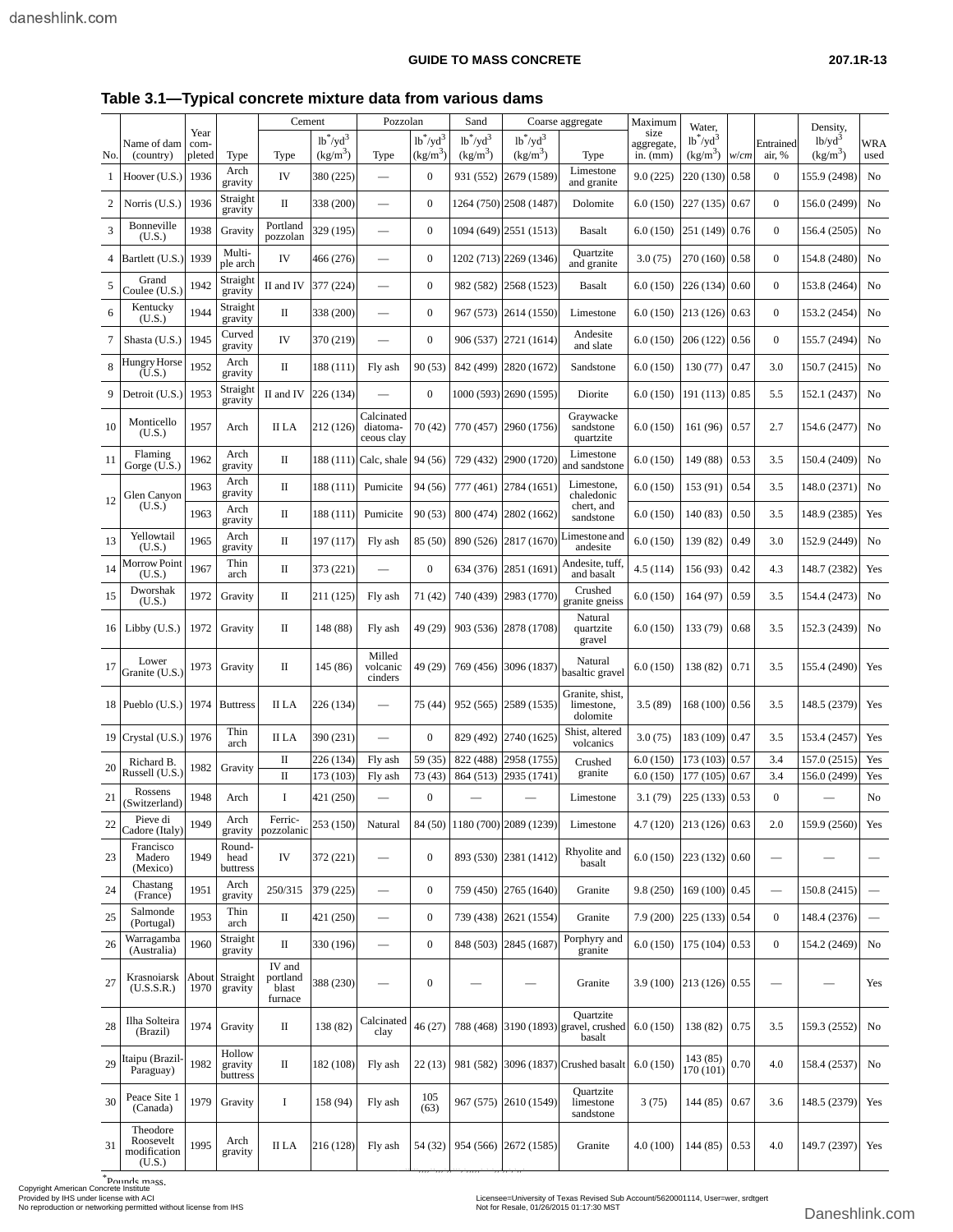## Table 3.1—Typical concrete mixture data from various dams

| No. | Name of dam (country) | Year completed | Type | Cement Type | Cement lb*/yd$^3$ (kg/m$^3$) | Pozzolan Type | Pozzolan lb*/yd$^3$ (kg/m$^3$) | Sand lb*/yd$^3$ (kg/m$^3$) | Coarse aggregate lb*/yd$^3$ (kg/m$^3$) | Coarse aggregate Type | Maximum size aggregate, in. (mm) | Water, lb*/yd$^3$ (kg/m$^3$) | w/cm | Entrained air, % | Density, lb/yd$^3$ (kg/m$^3$) | WRA used |
|---|---|---|---|---|---|---|---|---|---|---|---|---|---|---|---|---|
| 1 | Hoover (U.S.) | 1936 | Arch gravity | IV | 380 (225) | — | 0 | 931 (552) | 2679 (1589) | Limestone and granite | 9.0 (225) | 220 (130) | 0.58 | 0 | 155.9 (2498) | No |
| 2 | Norris (U.S.) | 1936 | Straight gravity | II | 338 (200) | — | 0 | 1264 (750) | 2508 (1487) | Dolomite | 6.0 (150) | 227 (135) | 0.67 | 0 | 156.0 (2499) | No |
| 3 | Bonneville (U.S.) | 1938 | Gravity | Portland pozzolan | 329 (195) | — | 0 | 1094 (649) | 2551 (1513) | Basalt | 6.0 (150) | 251 (149) | 0.76 | 0 | 156.4 (2505) | No |
| 4 | Bartlett (U.S.) | 1939 | Multiple arch | IV | 466 (276) | — | 0 | 1202 (713) | 2269 (1346) | Quartzite and granite | 3.0 (75) | 270 (160) | 0.58 | 0 | 154.8 (2480) | No |
| 5 | Grand Coulee (U.S.) | 1942 | Straight gravity | II and IV | 377 (224) | — | 0 | 982 (582) | 2568 (1523) | Basalt | 6.0 (150) | 226 (134) | 0.60 | 0 | 153.8 (2464) | No |
| 6 | Kentucky (U.S.) | 1944 | Straight gravity | II | 338 (200) | — | 0 | 967 (573) | 2614 (1550) | Limestone | 6.0 (150) | 213 (126) | 0.63 | 0 | 153.2 (2454) | No |
| 7 | Shasta (U.S.) | 1945 | Curved gravity | IV | 370 (219) | — | 0 | 906 (537) | 2721 (1614) | Andesite and slate | 6.0 (150) | 206 (122) | 0.56 | 0 | 155.7 (2494) | No |
| 8 | Hungry Horse (U.S.) | 1952 | Arch gravity | II | 188 (111) | Fly ash | 90 (53) | 842 (499) | 2820 (1672) | Sandstone | 6.0 (150) | 130 (77) | 0.47 | 3.0 | 150.7 (2415) | No |
| 9 | Detroit (U.S.) | 1953 | Straight gravity | II and IV | 226 (134) | — | 0 | 1000 (593) | 2690 (1595) | Diorite | 6.0 (150) | 191 (113) | 0.85 | 5.5 | 152.1 (2437) | No |
| 10 | Monticello (U.S.) | 1957 | Arch | II LA | 212 (126) | Calcinated diatomaceous clay | 70 (42) | 770 (457) | 2960 (1756) | Graywacke sandstone quartzite | 6.0 (150) | 161 (96) | 0.57 | 2.7 | 154.6 (2477) | No |
| 11 | Flaming Gorge (U.S.) | 1962 | Arch gravity | II | 188 (111) | Calc, shale | 94 (56) | 729 (432) | 2900 (1720) | Limestone and sandstone | 6.0 (150) | 149 (88) | 0.53 | 3.5 | 150.4 (2409) | No |
| 12 | Glen Canyon (U.S.) | 1963 | Arch gravity | II | 188 (111) | Pumicite | 94 (56) | 777 (461) | 2784 (1651) | Limestone, chaledonic chert, and sandstone | 6.0 (150) | 153 (91) | 0.54 | 3.5 | 148.0 (2371) | No |
| | | 1963 | Arch gravity | II | 188 (111) | Pumicite | 90 (53) | 800 (474) | 2802 (1662) | | 6.0 (150) | 140 (83) | 0.50 | 3.5 | 148.9 (2385) | Yes |
| 13 | Yellowtail (U.S.) | 1965 | Arch gravity | II | 197 (117) | Fly ash | 85 (50) | 890 (526) | 2817 (1670) | Limestone and andesite | 6.0 (150) | 139 (82) | 0.49 | 3.0 | 152.9 (2449) | No |
| 14 | Morrow Point (U.S.) | 1967 | Thin arch | II | 373 (221) | — | 0 | 634 (376) | 2851 (1691) | Andesite, tuff, and basalt | 4.5 (114) | 156 (93) | 0.42 | 4.3 | 148.7 (2382) | Yes |
| 15 | Dworshak (U.S.) | 1972 | Gravity | II | 211 (125) | Fly ash | 71 (42) | 740 (439) | 2983 (1770) | Crushed granite gneiss | 6.0 (150) | 164 (97) | 0.59 | 3.5 | 154.4 (2473) | No |
| 16 | Libby (U.S.) | 1972 | Gravity | II | 148 (88) | Fly ash | 49 (29) | 903 (536) | 2878 (1708) | Natural quartzite gravel | 6.0 (150) | 133 (79) | 0.68 | 3.5 | 152.3 (2439) | No |
| 17 | Lower Granite (U.S.) | 1973 | Gravity | II | 145 (86) | Milled volcanic cinders | 49 (29) | 769 (456) | 3096 (1837) | Natural basaltic gravel | 6.0 (150) | 138 (82) | 0.71 | 3.5 | 155.4 (2490) | Yes |
| 18 | Pueblo (U.S.) | 1974 | Buttress | II LA | 226 (134) | — | 75 (44) | 952 (565) | 2589 (1535) | Granite, shist, limestone, dolomite | 3.5 (89) | 168 (100) | 0.56 | 3.5 | 148.5 (2379) | Yes |
| 19 | Crystal (U.S.) | 1976 | Thin arch | II LA | 390 (231) | — | 0 | 829 (492) | 2740 (1625) | Shist, altered volcanics | 3.0 (75) | 183 (109) | 0.47 | 3.5 | 153.4 (2457) | Yes |
| 20 | Richard B. Russell (U.S.) | 1982 | Gravity | II | 226 (134) | Fly ash | 59 (35) | 822 (488) | 2958 (1755) | Crushed granite | 6.0 (150) | 173 (103) | 0.57 | 3.4 | 157.0 (2515) | Yes |
| | | | | II | 173 (103) | Fly ash | 73 (43) | 864 (513) | 2935 (1741) | | 6.0 (150) | 177 (105) | 0.67 | 3.4 | 156.0 (2499) | Yes |
| 21 | Rossens (Switzerland) | 1948 | Arch | I | 421 (250) | — | 0 | — | — | Limestone | 3.1 (79) | 225 (133) | 0.53 | 0 | — | No |
| 22 | Pieve di Cadore (Italy) | 1949 | Arch gravity | Ferric-pozzolanic | 253 (150) | Natural | 84 (50) | 1180 (700) | 2089 (1239) | Limestone | 4.7 (120) | 213 (126) | 0.63 | 2.0 | 159.9 (2560) | Yes |
| 23 | Francisco Madero (Mexico) | 1949 | Round-head buttress | IV | 372 (221) | — | 0 | 893 (530) | 2381 (1412) | Rhyolite and basalt | 6.0 (150) | 223 (132) | 0.60 | — | — | — |
| 24 | Chastang (France) | 1951 | Arch gravity | 250/315 | 379 (225) | — | 0 | 759 (450) | 2765 (1640) | Granite | 9.8 (250) | 169 (100) | 0.45 | — | 150.8 (2415) | — |
| 25 | Salmonde (Portugal) | 1953 | Thin arch | II | 421 (250) | — | 0 | 739 (438) | 2621 (1554) | Granite | 7.9 (200) | 225 (133) | 0.54 | 0 | 148.4 (2376) | — |
| 26 | Warragamba (Australia) | 1960 | Straight gravity | II | 330 (196) | — | 0 | 848 (503) | 2845 (1687) | Porphyry and granite | 6.0 (150) | 175 (104) | 0.53 | 0 | 154.2 (2469) | No |
| 27 | Krasnoiarsk (U.S.S.R.) | About 1970 | Straight gravity | IV and portland blast furnace | 388 (230) | — | 0 | — | — | Granite | 3.9 (100) | 213 (126) | 0.55 | — | — | Yes |
| 28 | Ilha Solteira (Brazil) | 1974 | Gravity | II | 138 (82) | Calcinated clay | 46 (27) | 788 (468) | 3190 (1893) | Quartzite gravel, crushed basalt | 6.0 (150) | 138 (82) | 0.75 | 3.5 | 159.3 (2552) | No |
| 29 | Itaipu (Brazil-Paraguay) | 1982 | Hollow gravity buttress | II | 182 (108) | Fly ash | 22 (13) | 981 (582) | 3096 (1837) | Crushed basalt | 6.0 (150) | 143 (85) 170 (101) | 0.70 | 4.0 | 158.4 (2537) | No |
| 30 | Peace Site 1 (Canada) | 1979 | Gravity | I | 158 (94) | Fly ash | 105 (63) | 967 (575) | 2610 (1549) | Quartzite limestone sandstone | 3 (75) | 144 (85) | 0.67 | 3.6 | 148.5 (2379) | Yes |
| 31 | Theodore Roosevelt modification (U.S.) | 1995 | Arch gravity | II LA | 216 (128) | Fly ash | 54 (32) | 954 (566) | 2672 (1585) | Granite | 4.0 (100) | 144 (85) | 0.53 | 4.0 | 149.7 (2397) | Yes |

*Pounds mass.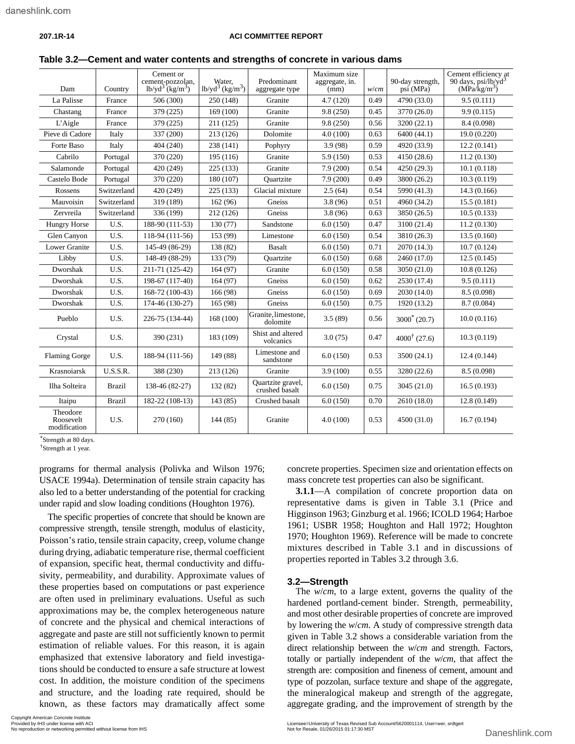**Table 3.2—Cement and water contents and strengths of concrete in various dams**

| Dam | Country | Cement or cement-pozzolan, lb/yd$^3$ (kg/m$^3$) | Water, lb/yd$^3$ (kg/m$^3$) | Predominant aggregate type | Maximum size aggregate, in. (mm) | *w/cm* | 90-day strength, psi (MPa) | Cement efficiency at 90 days, psi/lb/yd$^3$ (MPa/kg/m$^3$) |
|---|---|---|---|---|---|---|---|---|
| La Palisse | France | 506 (300) | 250 (148) | Granite | 4.7 (120) | 0.49 | 4790 (33.0) | 9.5 (0.111) |
| Chastang | France | 379 (225) | 169 (100) | Granite | 9.8 (250) | 0.45 | 3770 (26.0) | 9.9 (0.115) |
| L'Aigle | France | 379 (225) | 211 (125) | Granite | 9.8 (250) | 0.56 | 3200 (22.1) | 8.4 (0.098) |
| Pieve di Cadore | Italy | 337 (200) | 213 (126) | Dolomite | 4.0 (100) | 0.63 | 6400 (44.1) | 19.0 (0.220) |
| Forte Baso | Italy | 404 (240) | 238 (141) | Pophyry | 3.9 (98) | 0.59 | 4920 (33.9) | 12.2 (0.141) |
| Cabrilo | Portugal | 370 (220) | 195 (116) | Granite | 5.9 (150) | 0.53 | 4150 (28.6) | 11.2 (0.130) |
| Salamonde | Portugal | 420 (249) | 225 (133) | Granite | 7.9 (200) | 0.54 | 4250 (29.3) | 10.1 (0.118) |
| Castelo Bode | Portugal | 370 (220) | 180 (107) | Quartzite | 7.9 (200) | 0.49 | 3800 (26.2) | 10.3 (0.119) |
| Rossens | Switzerland | 420 (249) | 225 (133) | Glacial mixture | 2.5 (64) | 0.54 | 5990 (41.3) | 14.3 (0.166) |
| Mauvoisin | Switzerland | 319 (189) | 162 (96) | Gneiss | 3.8 (96) | 0.51 | 4960 (34.2) | 15.5 (0.181) |
| Zervreila | Switzerland | 336 (199) | 212 (126) | Gneiss | 3.8 (96) | 0.63 | 3850 (26.5) | 10.5 (0.133) |
| Hungry Horse | U.S. | 188-90 (111-53) | 130 (77) | Sandstone | 6.0 (150) | 0.47 | 3100 (21.4) | 11.2 (0.130) |
| Glen Canyon | U.S. | 118-94 (111-56) | 153 (99) | Limestone | 6.0 (150) | 0.54 | 3810 (26.3) | 13.5 (0.160) |
| Lower Granite | U.S. | 145-49 (86-29) | 138 (82) | Basalt | 6.0 (150) | 0.71 | 2070 (14.3) | 10.7 (0.124) |
| Libby | U.S. | 148-49 (88-29) | 133 (79) | Quartzite | 6.0 (150) | 0.68 | 2460 (17.0) | 12.5 (0.145) |
| Dworshak | U.S. | 211-71 (125-42) | 164 (97) | Granite | 6.0 (150) | 0.58 | 3050 (21.0) | 10.8 (0.126) |
| Dworshak | U.S. | 198-67 (117-40) | 164 (97) | Gneiss | 6.0 (150) | 0.62 | 2530 (17.4) | 9.5 (0.111) |
| Dworshak | U.S. | 168-72 (100-43) | 166 (98) | Gneiss | 6.0 (150) | 0.69 | 2030 (14.0) | 8.5 (0.098) |
| Dworshak | U.S. | 174-46 (130-27) | 165 (98) | Gneiss | 6.0 (150) | 0.75 | 1920 (13.2) | 8.7 (0.084) |
| Pueblo | U.S. | 226-75 (134-44) | 168 (100) | Granite, limestone, dolomite | 3.5 (89) | 0.56 | 3000* (20.7) | 10.0 (0.116) |
| Crystal | U.S. | 390 (231) | 183 (109) | Shist and altered volcanics | 3.0 (75) | 0.47 | 4000† (27.6) | 10.3 (0.119) |
| Flaming Gorge | U.S. | 188-94 (111-56) | 149 (88) | Limestone and sandstone | 6.0 (150) | 0.53 | 3500 (24.1) | 12.4 (0.144) |
| Krasnoiarsk | U.S.S.R. | 388 (230) | 213 (126) | Granite | 3.9 (100) | 0.55 | 3280 (22.6) | 8.5 (0.098) |
| Ilha Solteira | Brazil | 138-46 (82-27) | 132 (82) | Quartzite gravel, crushed basalt | 6.0 (150) | 0.75 | 3045 (21.0) | 16.5 (0.193) |
| Itaipu | Brazil | 182-22 (108-13) | 143 (85) | Crushed basalt | 6.0 (150) | 0.70 | 2610 (18.0) | 12.8 (0.149) |
| Theodore Roosevelt modification | U.S. | 270 (160) | 144 (85) | Granite | 4.0 (100) | 0.53 | 4500 (31.0) | 16.7 (0.194) |

*Strength at 80 days.
†Strength at 1 year.

programs for thermal analysis (Polivka and Wilson 1976; USACE 1994a). Determination of tensile strain capacity has also led to a better understanding of the potential for cracking under rapid and slow loading conditions (Houghton 1976).

The specific properties of concrete that should be known are compressive strength, tensile strength, modulus of elasticity, Poisson's ratio, tensile strain capacity, creep, volume change during drying, adiabatic temperature rise, thermal coefficient of expansion, specific heat, thermal conductivity and diffusivity, permeability, and durability. Approximate values of these properties based on computations or past experience are often used in preliminary evaluations. Useful as such approximations may be, the complex heterogeneous nature of concrete and the physical and chemical interactions of aggregate and paste are still not sufficiently known to permit estimation of reliable values. For this reason, it is again emphasized that extensive laboratory and field investigations should be conducted to ensure a safe structure at lowest cost. In addition, the moisture condition of the specimens and structure, and the loading rate required, should be known, as these factors may dramatically affect some concrete properties. Specimen size and orientation effects on mass concrete test properties can also be significant.

**3.1.1**—A compilation of concrete proportion data on representative dams is given in Table 3.1 (Price and Higginson 1963; Ginzburg et al. 1966; ICOLD 1964; Harboe 1961; USBR 1958; Houghton and Hall 1972; Houghton 1970; Houghton 1969). Reference will be made to concrete mixtures described in Table 3.1 and in discussions of properties reported in Tables 3.2 through 3.6.

### 3.2—Strength

The *w/cm*, to a large extent, governs the quality of the hardened portland-cement binder. Strength, permeability, and most other desirable properties of concrete are improved by lowering the *w/cm*. A study of compressive strength data given in Table 3.2 shows a considerable variation from the direct relationship between the *w/cm* and strength. Factors, totally or partially independent of the *w/cm*, that affect the strength are: composition and fineness of cement, amount and type of pozzolan, surface texture and shape of the aggregate, the mineralogical makeup and strength of the aggregate, aggregate grading, and the improvement of strength by the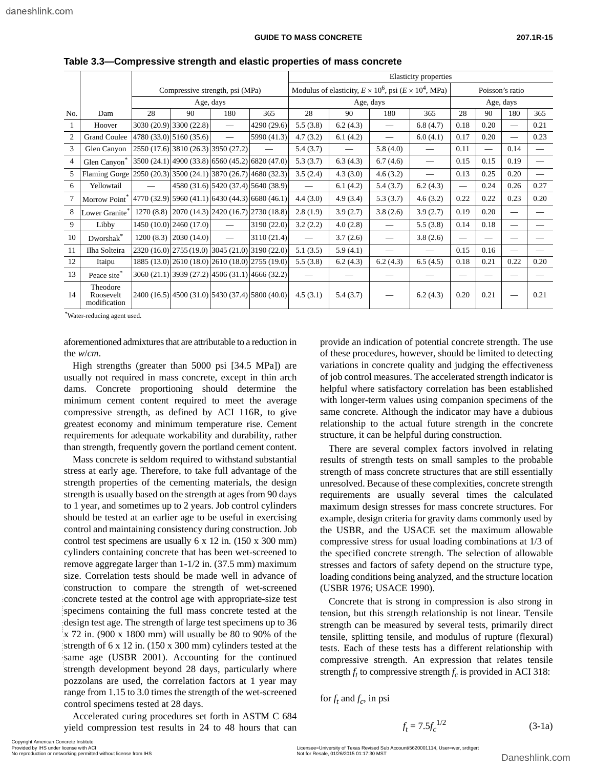**Table 3.3—Compressive strength and elastic properties of mass concrete**

| No. | Dam | Compressive strength, psi (MPa) | | | | Modulus of elasticity, $E \times 10^6$, psi ($E \times 10^4$, MPa) | | | | Poisson's ratio | | | |
|---|---|---|---|---|---|---|---|---|---|---|---|---|---|
| | | Age, days | | | | Age, days | | | | Age, days | | | |
| | | 28 | 90 | 180 | 365 | 28 | 90 | 180 | 365 | 28 | 90 | 180 | 365 |
| 1 | Hoover | 3030 (20.9) | 3300 (22.8) | — | 4290 (29.6) | 5.5 (3.8) | 6.2 (4.3) | — | 6.8 (4.7) | 0.18 | 0.20 | — | 0.21 |
| 2 | Grand Coulee | 4780 (33.0) | 5160 (35.6) | — | 5990 (41.3) | 4.7 (3.2) | 6.1 (4.2) | — | 6.0 (4.1) | 0.17 | 0.20 | — | 0.23 |
| 3 | Glen Canyon | 2550 (17.6) | 3810 (26.3) | 3950 (27.2) | — | 5.4 (3.7) | — | 5.8 (4.0) | — | 0.11 | — | 0.14 | — |
| 4 | Glen Canyon* | 3500 (24.1) | 4900 (33.8) | 6560 (45.2) | 6820 (47.0) | 5.3 (3.7) | 6.3 (4.3) | 6.7 (4.6) | — | 0.15 | 0.15 | 0.19 | — |
| 5 | Flaming Gorge | 2950 (20.3) | 3500 (24.1) | 3870 (26.7) | 4680 (32.3) | 3.5 (2.4) | 4.3 (3.0) | 4.6 (3.2) | — | 0.13 | 0.25 | 0.20 | — |
| 6 | Yellowtail | — | 4580 (31.6) | 5420 (37.4) | 5640 (38.9) | — | 6.1 (4.2) | 5.4 (3.7) | 6.2 (4.3) | — | 0.24 | 0.26 | 0.27 |
| 7 | Morrow Point* | 4770 (32.9) | 5960 (41.1) | 6430 (44.3) | 6680 (46.1) | 4.4 (3.0) | 4.9 (3.4) | 5.3 (3.7) | 4.6 (3.2) | 0.22 | 0.22 | 0.23 | 0.20 |
| 8 | Lower Granite* | 1270 (8.8) | 2070 (14.3) | 2420 (16.7) | 2730 (18.8) | 2.8 (1.9) | 3.9 (2.7) | 3.8 (2.6) | 3.9 (2.7) | 0.19 | 0.20 | — | — |
| 9 | Libby | 1450 (10.0) | 2460 (17.0) | — | 3190 (22.0) | 3.2 (2.2) | 4.0 (2.8) | — | 5.5 (3.8) | 0.14 | 0.18 | — | — |
| 10 | Dworshak* | 1200 (8.3) | 2030 (14.0) | — | 3110 (21.4) | — | 3.7 (2.6) | — | 3.8 (2.6) | — | — | — | — |
| 11 | Ilha Solteira | 2320 (16.0) | 2755 (19.0) | 3045 (21.0) | 3190 (22.0) | 5.1 (3.5) | 5.9 (4.1) | — | — | 0.15 | 0.16 | — | — |
| 12 | Itaipu | 1885 (13.0) | 2610 (18.0) | 2610 (18.0) | 2755 (19.0) | 5.5 (3.8) | 6.2 (4.3) | 6.2 (4.3) | 6.5 (4.5) | 0.18 | 0.21 | 0.22 | 0.20 |
| 13 | Peace site* | 3060 (21.1) | 3939 (27.2) | 4506 (31.1) | 4666 (32.2) | — | — | — | — | — | — | — | — |
| 14 | Theodore Roosevelt modification | 2400 (16.5) | 4500 (31.0) | 5430 (37.4) | 5800 (40.0) | 4.5 (3.1) | 5.4 (3.7) | — | 6.2 (4.3) | 0.20 | 0.21 | — | 0.21 |

*Water-reducing agent used.

aforementioned admixtures that are attributable to a reduction in the *w/cm*.

High strengths (greater than 5000 psi [34.5 MPa]) are usually not required in mass concrete, except in thin arch dams. Concrete proportioning should determine the minimum cement content required to meet the average compressive strength, as defined by ACI 116R, to give greatest economy and minimum temperature rise. Cement requirements for adequate workability and durability, rather than strength, frequently govern the portland cement content.

Mass concrete is seldom required to withstand substantial stress at early age. Therefore, to take full advantage of the strength properties of the cementing materials, the design strength is usually based on the strength at ages from 90 days to 1 year, and sometimes up to 2 years. Job control cylinders should be tested at an earlier age to be useful in exercising control and maintaining consistency during construction. Job control test specimens are usually 6 x 12 in. (150 x 300 mm) cylinders containing concrete that has been wet-screened to remove aggregate larger than 1-1/2 in. (37.5 mm) maximum size. Correlation tests should be made well in advance of construction to compare the strength of wet-screened concrete tested at the control age with appropriate-size test specimens containing the full mass concrete tested at the design test age. The strength of large test specimens up to 36 x 72 in. (900 x 1800 mm) will usually be 80 to 90% of the strength of 6 x 12 in. (150 x 300 mm) cylinders tested at the same age (USBR 2001). Accounting for the continued strength development beyond 28 days, particularly where pozzolans are used, the correlation factors at 1 year may range from 1.15 to 3.0 times the strength of the wet-screened control specimens tested at 28 days.

Accelerated curing procedures set forth in ASTM C 684 yield compression test results in 24 to 48 hours that can provide an indication of potential concrete strength. The use of these procedures, however, should be limited to detecting variations in concrete quality and judging the effectiveness of job control measures. The accelerated strength indicator is helpful where satisfactory correlation has been established with longer-term values using companion specimens of the same concrete. Although the indicator may have a dubious relationship to the actual future strength in the concrete structure, it can be helpful during construction.

There are several complex factors involved in relating results of strength tests on small samples to the probable strength of mass concrete structures that are still essentially unresolved. Because of these complexities, concrete strength requirements are usually several times the calculated maximum design stresses for mass concrete structures. For example, design criteria for gravity dams commonly used by the USBR, and the USACE set the maximum allowable compressive stress for usual loading combinations at 1/3 of the specified concrete strength. The selection of allowable stresses and factors of safety depend on the structure type, loading conditions being analyzed, and the structure location (USBR 1976; USACE 1990).

Concrete that is strong in compression is also strong in tension, but this strength relationship is not linear. Tensile strength can be measured by several tests, primarily direct tensile, splitting tensile, and modulus of rupture (flexural) tests. Each of these tests has a different relationship with compressive strength. An expression that relates tensile strength $f_t$ to compressive strength $f_c$ is provided in ACI 318:

for $f_t$ and $f_c$, in psi

$$f_t = 7.5 f_c^{1/2} \tag{3-1a}$$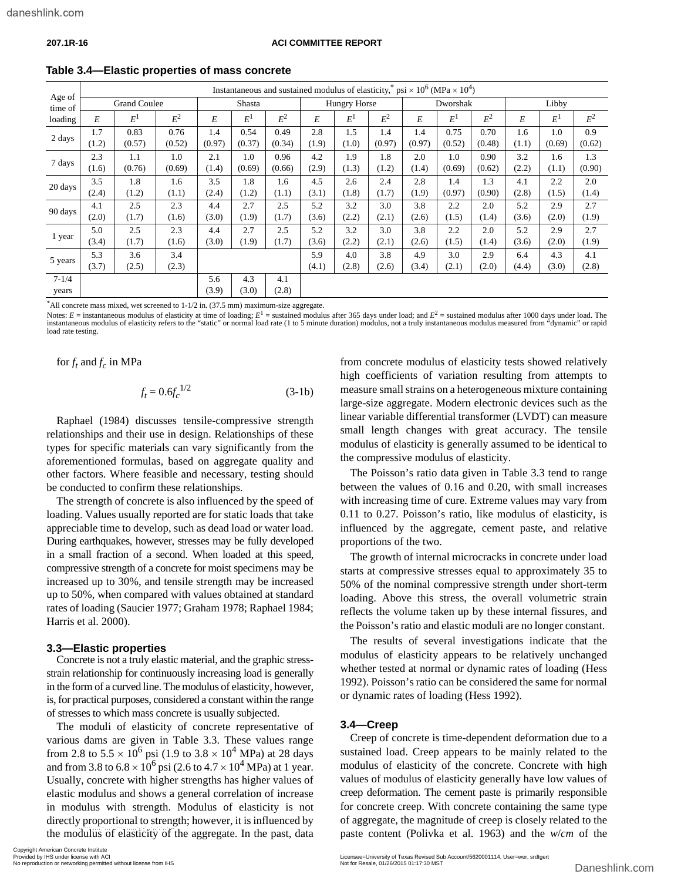**Table 3.4—Elastic properties of mass concrete**

| Age of time of loading | Instantaneous and sustained modulus of elasticity,* psi × $10^6$ (MPa × $10^4$) | | | | | | | | | | | | | | |
|---|---|---|---|---|---|---|---|---|---|---|---|---|---|---|---|
| | Grand Coulee | | | Shasta | | | Hungry Horse | | | Dworshak | | | Libby | | |
| | $E$ | $E^1$ | $E^2$ | $E$ | $E^1$ | $E^2$ | $E$ | $E^1$ | $E^2$ | $E$ | $E^1$ | $E^2$ | $E$ | $E^1$ | $E^2$ |
| 2 days | 1.7 (1.2) | 0.83 (0.57) | 0.76 (0.52) | 1.4 (0.97) | 0.54 (0.37) | 0.49 (0.34) | 2.8 (1.9) | 1.5 (1.0) | 1.4 (0.97) | 1.4 (0.97) | 0.75 (0.52) | 0.70 (0.48) | 1.6 (1.1) | 1.0 (0.69) | 0.9 (0.62) |
| 7 days | 2.3 (1.6) | 1.1 (0.76) | 1.0 (0.69) | 2.1 (1.4) | 1.0 (0.69) | 0.96 (0.66) | 4.2 (2.9) | 1.9 (1.3) | 1.8 (1.2) | 2.0 (1.4) | 1.0 (0.69) | 0.90 (0.62) | 3.2 (2.2) | 1.6 (1.1) | 1.3 (0.90) |
| 20 days | 3.5 (2.4) | 1.8 (1.2) | 1.6 (1.1) | 3.5 (2.4) | 1.8 (1.2) | 1.6 (1.1) | 4.5 (3.1) | 2.6 (1.8) | 2.4 (1.7) | 2.8 (1.9) | 1.4 (0.97) | 1.3 (0.90) | 4.1 (2.8) | 2.2 (1.5) | 2.0 (1.4) |
| 90 days | 4.1 (2.0) | 2.5 (1.7) | 2.3 (1.6) | 4.4 (3.0) | 2.7 (1.9) | 2.5 (1.7) | 5.2 (3.6) | 3.2 (2.2) | 3.0 (2.1) | 3.8 (2.6) | 2.2 (1.5) | 2.0 (1.4) | 5.2 (3.6) | 2.9 (2.0) | 2.7 (1.9) |
| 1 year | 5.0 (3.4) | 2.5 (1.7) | 2.3 (1.6) | 4.4 (3.0) | 2.7 (1.9) | 2.5 (1.7) | 5.2 (3.6) | 3.2 (2.2) | 3.0 (2.1) | 3.8 (2.6) | 2.2 (1.5) | 2.0 (1.4) | 5.2 (3.6) | 2.9 (2.0) | 2.7 (1.9) |
| 5 years | 5.3 (3.7) | 3.6 (2.5) | 3.4 (2.3) | | | | 5.9 (4.1) | 4.0 (2.8) | 3.8 (2.6) | 4.9 (3.4) | 3.0 (2.1) | 2.9 (2.0) | 6.4 (4.4) | 4.3 (3.0) | 4.1 (2.8) |
| 7-1/4 years | | | | 5.6 (3.9) | 4.3 (3.0) | 4.1 (2.8) | | | | | | | | | |

*All concrete mass mixed, wet screened to 1-1/2 in. (37.5 mm) maximum-size aggregate.

Notes: $E$ = instantaneous modulus of elasticity at time of loading; $E^1$ = sustained modulus after 365 days under load; and $E^2$ = sustained modulus after 1000 days under load. The instantaneous modulus of elasticity refers to the "static" or normal load rate (1 to 5 minute duration) modulus, not a truly instantaneous modulus measured from "dynamic" or rapid load rate testing.

for $f_t$ and $f_c$ in MPa

$$f_t = 0.6f_c^{1/2} \tag{3-1b}$$

Raphael (1984) discusses tensile-compressive strength relationships and their use in design. Relationships of these types for specific materials can vary significantly from the aforementioned formulas, based on aggregate quality and other factors. Where feasible and necessary, testing should be conducted to confirm these relationships.

The strength of concrete is also influenced by the speed of loading. Values usually reported are for static loads that take appreciable time to develop, such as dead load or water load. During earthquakes, however, stresses may be fully developed in a small fraction of a second. When loaded at this speed, compressive strength of a concrete for moist specimens may be increased up to 30%, and tensile strength may be increased up to 50%, when compared with values obtained at standard rates of loading (Saucier 1977; Graham 1978; Raphael 1984; Harris et al. 2000).

## 3.3—Elastic properties

Concrete is not a truly elastic material, and the graphic stress-strain relationship for continuously increasing load is generally in the form of a curved line. The modulus of elasticity, however, is, for practical purposes, considered a constant within the range of stresses to which mass concrete is usually subjected.

The moduli of elasticity of concrete representative of various dams are given in Table 3.3. These values range from 2.8 to 5.5 × $10^6$ psi (1.9 to 3.8 × $10^4$ MPa) at 28 days and from 3.8 to 6.8 × $10^6$ psi (2.6 to 4.7 × $10^4$ MPa) at 1 year. Usually, concrete with higher strengths has higher values of elastic modulus and shows a general correlation of increase in modulus with strength. Modulus of elasticity is not directly proportional to strength; however, it is influenced by the modulus of elasticity of the aggregate. In the past, data from concrete modulus of elasticity tests showed relatively high coefficients of variation resulting from attempts to measure small strains on a heterogeneous mixture containing large-size aggregate. Modern electronic devices such as the linear variable differential transformer (LVDT) can measure small length changes with great accuracy. The tensile modulus of elasticity is generally assumed to be identical to the compressive modulus of elasticity.

The Poisson's ratio data given in Table 3.3 tend to range between the values of 0.16 and 0.20, with small increases with increasing time of cure. Extreme values may vary from 0.11 to 0.27. Poisson's ratio, like modulus of elasticity, is influenced by the aggregate, cement paste, and relative proportions of the two.

The growth of internal microcracks in concrete under load starts at compressive stresses equal to approximately 35 to 50% of the nominal compressive strength under short-term loading. Above this stress, the overall volumetric strain reflects the volume taken up by these internal fissures, and the Poisson's ratio and elastic moduli are no longer constant.

The results of several investigations indicate that the modulus of elasticity appears to be relatively unchanged whether tested at normal or dynamic rates of loading (Hess 1992). Poisson's ratio can be considered the same for normal or dynamic rates of loading (Hess 1992).

## 3.4—Creep

Creep of concrete is time-dependent deformation due to a sustained load. Creep appears to be mainly related to the modulus of elasticity of the concrete. Concrete with high values of modulus of elasticity generally have low values of creep deformation. The cement paste is primarily responsible for concrete creep. With concrete containing the same type of aggregate, the magnitude of creep is closely related to the paste content (Polivka et al. 1963) and the *w*/*cm* of the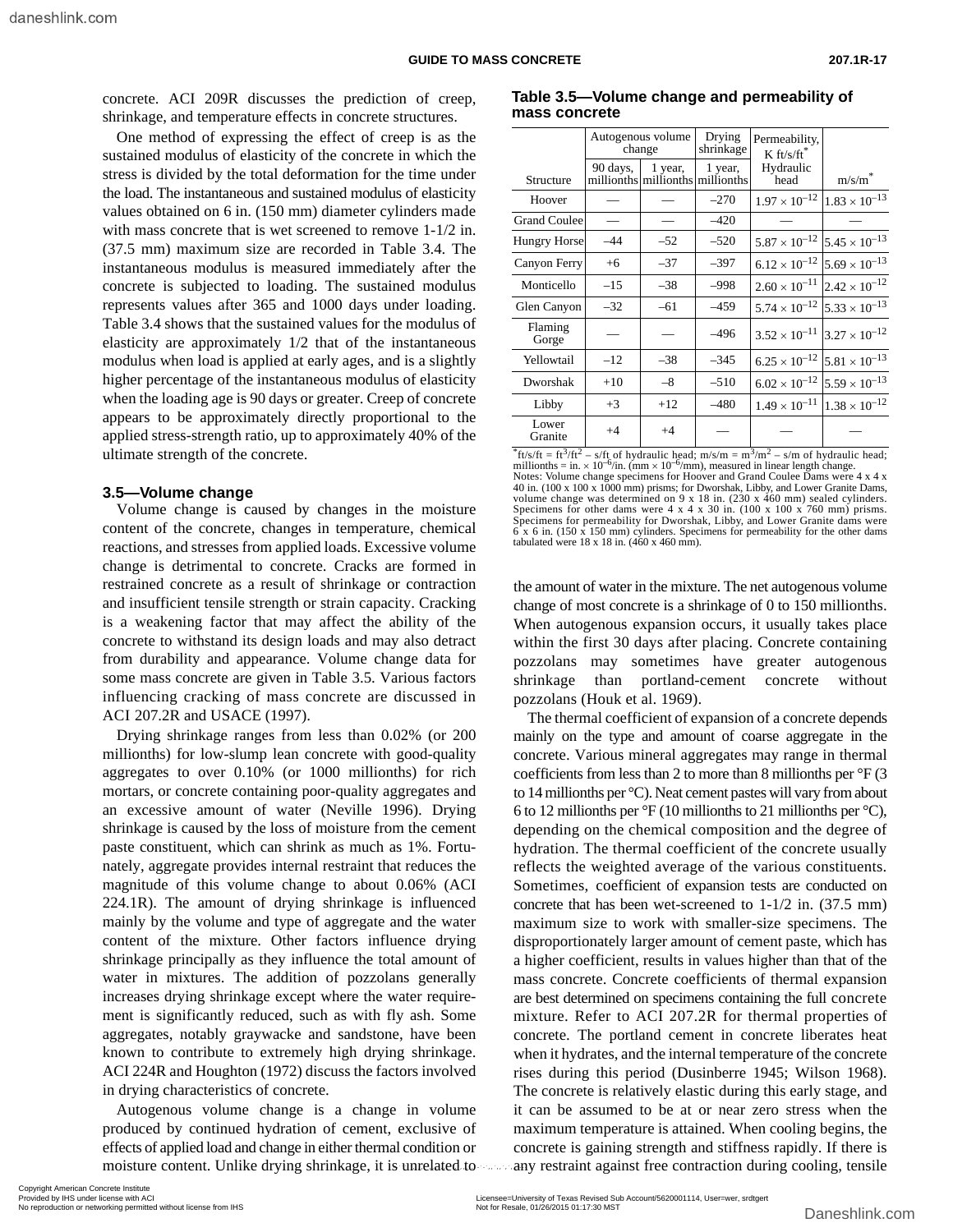concrete. ACI 209R discusses the prediction of creep, shrinkage, and temperature effects in concrete structures.

One method of expressing the effect of creep is as the sustained modulus of elasticity of the concrete in which the stress is divided by the total deformation for the time under the load. The instantaneous and sustained modulus of elasticity values obtained on 6 in. (150 mm) diameter cylinders made with mass concrete that is wet screened to remove 1-1/2 in. (37.5 mm) maximum size are recorded in Table 3.4. The instantaneous modulus is measured immediately after the concrete is subjected to loading. The sustained modulus represents values after 365 and 1000 days under loading. Table 3.4 shows that the sustained values for the modulus of elasticity are approximately 1/2 that of the instantaneous modulus when load is applied at early ages, and is a slightly higher percentage of the instantaneous modulus of elasticity when the loading age is 90 days or greater. Creep of concrete appears to be approximately directly proportional to the applied stress-strength ratio, up to approximately 40% of the ultimate strength of the concrete.

## 3.5—Volume change

Volume change is caused by changes in the moisture content of the concrete, changes in temperature, chemical reactions, and stresses from applied loads. Excessive volume change is detrimental to concrete. Cracks are formed in restrained concrete as a result of shrinkage or contraction and insufficient tensile strength or strain capacity. Cracking is a weakening factor that may affect the ability of the concrete to withstand its design loads and may also detract from durability and appearance. Volume change data for some mass concrete are given in Table 3.5. Various factors influencing cracking of mass concrete are discussed in ACI 207.2R and USACE (1997).

**Table 3.5—Volume change and permeability of mass concrete**

| Structure | Autogenous volume change | | Drying shrinkage | Permeability, K ft/s/ft* | |
|---|---|---|---|---|---|
| | 90 days, millionths | 1 year, millionths | 1 year, millionths | Hydraulic head | m/s/m* |
| Hoover | — | — | –270 | $1.97 \times 10^{-12}$ | $1.83 \times 10^{-13}$ |
| Grand Coulee | — | — | –420 | — | — |
| Hungry Horse | –44 | –52 | –520 | $5.87 \times 10^{-12}$ | $5.45 \times 10^{-13}$ |
| Canyon Ferry | +6 | –37 | –397 | $6.12 \times 10^{-12}$ | $5.69 \times 10^{-13}$ |
| Monticello | –15 | –38 | –998 | $2.60 \times 10^{-11}$ | $2.42 \times 10^{-12}$ |
| Glen Canyon | –32 | –61 | –459 | $5.74 \times 10^{-12}$ | $5.33 \times 10^{-13}$ |
| Flaming Gorge | — | — | –496 | $3.52 \times 10^{-11}$ | $3.27 \times 10^{-12}$ |
| Yellowtail | –12 | –38 | –345 | $6.25 \times 10^{-12}$ | $5.81 \times 10^{-13}$ |
| Dworshak | +10 | –8 | –510 | $6.02 \times 10^{-12}$ | $5.59 \times 10^{-13}$ |
| Libby | +3 | +12 | –480 | $1.49 \times 10^{-11}$ | $1.38 \times 10^{-12}$ |
| Lower Granite | +4 | +4 | — | — | — |

*ft/s/ft = ft$^3$/ft$^2$ – s/ft of hydraulic head; m/s/m = m$^3$/m$^2$ – s/m of hydraulic head; millionths = in. × $10^{-6}$/in. (mm × $10^{-6}$/mm), measured in linear length change.

Notes: Volume change specimens for Hoover and Grand Coulee Dams were 4 x 4 x 40 in. (100 x 100 x 1000 mm) prisms; for Dworshak, Libby, and Lower Granite Dams, volume change was determined on 9 x 18 in. (230 x 460 mm) sealed cylinders. Specimens for other dams were 4 x 4 x 30 in. (100 x 100 x 760 mm) prisms. Specimens for permeability for Dworshak, Libby, and Lower Granite dams were 6 x 6 in. (150 x 150 mm) cylinders. Specimens for permeability for the other dams tabulated were 18 x 18 in. (460 x 460 mm).

Drying shrinkage ranges from less than 0.02% (or 200 millionths) for low-slump lean concrete with good-quality aggregates to over 0.10% (or 1000 millionths) for rich mortars, or concrete containing poor-quality aggregates and an excessive amount of water (Neville 1996). Drying shrinkage is caused by the loss of moisture from the cement paste constituent, which can shrink as much as 1%. Fortunately, aggregate provides internal restraint that reduces the magnitude of this volume change to about 0.06% (ACI 224.1R). The amount of drying shrinkage is influenced mainly by the volume and type of aggregate and the water content of the mixture. Other factors influence drying shrinkage principally as they influence the total amount of water in mixtures. The addition of pozzolans generally increases drying shrinkage except where the water requirement is significantly reduced, such as with fly ash. Some aggregates, notably graywacke and sandstone, have been known to contribute to extremely high drying shrinkage. ACI 224R and Houghton (1972) discuss the factors involved in drying characteristics of concrete.

Autogenous volume change is a change in volume produced by continued hydration of cement, exclusive of effects of applied load and change in either thermal condition or moisture content. Unlike drying shrinkage, it is unrelated to the amount of water in the mixture. The net autogenous volume change of most concrete is a shrinkage of 0 to 150 millionths. When autogenous expansion occurs, it usually takes place within the first 30 days after placing. Concrete containing pozzolans may sometimes have greater autogenous shrinkage than portland-cement concrete without pozzolans (Houk et al. 1969).

The thermal coefficient of expansion of a concrete depends mainly on the type and amount of coarse aggregate in the concrete. Various mineral aggregates may range in thermal coefficients from less than 2 to more than 8 millionths per °F (3 to 14 millionths per °C). Neat cement pastes will vary from about 6 to 12 millionths per °F (10 millionths to 21 millionths per °C), depending on the chemical composition and the degree of hydration. The thermal coefficient of the concrete usually reflects the weighted average of the various constituents. Sometimes, coefficient of expansion tests are conducted on concrete that has been wet-screened to 1-1/2 in. (37.5 mm) maximum size to work with smaller-size specimens. The disproportionately larger amount of cement paste, which has a higher coefficient, results in values higher than that of the mass concrete. Concrete coefficients of thermal expansion are best determined on specimens containing the full concrete mixture. Refer to ACI 207.2R for thermal properties of concrete. The portland cement in concrete liberates heat when it hydrates, and the internal temperature of the concrete rises during this period (Dusinberre 1945; Wilson 1968). The concrete is relatively elastic during this early stage, and it can be assumed to be at or near zero stress when the maximum temperature is attained. When cooling begins, the concrete is gaining strength and stiffness rapidly. If there is any restraint against free contraction during cooling, tensile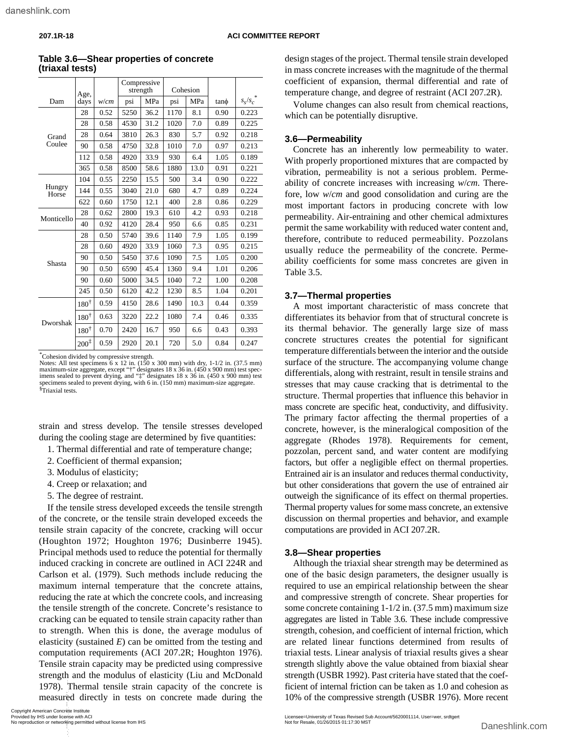**Table 3.6—Shear properties of concrete (triaxal tests)**

| Dam | Age, days | *w/cm* | Compressive strength | | Cohesion | | tanϕ | $s_s/s_c$* |
|---|---|---|---|---|---|---|---|---|
| | | | psi | MPa | psi | MPa | | |
| Grand Coulee | 28 | 0.52 | 5250 | 36.2 | 1170 | 8.1 | 0.90 | 0.223 |
| | 28 | 0.58 | 4530 | 31.2 | 1020 | 7.0 | 0.89 | 0.225 |
| | 28 | 0.64 | 3810 | 26.3 | 830 | 5.7 | 0.92 | 0.218 |
| | 90 | 0.58 | 4750 | 32.8 | 1010 | 7.0 | 0.97 | 0.213 |
| | 112 | 0.58 | 4920 | 33.9 | 930 | 6.4 | 1.05 | 0.189 |
| | 365 | 0.58 | 8500 | 58.6 | 1880 | 13.0 | 0.91 | 0.221 |
| Hungry Horse | 104 | 0.55 | 2250 | 15.5 | 500 | 3.4 | 0.90 | 0.222 |
| | 144 | 0.55 | 3040 | 21.0 | 680 | 4.7 | 0.89 | 0.224 |
| | 622 | 0.60 | 1750 | 12.1 | 400 | 2.8 | 0.86 | 0.229 |
| Monticello | 28 | 0.62 | 2800 | 19.3 | 610 | 4.2 | 0.93 | 0.218 |
| | 40 | 0.92 | 4120 | 28.4 | 950 | 6.6 | 0.85 | 0.231 |
| Shasta | 28 | 0.50 | 5740 | 39.6 | 1140 | 7.9 | 1.05 | 0.199 |
| | 28 | 0.60 | 4920 | 33.9 | 1060 | 7.3 | 0.95 | 0.215 |
| | 90 | 0.50 | 5450 | 37.6 | 1090 | 7.5 | 1.05 | 0.200 |
| | 90 | 0.50 | 6590 | 45.4 | 1360 | 9.4 | 1.01 | 0.206 |
| | 90 | 0.60 | 5000 | 34.5 | 1040 | 7.2 | 1.00 | 0.208 |
| | 245 | 0.50 | 6120 | 42.2 | 1230 | 8.5 | 1.04 | 0.201 |
| Dworshak | 180† | 0.59 | 4150 | 28.6 | 1490 | 10.3 | 0.44 | 0.359 |
| | 180† | 0.63 | 3220 | 22.2 | 1080 | 7.4 | 0.46 | 0.335 |
| | 180† | 0.70 | 2420 | 16.7 | 950 | 6.6 | 0.43 | 0.393 |
| | 200‡ | 0.59 | 2920 | 20.1 | 720 | 5.0 | 0.84 | 0.247 |

*Cohesion divided by compressive strength.
Notes: All test specimens 6 x 12 in. (150 x 300 mm) with dry, 1-1/2 in. (37.5 mm) maximum-size aggregate, except "†" designates 18 x 36 in. (450 x 900 mm) test specimens sealed to prevent drying, and "‡" designates 18 x 36 in. (450 x 900 mm) test specimens sealed to prevent drying, with 6 in. (150 mm) maximum-size aggregate.
§Triaxial tests.

strain and stress develop. The tensile stresses developed during the cooling stage are determined by five quantities:

1. Thermal differential and rate of temperature change;
2. Coefficient of thermal expansion;
3. Modulus of elasticity;
4. Creep or relaxation; and
5. The degree of restraint.

If the tensile stress developed exceeds the tensile strength of the concrete, or the tensile strain developed exceeds the tensile strain capacity of the concrete, cracking will occur (Houghton 1972; Houghton 1976; Dusinberre 1945). Principal methods used to reduce the potential for thermally induced cracking in concrete are outlined in ACI 224R and Carlson et al. (1979). Such methods include reducing the maximum internal temperature that the concrete attains, reducing the rate at which the concrete cools, and increasing the tensile strength of the concrete. Concrete's resistance to cracking can be equated to tensile strain capacity rather than to strength. When this is done, the average modulus of elasticity (sustained $E$) can be omitted from the testing and computation requirements (ACI 207.2R; Houghton 1976). Tensile strain capacity may be predicted using compressive strength and the modulus of elasticity (Liu and McDonald 1978). Thermal tensile strain capacity of the concrete is measured directly in tests on concrete made during the design stages of the project. Thermal tensile strain developed in mass concrete increases with the magnitude of the thermal coefficient of expansion, thermal differential and rate of temperature change, and degree of restraint (ACI 207.2R).

Volume changes can also result from chemical reactions, which can be potentially disruptive.

### 3.6—Permeability

Concrete has an inherently low permeability to water. With properly proportioned mixtures that are compacted by vibration, permeability is not a serious problem. Permeability of concrete increases with increasing *w/cm*. Therefore, low *w/cm* and good consolidation and curing are the most important factors in producing concrete with low permeability. Air-entraining and other chemical admixtures permit the same workability with reduced water content and, therefore, contribute to reduced permeability. Pozzolans usually reduce the permeability of the concrete. Permeability coefficients for some mass concretes are given in Table 3.5.

### 3.7—Thermal properties

A most important characteristic of mass concrete that differentiates its behavior from that of structural concrete is its thermal behavior. The generally large size of mass concrete structures creates the potential for significant temperature differentials between the interior and the outside surface of the structure. The accompanying volume change differentials, along with restraint, result in tensile strains and stresses that may cause cracking that is detrimental to the structure. Thermal properties that influence this behavior in mass concrete are specific heat, conductivity, and diffusivity. The primary factor affecting the thermal properties of a concrete, however, is the mineralogical composition of the aggregate (Rhodes 1978). Requirements for cement, pozzolan, percent sand, and water content are modifying factors, but offer a negligible effect on thermal properties. Entrained air is an insulator and reduces thermal conductivity, but other considerations that govern the use of entrained air outweigh the significance of its effect on thermal properties. Thermal property values for some mass concrete, an extensive discussion on thermal properties and behavior, and example computations are provided in ACI 207.2R.

### 3.8—Shear properties

Although the triaxial shear strength may be determined as one of the basic design parameters, the designer usually is required to use an empirical relationship between the shear and compressive strength of concrete. Shear properties for some concrete containing 1-1/2 in. (37.5 mm) maximum size aggregates are listed in Table 3.6. These include compressive strength, cohesion, and coefficient of internal friction, which are related linear functions determined from results of triaxial tests. Linear analysis of triaxial results gives a shear strength slightly above the value obtained from biaxial shear strength (USBR 1992). Past criteria have stated that the coefficient of internal friction can be taken as 1.0 and cohesion as 10% of the compressive strength (USBR 1976). More recent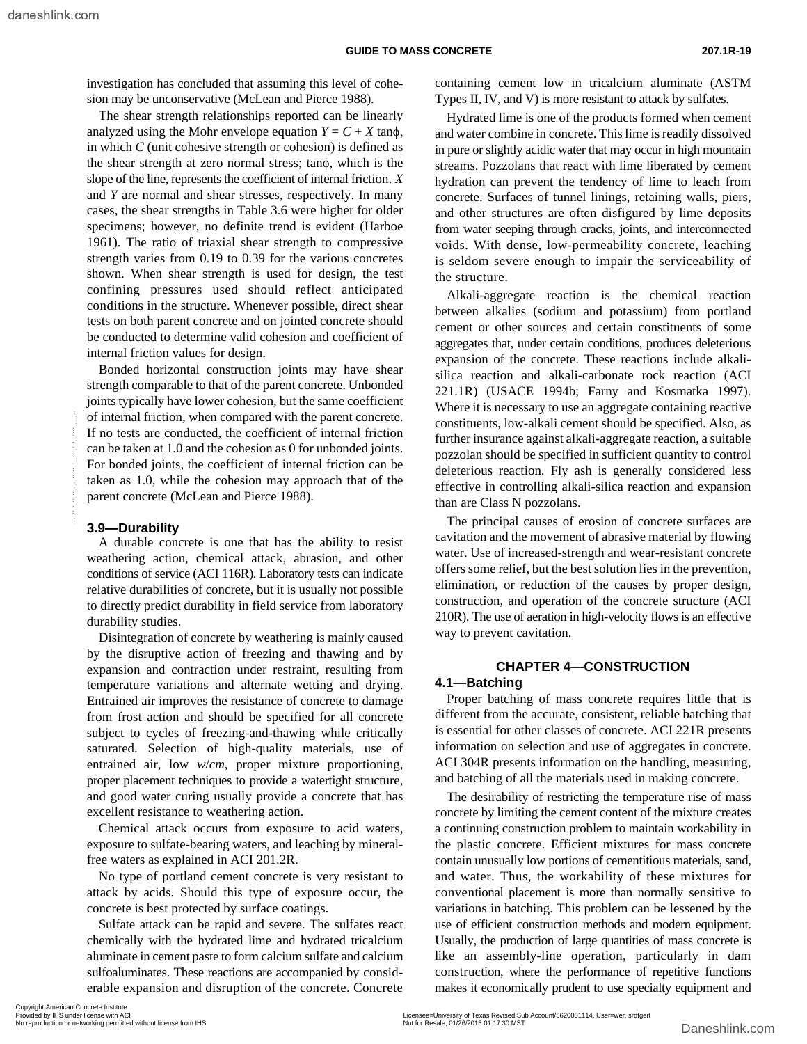investigation has concluded that assuming this level of cohesion may be unconservative (McLean and Pierce 1988).

The shear strength relationships reported can be linearly analyzed using the Mohr envelope equation $Y = C + X \tan\phi$, in which $C$ (unit cohesive strength or cohesion) is defined as the shear strength at zero normal stress; $\tan\phi$, which is the slope of the line, represents the coefficient of internal friction. $X$ and $Y$ are normal and shear stresses, respectively. In many cases, the shear strengths in Table 3.6 were higher for older specimens; however, no definite trend is evident (Harboe 1961). The ratio of triaxial shear strength to compressive strength varies from 0.19 to 0.39 for the various concretes shown. When shear strength is used for design, the test confining pressures used should reflect anticipated conditions in the structure. Whenever possible, direct shear tests on both parent concrete and on jointed concrete should be conducted to determine valid cohesion and coefficient of internal friction values for design.

Bonded horizontal construction joints may have shear strength comparable to that of the parent concrete. Unbonded joints typically have lower cohesion, but the same coefficient of internal friction, when compared with the parent concrete. If no tests are conducted, the coefficient of internal friction can be taken at 1.0 and the cohesion as 0 for unbonded joints. For bonded joints, the coefficient of internal friction can be taken as 1.0, while the cohesion may approach that of the parent concrete (McLean and Pierce 1988).

## 3.9—Durability

A durable concrete is one that has the ability to resist weathering action, chemical attack, abrasion, and other conditions of service (ACI 116R). Laboratory tests can indicate relative durabilities of concrete, but it is usually not possible to directly predict durability in field service from laboratory durability studies.

Disintegration of concrete by weathering is mainly caused by the disruptive action of freezing and thawing and by expansion and contraction under restraint, resulting from temperature variations and alternate wetting and drying. Entrained air improves the resistance of concrete to damage from frost action and should be specified for all concrete subject to cycles of freezing-and-thawing while critically saturated. Selection of high-quality materials, use of entrained air, low $w/cm$, proper mixture proportioning, proper placement techniques to provide a watertight structure, and good water curing usually provide a concrete that has excellent resistance to weathering action.

Chemical attack occurs from exposure to acid waters, exposure to sulfate-bearing waters, and leaching by mineral-free waters as explained in ACI 201.2R.

No type of portland cement concrete is very resistant to attack by acids. Should this type of exposure occur, the concrete is best protected by surface coatings.

Sulfate attack can be rapid and severe. The sulfates react chemically with the hydrated lime and hydrated tricalcium aluminate in cement paste to form calcium sulfate and calcium sulfoaluminates. These reactions are accompanied by considerable expansion and disruption of the concrete. Concrete containing cement low in tricalcium aluminate (ASTM Types II, IV, and V) is more resistant to attack by sulfates.

Hydrated lime is one of the products formed when cement and water combine in concrete. This lime is readily dissolved in pure or slightly acidic water that may occur in high mountain streams. Pozzolans that react with lime liberated by cement hydration can prevent the tendency of lime to leach from concrete. Surfaces of tunnel linings, retaining walls, piers, and other structures are often disfigured by lime deposits from water seeping through cracks, joints, and interconnected voids. With dense, low-permeability concrete, leaching is seldom severe enough to impair the serviceability of the structure.

Alkali-aggregate reaction is the chemical reaction between alkalies (sodium and potassium) from portland cement or other sources and certain constituents of some aggregates that, under certain conditions, produces deleterious expansion of the concrete. These reactions include alkali-silica reaction and alkali-carbonate rock reaction (ACI 221.1R) (USACE 1994b; Farny and Kosmatka 1997). Where it is necessary to use an aggregate containing reactive constituents, low-alkali cement should be specified. Also, as further insurance against alkali-aggregate reaction, a suitable pozzolan should be specified in sufficient quantity to control deleterious reaction. Fly ash is generally considered less effective in controlling alkali-silica reaction and expansion than are Class N pozzolans.

The principal causes of erosion of concrete surfaces are cavitation and the movement of abrasive material by flowing water. Use of increased-strength and wear-resistant concrete offers some relief, but the best solution lies in the prevention, elimination, or reduction of the causes by proper design, construction, and operation of the concrete structure (ACI 210R). The use of aeration in high-velocity flows is an effective way to prevent cavitation.

# CHAPTER 4—CONSTRUCTION

## 4.1—Batching

Proper batching of mass concrete requires little that is different from the accurate, consistent, reliable batching that is essential for other classes of concrete. ACI 221R presents information on selection and use of aggregates in concrete. ACI 304R presents information on the handling, measuring, and batching of all the materials used in making concrete.

The desirability of restricting the temperature rise of mass concrete by limiting the cement content of the mixture creates a continuing construction problem to maintain workability in the plastic concrete. Efficient mixtures for mass concrete contain unusually low portions of cementitious materials, sand, and water. Thus, the workability of these mixtures for conventional placement is more than normally sensitive to variations in batching. This problem can be lessened by the use of efficient construction methods and modern equipment. Usually, the production of large quantities of mass concrete is like an assembly-line operation, particularly in dam construction, where the performance of repetitive functions makes it economically prudent to use specialty equipment and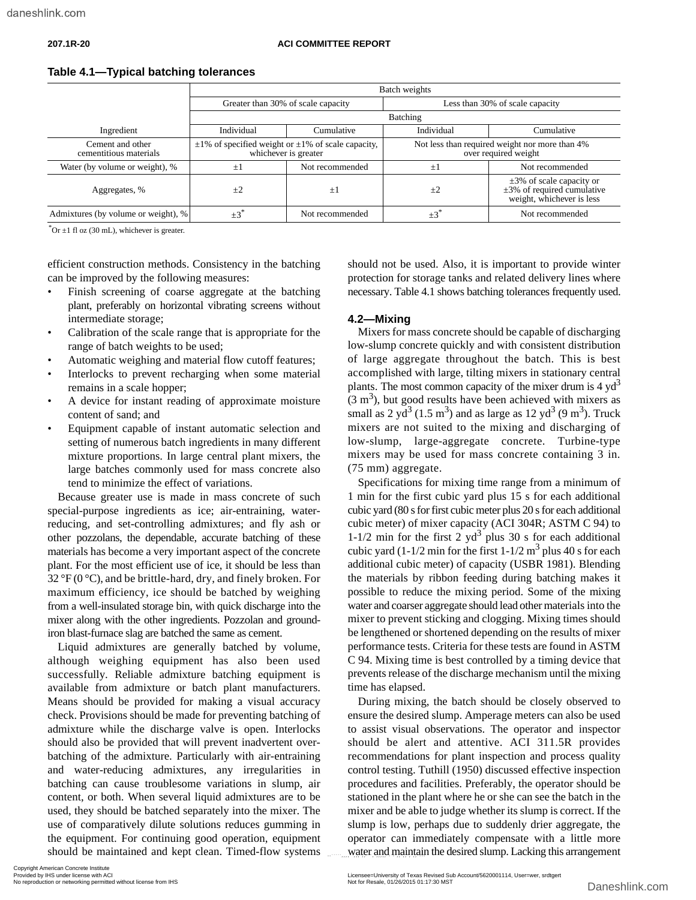**Table 4.1—Typical batching tolerances**

| Ingredient | Batch weights | | | |
|---|---|---|---|---|
| | Greater than 30% of scale capacity | | Less than 30% of scale capacity | |
| | Batching | | | |
| | Individual | Cumulative | Individual | Cumulative |
| Cement and other cementitious materials | ±1% of specified weight or ±1% of scale capacity, whichever is greater | | Not less than required weight nor more than 4% over required weight | |
| Water (by volume or weight), % | ±1 | Not recommended | ±1 | Not recommended |
| Aggregates, % | ±2 | ±1 | ±2 | ±3% of scale capacity or ±3% of required cumulative weight, whichever is less |
| Admixtures (by volume or weight), % | ±3* | Not recommended | ±3* | Not recommended |

*Or ±1 fl oz (30 mL), whichever is greater.

efficient construction methods. Consistency in the batching can be improved by the following measures:

- Finish screening of coarse aggregate at the batching plant, preferably on horizontal vibrating screens without intermediate storage;
- Calibration of the scale range that is appropriate for the range of batch weights to be used;
- Automatic weighing and material flow cutoff features;
- Interlocks to prevent recharging when some material remains in a scale hopper;
- A device for instant reading of approximate moisture content of sand; and
- Equipment capable of instant automatic selection and setting of numerous batch ingredients in many different mixture proportions. In large central plant mixers, the large batches commonly used for mass concrete also tend to minimize the effect of variations.

Because greater use is made in mass concrete of such special-purpose ingredients as ice; air-entraining, water-reducing, and set-controlling admixtures; and fly ash or other pozzolans, the dependable, accurate batching of these materials has become a very important aspect of the concrete plant. For the most efficient use of ice, it should be less than 32 °F (0 °C), and be brittle-hard, dry, and finely broken. For maximum efficiency, ice should be batched by weighing from a well-insulated storage bin, with quick discharge into the mixer along with the other ingredients. Pozzolan and ground-iron blast-furnace slag are batched the same as cement.

Liquid admixtures are generally batched by volume, although weighing equipment has also been used successfully. Reliable admixture batching equipment is available from admixture or batch plant manufacturers. Means should be provided for making a visual accuracy check. Provisions should be made for preventing batching of admixture while the discharge valve is open. Interlocks should also be provided that will prevent inadvertent over-batching of the admixture. Particularly with air-entraining and water-reducing admixtures, any irregularities in batching can cause troublesome variations in slump, air content, or both. When several liquid admixtures are to be used, they should be batched separately into the mixer. The use of comparatively dilute solutions reduces gumming in the equipment. For continuing good operation, equipment should be maintained and kept clean. Timed-flow systems should not be used. Also, it is important to provide winter protection for storage tanks and related delivery lines where necessary. Table 4.1 shows batching tolerances frequently used.

## 4.2—Mixing

Mixers for mass concrete should be capable of discharging low-slump concrete quickly and with consistent distribution of large aggregate throughout the batch. This is best accomplished with large, tilting mixers in stationary central plants. The most common capacity of the mixer drum is 4 yd$^3$ (3 m$^3$), but good results have been achieved with mixers as small as 2 yd$^3$ (1.5 m$^3$) and as large as 12 yd$^3$ (9 m$^3$). Truck mixers are not suited to the mixing and discharging of low-slump, large-aggregate concrete. Turbine-type mixers may be used for mass concrete containing 3 in. (75 mm) aggregate.

Specifications for mixing time range from a minimum of 1 min for the first cubic yard plus 15 s for each additional cubic yard (80 s for first cubic meter plus 20 s for each additional cubic meter) of mixer capacity (ACI 304R; ASTM C 94) to 1-1/2 min for the first 2 yd$^3$ plus 30 s for each additional cubic yard (1-1/2 min for the first 1-1/2 m$^3$ plus 40 s for each additional cubic meter) of capacity (USBR 1981). Blending the materials by ribbon feeding during batching makes it possible to reduce the mixing period. Some of the mixing water and coarser aggregate should lead other materials into the mixer to prevent sticking and clogging. Mixing times should be lengthened or shortened depending on the results of mixer performance tests. Criteria for these tests are found in ASTM C 94. Mixing time is best controlled by a timing device that prevents release of the discharge mechanism until the mixing time has elapsed.

During mixing, the batch should be closely observed to ensure the desired slump. Amperage meters can also be used to assist visual observations. The operator and inspector should be alert and attentive. ACI 311.5R provides recommendations for plant inspection and process quality control testing. Tuthill (1950) discussed effective inspection procedures and facilities. Preferably, the operator should be stationed in the plant where he or she can see the batch in the mixer and be able to judge whether its slump is correct. If the slump is low, perhaps due to suddenly drier aggregate, the operator can immediately compensate with a little more water and maintain the desired slump. Lacking this arrangement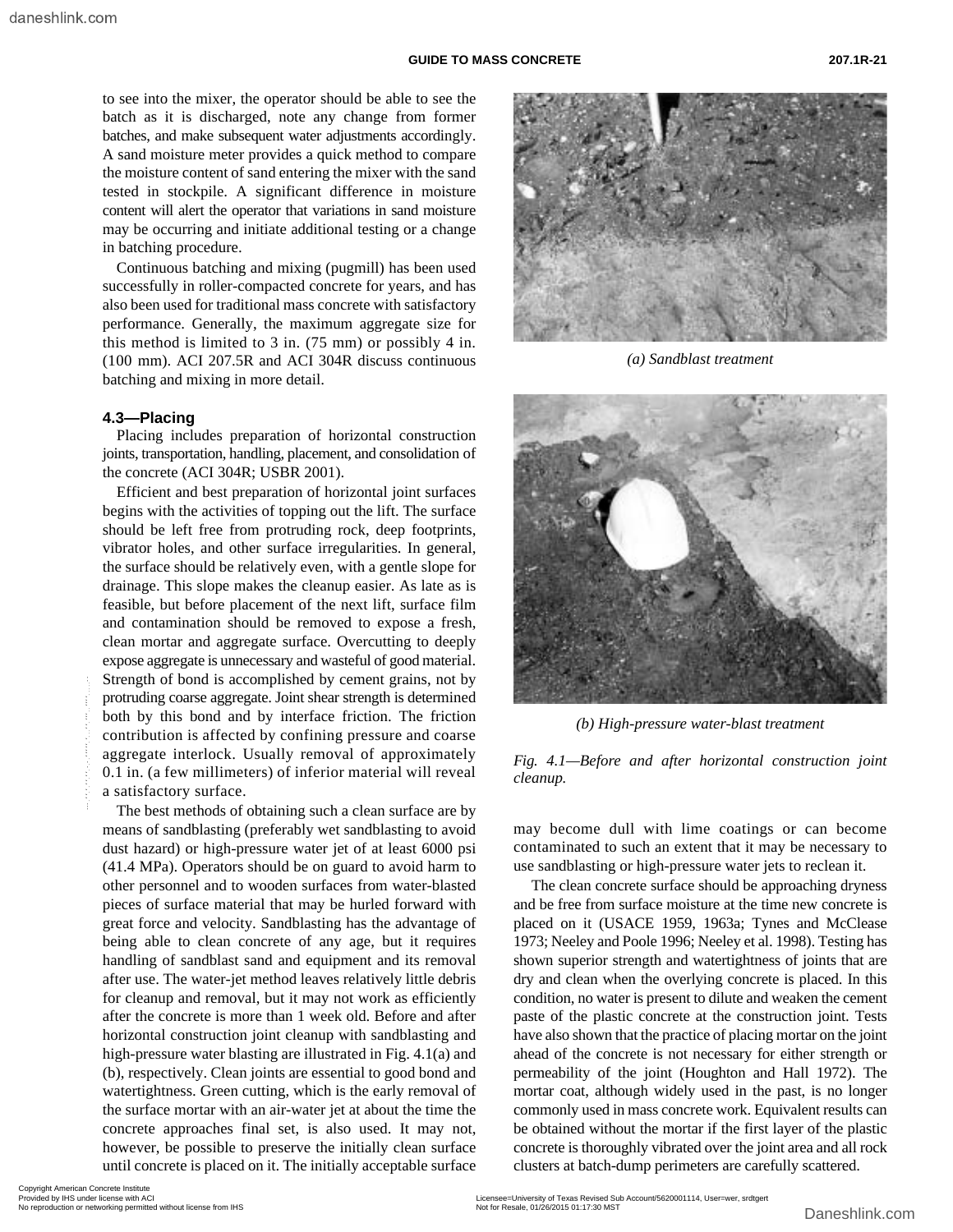to see into the mixer, the operator should be able to see the batch as it is discharged, note any change from former batches, and make subsequent water adjustments accordingly. A sand moisture meter provides a quick method to compare the moisture content of sand entering the mixer with the sand tested in stockpile. A significant difference in moisture content will alert the operator that variations in sand moisture may be occurring and initiate additional testing or a change in batching procedure.

Continuous batching and mixing (pugmill) has been used successfully in roller-compacted concrete for years, and has also been used for traditional mass concrete with satisfactory performance. Generally, the maximum aggregate size for this method is limited to 3 in. (75 mm) or possibly 4 in. (100 mm). ACI 207.5R and ACI 304R discuss continuous batching and mixing in more detail.

## 4.3—Placing

Placing includes preparation of horizontal construction joints, transportation, handling, placement, and consolidation of the concrete (ACI 304R; USBR 2001).

Efficient and best preparation of horizontal joint surfaces begins with the activities of topping out the lift. The surface should be left free from protruding rock, deep footprints, vibrator holes, and other surface irregularities. In general, the surface should be relatively even, with a gentle slope for drainage. This slope makes the cleanup easier. As late as is feasible, but before placement of the next lift, surface film and contamination should be removed to expose a fresh, clean mortar and aggregate surface. Overcutting to deeply expose aggregate is unnecessary and wasteful of good material. Strength of bond is accomplished by cement grains, not by protruding coarse aggregate. Joint shear strength is determined both by this bond and by interface friction. The friction contribution is affected by confining pressure and coarse aggregate interlock. Usually removal of approximately 0.1 in. (a few millimeters) of inferior material will reveal a satisfactory surface.

The best methods of obtaining such a clean surface are by means of sandblasting (preferably wet sandblasting to avoid dust hazard) or high-pressure water jet of at least 6000 psi (41.4 MPa). Operators should be on guard to avoid harm to other personnel and to wooden surfaces from water-blasted pieces of surface material that may be hurled forward with great force and velocity. Sandblasting has the advantage of being able to clean concrete of any age, but it requires handling of sandblast sand and equipment and its removal after use. The water-jet method leaves relatively little debris for cleanup and removal, but it may not work as efficiently after the concrete is more than 1 week old. Before and after horizontal construction joint cleanup with sandblasting and high-pressure water blasting are illustrated in Fig. 4.1(a) and (b), respectively. Clean joints are essential to good bond and watertightness. Green cutting, which is the early removal of the surface mortar with an air-water jet at about the time the concrete approaches final set, is also used. It may not, however, be possible to preserve the initially clean surface until concrete is placed on it. The initially acceptable surface may become dull with lime coatings or can become contaminated to such an extent that it may be necessary to use sandblasting or high-pressure water jets to reclean it.

*(a) Sandblast treatment*

*(b) High-pressure water-blast treatment*

*Fig. 4.1—Before and after horizontal construction joint cleanup.*

The clean concrete surface should be approaching dryness and be free from surface moisture at the time new concrete is placed on it (USACE 1959, 1963a; Tynes and McClease 1973; Neeley and Poole 1996; Neeley et al. 1998). Testing has shown superior strength and watertightness of joints that are dry and clean when the overlying concrete is placed. In this condition, no water is present to dilute and weaken the cement paste of the plastic concrete at the construction joint. Tests have also shown that the practice of placing mortar on the joint ahead of the concrete is not necessary for either strength or permeability of the joint (Houghton and Hall 1972). The mortar coat, although widely used in the past, is no longer commonly used in mass concrete work. Equivalent results can be obtained without the mortar if the first layer of the plastic concrete is thoroughly vibrated over the joint area and all rock clusters at batch-dump perimeters are carefully scattered.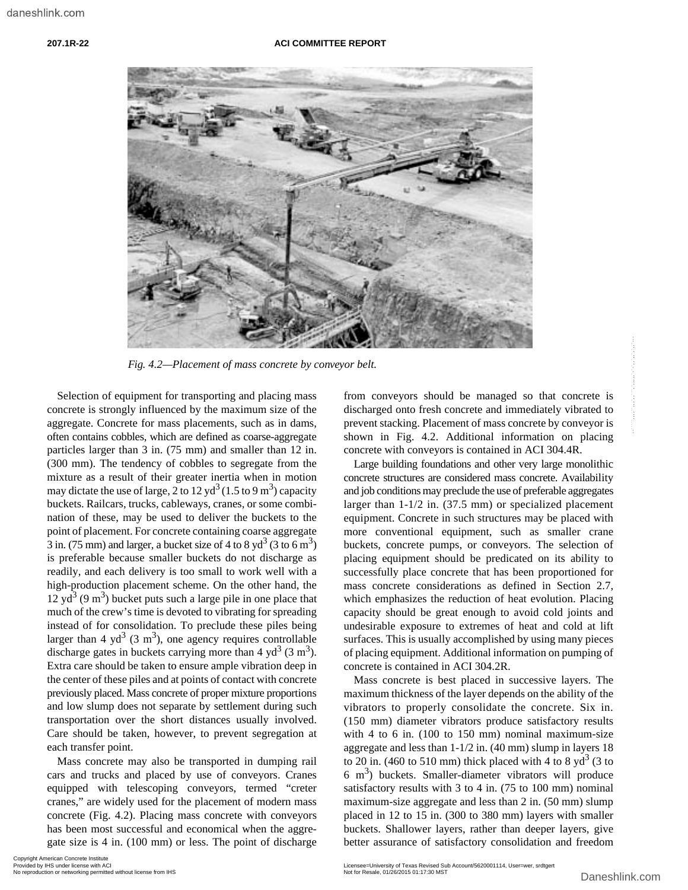*Fig. 4.2—Placement of mass concrete by conveyor belt.*

Selection of equipment for transporting and placing mass concrete is strongly influenced by the maximum size of the aggregate. Concrete for mass placements, such as in dams, often contains cobbles, which are defined as coarse-aggregate particles larger than 3 in. (75 mm) and smaller than 12 in. (300 mm). The tendency of cobbles to segregate from the mixture as a result of their greater inertia when in motion may dictate the use of large, 2 to 12 $yd^3$ (1.5 to 9 $m^3$) capacity buckets. Railcars, trucks, cableways, cranes, or some combination of these, may be used to deliver the buckets to the point of placement. For concrete containing coarse aggregate 3 in. (75 mm) and larger, a bucket size of 4 to 8 $yd^3$ (3 to 6 $m^3$) is preferable because smaller buckets do not discharge as readily, and each delivery is too small to work well with a high-production placement scheme. On the other hand, the 12 $yd^3$ (9 $m^3$) bucket puts such a large pile in one place that much of the crew's time is devoted to vibrating for spreading instead of for consolidation. To preclude these piles being larger than 4 $yd^3$ (3 $m^3$), one agency requires controllable discharge gates in buckets carrying more than 4 $yd^3$ (3 $m^3$). Extra care should be taken to ensure ample vibration deep in the center of these piles and at points of contact with concrete previously placed. Mass concrete of proper mixture proportions and low slump does not separate by settlement during such transportation over the short distances usually involved. Care should be taken, however, to prevent segregation at each transfer point.

Mass concrete may also be transported in dumping rail cars and trucks and placed by use of conveyors. Cranes equipped with telescoping conveyors, termed "creter cranes," are widely used for the placement of modern mass concrete (Fig. 4.2). Placing mass concrete with conveyors has been most successful and economical when the aggregate size is 4 in. (100 mm) or less. The point of discharge from conveyors should be managed so that concrete is discharged onto fresh concrete and immediately vibrated to prevent stacking. Placement of mass concrete by conveyor is shown in Fig. 4.2. Additional information on placing concrete with conveyors is contained in ACI 304.4R.

Large building foundations and other very large monolithic concrete structures are considered mass concrete. Availability and job conditions may preclude the use of preferable aggregates larger than 1-1/2 in. (37.5 mm) or specialized placement equipment. Concrete in such structures may be placed with more conventional equipment, such as smaller crane buckets, concrete pumps, or conveyors. The selection of placing equipment should be predicated on its ability to successfully place concrete that has been proportioned for mass concrete considerations as defined in Section 2.7, which emphasizes the reduction of heat evolution. Placing capacity should be great enough to avoid cold joints and undesirable exposure to extremes of heat and cold at lift surfaces. This is usually accomplished by using many pieces of placing equipment. Additional information on pumping of concrete is contained in ACI 304.2R.

Mass concrete is best placed in successive layers. The maximum thickness of the layer depends on the ability of the vibrators to properly consolidate the concrete. Six in. (150 mm) diameter vibrators produce satisfactory results with 4 to 6 in. (100 to 150 mm) nominal maximum-size aggregate and less than 1-1/2 in. (40 mm) slump in layers 18 to 20 in. (460 to 510 mm) thick placed with 4 to 8 $yd^3$ (3 to 6 $m^3$) buckets. Smaller-diameter vibrators will produce satisfactory results with 3 to 4 in. (75 to 100 mm) nominal maximum-size aggregate and less than 2 in. (50 mm) slump placed in 12 to 15 in. (300 to 380 mm) layers with smaller buckets. Shallower layers, rather than deeper layers, give better assurance of satisfactory consolidation and freedom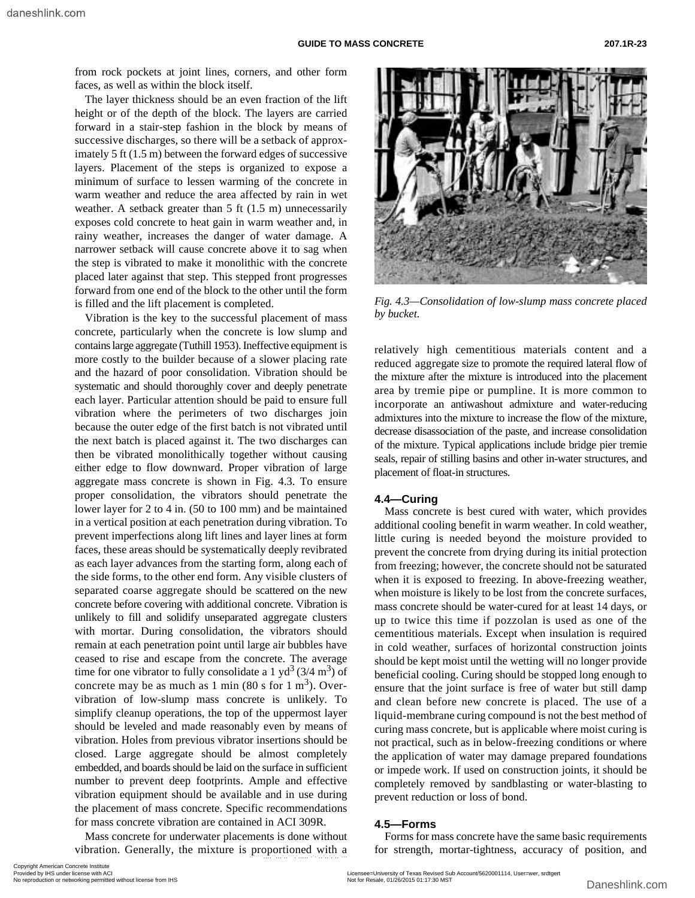from rock pockets at joint lines, corners, and other form faces, as well as within the block itself.

The layer thickness should be an even fraction of the lift height or of the depth of the block. The layers are carried forward in a stair-step fashion in the block by means of successive discharges, so there will be a setback of approximately 5 ft (1.5 m) between the forward edges of successive layers. Placement of the steps is organized to expose a minimum of surface to lessen warming of the concrete in warm weather and reduce the area affected by rain in wet weather. A setback greater than 5 ft (1.5 m) unnecessarily exposes cold concrete to heat gain in warm weather and, in rainy weather, increases the danger of water damage. A narrower setback will cause concrete above it to sag when the step is vibrated to make it monolithic with the concrete placed later against that step. This stepped front progresses forward from one end of the block to the other until the form is filled and the lift placement is completed.

Vibration is the key to the successful placement of mass concrete, particularly when the concrete is low slump and contains large aggregate (Tuthill 1953). Ineffective equipment is more costly to the builder because of a slower placing rate and the hazard of poor consolidation. Vibration should be systematic and should thoroughly cover and deeply penetrate each layer. Particular attention should be paid to ensure full vibration where the perimeters of two discharges join because the outer edge of the first batch is not vibrated until the next batch is placed against it. The two discharges can then be vibrated monolithically together without causing either edge to flow downward. Proper vibration of large aggregate mass concrete is shown in Fig. 4.3. To ensure proper consolidation, the vibrators should penetrate the lower layer for 2 to 4 in. (50 to 100 mm) and be maintained in a vertical position at each penetration during vibration. To prevent imperfections along lift lines and layer lines at form faces, these areas should be systematically deeply revibrated as each layer advances from the starting form, along each of the side forms, to the other end form. Any visible clusters of separated coarse aggregate should be scattered on the new concrete before covering with additional concrete. Vibration is unlikely to fill and solidify unseparated aggregate clusters with mortar. During consolidation, the vibrators should remain at each penetration point until large air bubbles have ceased to rise and escape from the concrete. The average time for one vibrator to fully consolidate a 1 $yd^3$ (3/4 $m^3$) of concrete may be as much as 1 min (80 s for 1 $m^3$). Overvibration of low-slump mass concrete is unlikely. To simplify cleanup operations, the top of the uppermost layer should be leveled and made reasonably even by means of vibration. Holes from previous vibrator insertions should be closed. Large aggregate should be almost completely embedded, and boards should be laid on the surface in sufficient number to prevent deep footprints. Ample and effective vibration equipment should be available and in use during the placement of mass concrete. Specific recommendations for mass concrete vibration are contained in ACI 309R.

Mass concrete for underwater placements is done without vibration. Generally, the mixture is proportioned with a relatively high cementitious materials content and a reduced aggregate size to promote the required lateral flow of the mixture after the mixture is introduced into the placement area by tremie pipe or pumpline. It is more common to incorporate an antiwashout admixture and water-reducing admixtures into the mixture to increase the flow of the mixture, decrease disassociation of the paste, and increase consolidation of the mixture. Typical applications include bridge pier tremie seals, repair of stilling basins and other in-water structures, and placement of float-in structures.

*Fig. 4.3—Consolidation of low-slump mass concrete placed by bucket.*

## 4.4—Curing

Mass concrete is best cured with water, which provides additional cooling benefit in warm weather. In cold weather, little curing is needed beyond the moisture provided to prevent the concrete from drying during its initial protection from freezing; however, the concrete should not be saturated when it is exposed to freezing. In above-freezing weather, when moisture is likely to be lost from the concrete surfaces, mass concrete should be water-cured for at least 14 days, or up to twice this time if pozzolan is used as one of the cementitious materials. Except when insulation is required in cold weather, surfaces of horizontal construction joints should be kept moist until the wetting will no longer provide beneficial cooling. Curing should be stopped long enough to ensure that the joint surface is free of water but still damp and clean before new concrete is placed. The use of a liquid-membrane curing compound is not the best method of curing mass concrete, but is applicable where moist curing is not practical, such as in below-freezing conditions or where the application of water may damage prepared foundations or impede work. If used on construction joints, it should be completely removed by sandblasting or water-blasting to prevent reduction or loss of bond.

## 4.5—Forms

Forms for mass concrete have the same basic requirements for strength, mortar-tightness, accuracy of position, and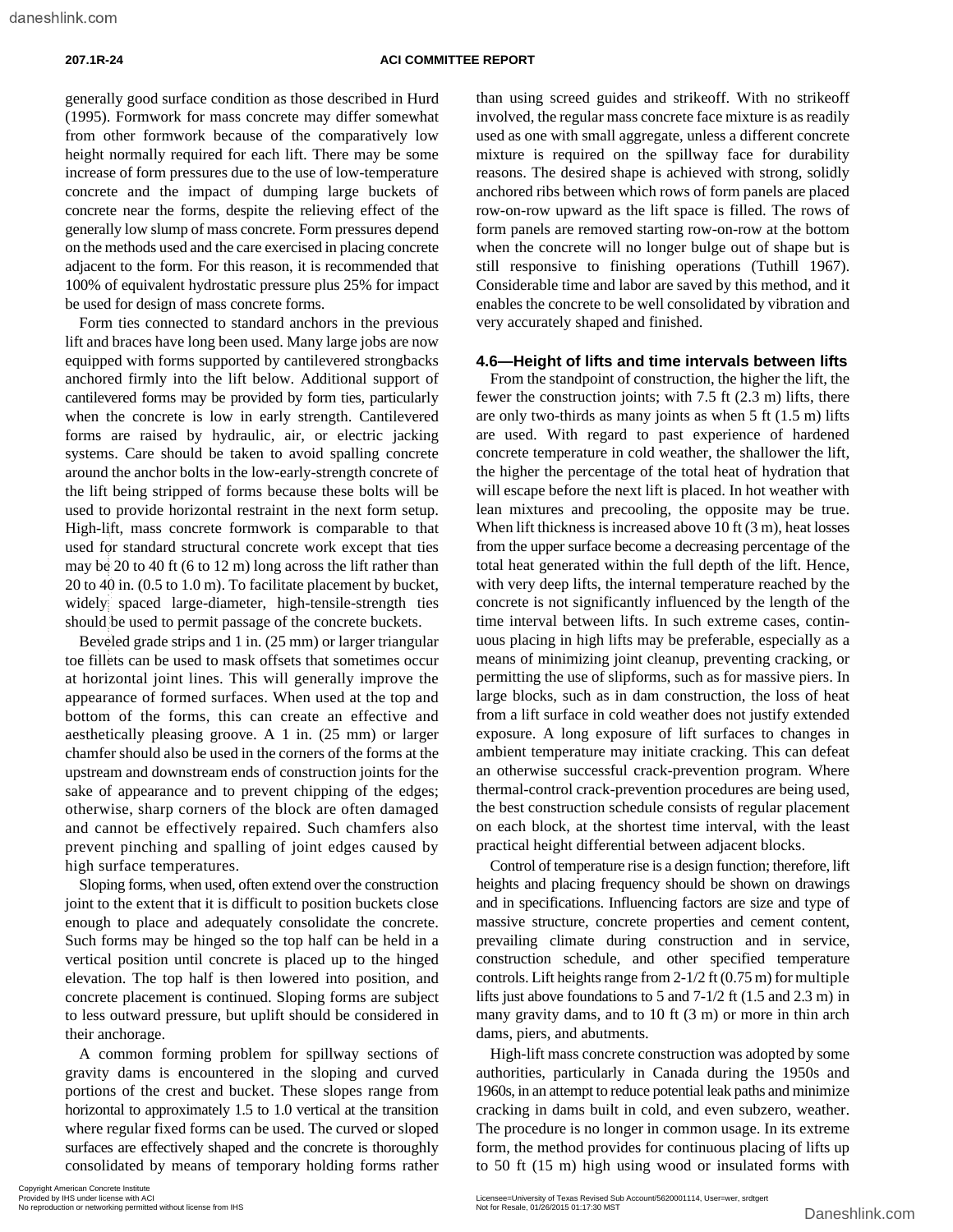generally good surface condition as those described in Hurd (1995). Formwork for mass concrete may differ somewhat from other formwork because of the comparatively low height normally required for each lift. There may be some increase of form pressures due to the use of low-temperature concrete and the impact of dumping large buckets of concrete near the forms, despite the relieving effect of the generally low slump of mass concrete. Form pressures depend on the methods used and the care exercised in placing concrete adjacent to the form. For this reason, it is recommended that 100% of equivalent hydrostatic pressure plus 25% for impact be used for design of mass concrete forms.

Form ties connected to standard anchors in the previous lift and braces have long been used. Many large jobs are now equipped with forms supported by cantilevered strongbacks anchored firmly into the lift below. Additional support of cantilevered forms may be provided by form ties, particularly when the concrete is low in early strength. Cantilevered forms are raised by hydraulic, air, or electric jacking systems. Care should be taken to avoid spalling concrete around the anchor bolts in the low-early-strength concrete of the lift being stripped of forms because these bolts will be used to provide horizontal restraint in the next form setup. High-lift, mass concrete formwork is comparable to that used for standard structural concrete work except that ties may be 20 to 40 ft (6 to 12 m) long across the lift rather than 20 to 40 in. (0.5 to 1.0 m). To facilitate placement by bucket, widely spaced large-diameter, high-tensile-strength ties should be used to permit passage of the concrete buckets.

Beveled grade strips and 1 in. (25 mm) or larger triangular toe fillets can be used to mask offsets that sometimes occur at horizontal joint lines. This will generally improve the appearance of formed surfaces. When used at the top and bottom of the forms, this can create an effective and aesthetically pleasing groove. A 1 in. (25 mm) or larger chamfer should also be used in the corners of the forms at the upstream and downstream ends of construction joints for the sake of appearance and to prevent chipping of the edges; otherwise, sharp corners of the block are often damaged and cannot be effectively repaired. Such chamfers also prevent pinching and spalling of joint edges caused by high surface temperatures.

Sloping forms, when used, often extend over the construction joint to the extent that it is difficult to position buckets close enough to place and adequately consolidate the concrete. Such forms may be hinged so the top half can be held in a vertical position until concrete is placed up to the hinged elevation. The top half is then lowered into position, and concrete placement is continued. Sloping forms are subject to less outward pressure, but uplift should be considered in their anchorage.

A common forming problem for spillway sections of gravity dams is encountered in the sloping and curved portions of the crest and bucket. These slopes range from horizontal to approximately 1.5 to 1.0 vertical at the transition where regular fixed forms can be used. The curved or sloped surfaces are effectively shaped and the concrete is thoroughly consolidated by means of temporary holding forms rather than using screed guides and strikeoff. With no strikeoff involved, the regular mass concrete face mixture is as readily used as one with small aggregate, unless a different concrete mixture is required on the spillway face for durability reasons. The desired shape is achieved with strong, solidly anchored ribs between which rows of form panels are placed row-on-row upward as the lift space is filled. The rows of form panels are removed starting row-on-row at the bottom when the concrete will no longer bulge out of shape but is still responsive to finishing operations (Tuthill 1967). Considerable time and labor are saved by this method, and it enables the concrete to be well consolidated by vibration and very accurately shaped and finished.

## 4.6—Height of lifts and time intervals between lifts

From the standpoint of construction, the higher the lift, the fewer the construction joints; with 7.5 ft (2.3 m) lifts, there are only two-thirds as many joints as when 5 ft (1.5 m) lifts are used. With regard to past experience of hardened concrete temperature in cold weather, the shallower the lift, the higher the percentage of the total heat of hydration that will escape before the next lift is placed. In hot weather with lean mixtures and precooling, the opposite may be true. When lift thickness is increased above 10 ft (3 m), heat losses from the upper surface become a decreasing percentage of the total heat generated within the full depth of the lift. Hence, with very deep lifts, the internal temperature reached by the concrete is not significantly influenced by the length of the time interval between lifts. In such extreme cases, continuous placing in high lifts may be preferable, especially as a means of minimizing joint cleanup, preventing cracking, or permitting the use of slipforms, such as for massive piers. In large blocks, such as in dam construction, the loss of heat from a lift surface in cold weather does not justify extended exposure. A long exposure of lift surfaces to changes in ambient temperature may initiate cracking. This can defeat an otherwise successful crack-prevention program. Where thermal-control crack-prevention procedures are being used, the best construction schedule consists of regular placement on each block, at the shortest time interval, with the least practical height differential between adjacent blocks.

Control of temperature rise is a design function; therefore, lift heights and placing frequency should be shown on drawings and in specifications. Influencing factors are size and type of massive structure, concrete properties and cement content, prevailing climate during construction and in service, construction schedule, and other specified temperature controls. Lift heights range from 2-1/2 ft (0.75 m) for multiple lifts just above foundations to 5 and 7-1/2 ft (1.5 and 2.3 m) in many gravity dams, and to 10 ft (3 m) or more in thin arch dams, piers, and abutments.

High-lift mass concrete construction was adopted by some authorities, particularly in Canada during the 1950s and 1960s, in an attempt to reduce potential leak paths and minimize cracking in dams built in cold, and even subzero, weather. The procedure is no longer in common usage. In its extreme form, the method provides for continuous placing of lifts up to 50 ft (15 m) high using wood or insulated forms with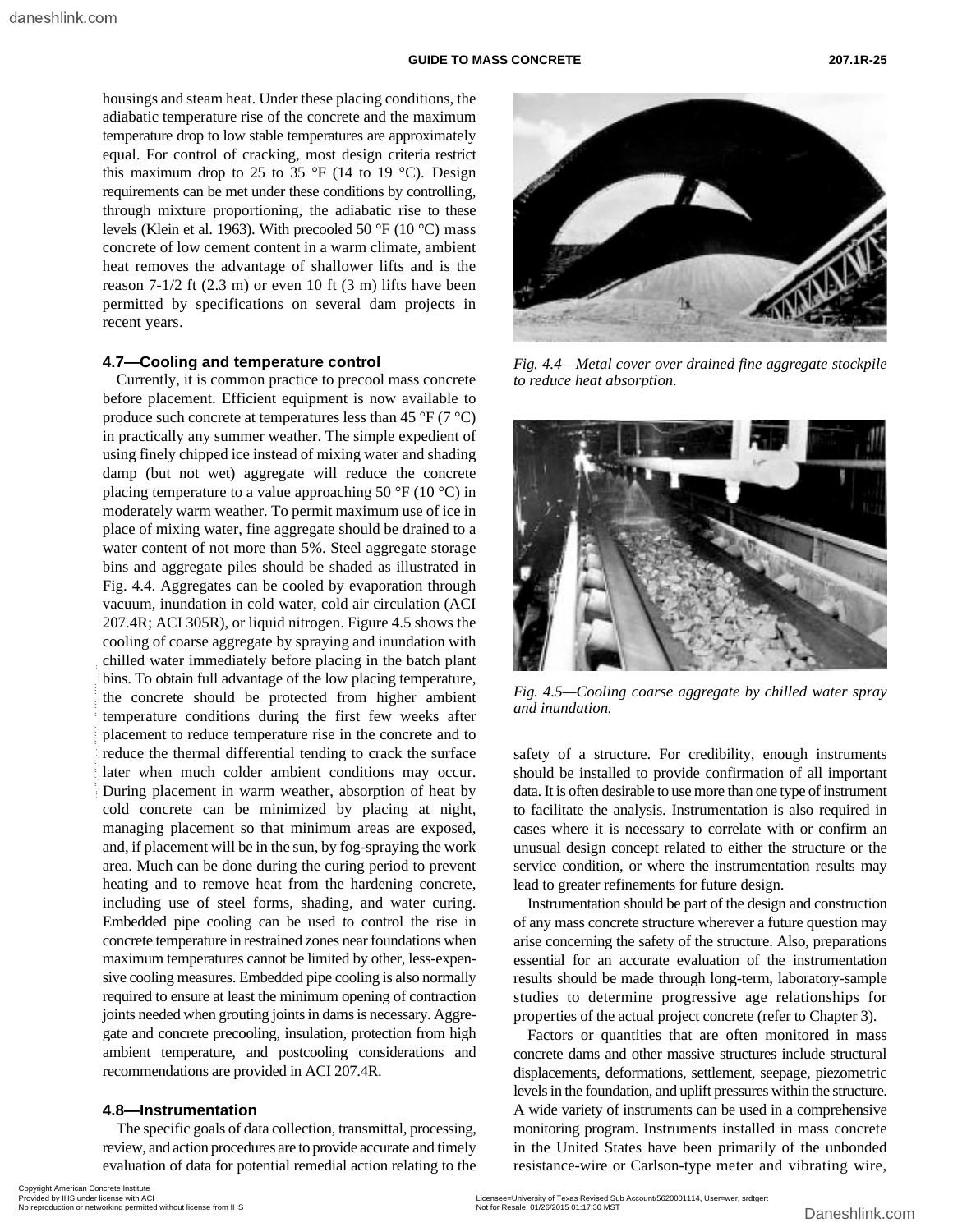housings and steam heat. Under these placing conditions, the adiabatic temperature rise of the concrete and the maximum temperature drop to low stable temperatures are approximately equal. For control of cracking, most design criteria restrict this maximum drop to 25 to 35 °F (14 to 19 °C). Design requirements can be met under these conditions by controlling, through mixture proportioning, the adiabatic rise to these levels (Klein et al. 1963). With precooled 50 °F (10 °C) mass concrete of low cement content in a warm climate, ambient heat removes the advantage of shallower lifts and is the reason 7-1/2 ft (2.3 m) or even 10 ft (3 m) lifts have been permitted by specifications on several dam projects in recent years.

## 4.7—Cooling and temperature control

Currently, it is common practice to precool mass concrete before placement. Efficient equipment is now available to produce such concrete at temperatures less than 45 °F (7 °C) in practically any summer weather. The simple expedient of using finely chipped ice instead of mixing water and shading damp (but not wet) aggregate will reduce the concrete placing temperature to a value approaching 50 °F (10 °C) in moderately warm weather. To permit maximum use of ice in place of mixing water, fine aggregate should be drained to a water content of not more than 5%. Steel aggregate storage bins and aggregate piles should be shaded as illustrated in Fig. 4.4. Aggregates can be cooled by evaporation through vacuum, inundation in cold water, cold air circulation (ACI 207.4R; ACI 305R), or liquid nitrogen. Figure 4.5 shows the cooling of coarse aggregate by spraying and inundation with chilled water immediately before placing in the batch plant bins. To obtain full advantage of the low placing temperature, the concrete should be protected from higher ambient temperature conditions during the first few weeks after placement to reduce temperature rise in the concrete and to reduce the thermal differential tending to crack the surface later when much colder ambient conditions may occur. During placement in warm weather, absorption of heat by cold concrete can be minimized by placing at night, managing placement so that minimum areas are exposed, and, if placement will be in the sun, by fog-spraying the work area. Much can be done during the curing period to prevent heating and to remove heat from the hardening concrete, including use of steel forms, shading, and water curing. Embedded pipe cooling can be used to control the rise in concrete temperature in restrained zones near foundations when maximum temperatures cannot be limited by other, less-expensive cooling measures. Embedded pipe cooling is also normally required to ensure at least the minimum opening of contraction joints needed when grouting joints in dams is necessary. Aggregate and concrete precooling, insulation, protection from high ambient temperature, and postcooling considerations and recommendations are provided in ACI 207.4R.

*Fig. 4.4—Metal cover over drained fine aggregate stockpile to reduce heat absorption.*

*Fig. 4.5—Cooling coarse aggregate by chilled water spray and inundation.*

## 4.8—Instrumentation

The specific goals of data collection, transmittal, processing, review, and action procedures are to provide accurate and timely evaluation of data for potential remedial action relating to the safety of a structure. For credibility, enough instruments should be installed to provide confirmation of all important data. It is often desirable to use more than one type of instrument to facilitate the analysis. Instrumentation is also required in cases where it is necessary to correlate with or confirm an unusual design concept related to either the structure or the service condition, or where the instrumentation results may lead to greater refinements for future design.

Instrumentation should be part of the design and construction of any mass concrete structure wherever a future question may arise concerning the safety of the structure. Also, preparations essential for an accurate evaluation of the instrumentation results should be made through long-term, laboratory-sample studies to determine progressive age relationships for properties of the actual project concrete (refer to Chapter 3).

Factors or quantities that are often monitored in mass concrete dams and other massive structures include structural displacements, deformations, settlement, seepage, piezometric levels in the foundation, and uplift pressures within the structure. A wide variety of instruments can be used in a comprehensive monitoring program. Instruments installed in mass concrete in the United States have been primarily of the unbonded resistance-wire or Carlson-type meter and vibrating wire,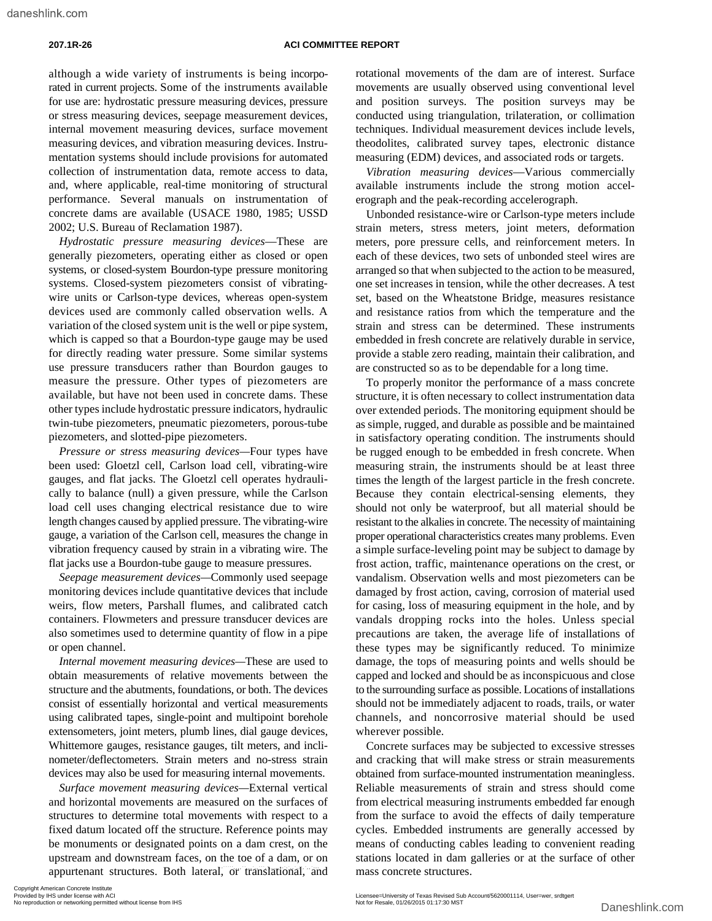although a wide variety of instruments is being incorporated in current projects. Some of the instruments available for use are: hydrostatic pressure measuring devices, pressure or stress measuring devices, seepage measurement devices, internal movement measuring devices, surface movement measuring devices, and vibration measuring devices. Instrumentation systems should include provisions for automated collection of instrumentation data, remote access to data, and, where applicable, real-time monitoring of structural performance. Several manuals on instrumentation of concrete dams are available (USACE 1980, 1985; USSD 2002; U.S. Bureau of Reclamation 1987).

*Hydrostatic pressure measuring devices*—These are generally piezometers, operating either as closed or open systems, or closed-system Bourdon-type pressure monitoring systems. Closed-system piezometers consist of vibrating-wire units or Carlson-type devices, whereas open-system devices used are commonly called observation wells. A variation of the closed system unit is the well or pipe system, which is capped so that a Bourdon-type gauge may be used for directly reading water pressure. Some similar systems use pressure transducers rather than Bourdon gauges to measure the pressure. Other types of piezometers are available, but have not been used in concrete dams. These other types include hydrostatic pressure indicators, hydraulic twin-tube piezometers, pneumatic piezometers, porous-tube piezometers, and slotted-pipe piezometers.

*Pressure or stress measuring devices*—Four types have been used: Gloetzl cell, Carlson load cell, vibrating-wire gauges, and flat jacks. The Gloetzl cell operates hydraulically to balance (null) a given pressure, while the Carlson load cell uses changing electrical resistance due to wire length changes caused by applied pressure. The vibrating-wire gauge, a variation of the Carlson cell, measures the change in vibration frequency caused by strain in a vibrating wire. The flat jacks use a Bourdon-tube gauge to measure pressures.

*Seepage measurement devices*—Commonly used seepage monitoring devices include quantitative devices that include weirs, flow meters, Parshall flumes, and calibrated catch containers. Flowmeters and pressure transducer devices are also sometimes used to determine quantity of flow in a pipe or open channel.

*Internal movement measuring devices*—These are used to obtain measurements of relative movements between the structure and the abutments, foundations, or both. The devices consist of essentially horizontal and vertical measurements using calibrated tapes, single-point and multipoint borehole extensometers, joint meters, plumb lines, dial gauge devices, Whittemore gauges, resistance gauges, tilt meters, and inclinometer/deflectometers. Strain meters and no-stress strain devices may also be used for measuring internal movements.

*Surface movement measuring devices*—External vertical and horizontal movements are measured on the surfaces of structures to determine total movements with respect to a fixed datum located off the structure. Reference points may be monuments or designated points on a dam crest, on the upstream and downstream faces, on the toe of a dam, or on appurtenant structures. Both lateral, or translational, and rotational movements of the dam are of interest. Surface movements are usually observed using conventional level and position surveys. The position surveys may be conducted using triangulation, trilateration, or collimation techniques. Individual measurement devices include levels, theodolites, calibrated survey tapes, electronic distance measuring (EDM) devices, and associated rods or targets.

*Vibration measuring devices*—Various commercially available instruments include the strong motion accelerograph and the peak-recording accelerograph.

Unbonded resistance-wire or Carlson-type meters include strain meters, stress meters, joint meters, deformation meters, pore pressure cells, and reinforcement meters. In each of these devices, two sets of unbonded steel wires are arranged so that when subjected to the action to be measured, one set increases in tension, while the other decreases. A test set, based on the Wheatstone Bridge, measures resistance and resistance ratios from which the temperature and the strain and stress can be determined. These instruments embedded in fresh concrete are relatively durable in service, provide a stable zero reading, maintain their calibration, and are constructed so as to be dependable for a long time.

To properly monitor the performance of a mass concrete structure, it is often necessary to collect instrumentation data over extended periods. The monitoring equipment should be as simple, rugged, and durable as possible and be maintained in satisfactory operating condition. The instruments should be rugged enough to be embedded in fresh concrete. When measuring strain, the instruments should be at least three times the length of the largest particle in the fresh concrete. Because they contain electrical-sensing elements, they should not only be waterproof, but all material should be resistant to the alkalies in concrete. The necessity of maintaining proper operational characteristics creates many problems. Even a simple surface-leveling point may be subject to damage by frost action, traffic, maintenance operations on the crest, or vandalism. Observation wells and most piezometers can be damaged by frost action, caving, corrosion of material used for casing, loss of measuring equipment in the hole, and by vandals dropping rocks into the holes. Unless special precautions are taken, the average life of installations of these types may be significantly reduced. To minimize damage, the tops of measuring points and wells should be capped and locked and should be as inconspicuous and close to the surrounding surface as possible. Locations of installations should not be immediately adjacent to roads, trails, or water channels, and noncorrosive material should be used wherever possible.

Concrete surfaces may be subjected to excessive stresses and cracking that will make stress or strain measurements obtained from surface-mounted instrumentation meaningless. Reliable measurements of strain and stress should come from electrical measuring instruments embedded far enough from the surface to avoid the effects of daily temperature cycles. Embedded instruments are generally accessed by means of conducting cables leading to convenient reading stations located in dam galleries or at the surface of other mass concrete structures.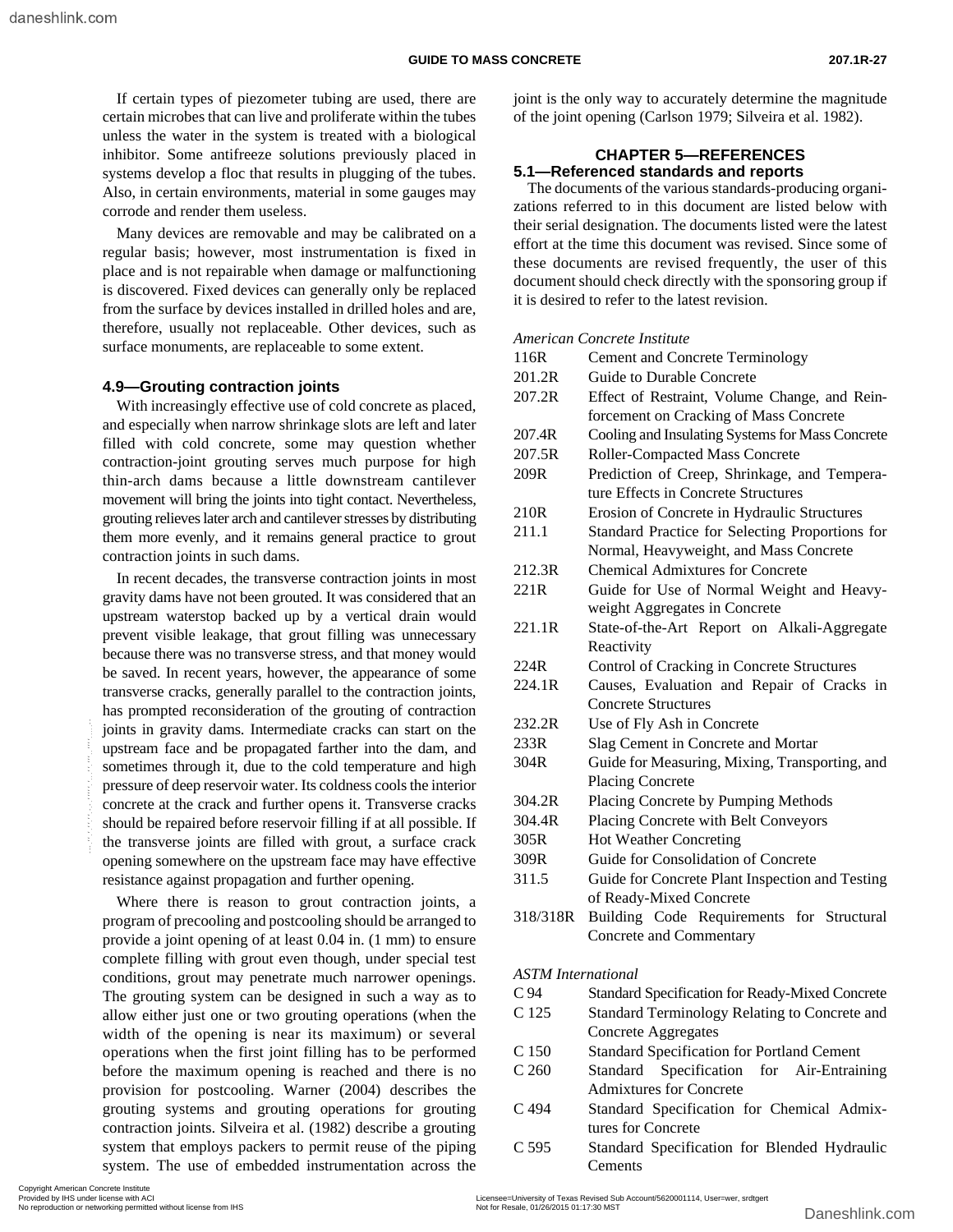If certain types of piezometer tubing are used, there are certain microbes that can live and proliferate within the tubes unless the water in the system is treated with a biological inhibitor. Some antifreeze solutions previously placed in systems develop a floc that results in plugging of the tubes. Also, in certain environments, material in some gauges may corrode and render them useless.

Many devices are removable and may be calibrated on a regular basis; however, most instrumentation is fixed in place and is not repairable when damage or malfunctioning is discovered. Fixed devices can generally only be replaced from the surface by devices installed in drilled holes and are, therefore, usually not replaceable. Other devices, such as surface monuments, are replaceable to some extent.

### 4.9—Grouting contraction joints

With increasingly effective use of cold concrete as placed, and especially when narrow shrinkage slots are left and later filled with cold concrete, some may question whether contraction-joint grouting serves much purpose for high thin-arch dams because a little downstream cantilever movement will bring the joints into tight contact. Nevertheless, grouting relieves later arch and cantilever stresses by distributing them more evenly, and it remains general practice to grout contraction joints in such dams.

In recent decades, the transverse contraction joints in most gravity dams have not been grouted. It was considered that an upstream waterstop backed up by a vertical drain would prevent visible leakage, that grout filling was unnecessary because there was no transverse stress, and that money would be saved. In recent years, however, the appearance of some transverse cracks, generally parallel to the contraction joints, has prompted reconsideration of the grouting of contraction joints in gravity dams. Intermediate cracks can start on the upstream face and be propagated farther into the dam, and sometimes through it, due to the cold temperature and high pressure of deep reservoir water. Its coldness cools the interior concrete at the crack and further opens it. Transverse cracks should be repaired before reservoir filling if at all possible. If the transverse joints are filled with grout, a surface crack opening somewhere on the upstream face may have effective resistance against propagation and further opening.

Where there is reason to grout contraction joints, a program of precooling and postcooling should be arranged to provide a joint opening of at least 0.04 in. (1 mm) to ensure complete filling with grout even though, under special test conditions, grout may penetrate much narrower openings. The grouting system can be designed in such a way as to allow either just one or two grouting operations (when the width of the opening is near its maximum) or several operations when the first joint filling has to be performed before the maximum opening is reached and there is no provision for postcooling. Warner (2004) describes the grouting systems and grouting operations for grouting contraction joints. Silveira et al. (1982) describe a grouting system that employs packers to permit reuse of the piping system. The use of embedded instrumentation across the joint is the only way to accurately determine the magnitude of the joint opening (Carlson 1979; Silveira et al. 1982).

## CHAPTER 5—REFERENCES

### 5.1—Referenced standards and reports

The documents of the various standards-producing organizations referred to in this document are listed below with their serial designation. The documents listed were the latest effort at the time this document was revised. Since some of these documents are revised frequently, the user of this document should check directly with the sponsoring group if it is desired to refer to the latest revision.

*American Concrete Institute*

| | |
|---|---|
| 116R | Cement and Concrete Terminology |
| 201.2R | Guide to Durable Concrete |
| 207.2R | Effect of Restraint, Volume Change, and Reinforcement on Cracking of Mass Concrete |
| 207.4R | Cooling and Insulating Systems for Mass Concrete |
| 207.5R | Roller-Compacted Mass Concrete |
| 209R | Prediction of Creep, Shrinkage, and Temperature Effects in Concrete Structures |
| 210R | Erosion of Concrete in Hydraulic Structures |
| 211.1 | Standard Practice for Selecting Proportions for Normal, Heavyweight, and Mass Concrete |
| 212.3R | Chemical Admixtures for Concrete |
| 221R | Guide for Use of Normal Weight and Heavyweight Aggregates in Concrete |
| 221.1R | State-of-the-Art Report on Alkali-Aggregate Reactivity |
| 224R | Control of Cracking in Concrete Structures |
| 224.1R | Causes, Evaluation and Repair of Cracks in Concrete Structures |
| 232.2R | Use of Fly Ash in Concrete |
| 233R | Slag Cement in Concrete and Mortar |
| 304R | Guide for Measuring, Mixing, Transporting, and Placing Concrete |
| 304.2R | Placing Concrete by Pumping Methods |
| 304.4R | Placing Concrete with Belt Conveyors |
| 305R | Hot Weather Concreting |
| 309R | Guide for Consolidation of Concrete |
| 311.5 | Guide for Concrete Plant Inspection and Testing of Ready-Mixed Concrete |
| 318/318R | Building Code Requirements for Structural Concrete and Commentary |

*ASTM International*

| | |
|---|---|
| C 94 | Standard Specification for Ready-Mixed Concrete |
| C 125 | Standard Terminology Relating to Concrete and Concrete Aggregates |
| C 150 | Standard Specification for Portland Cement |
| C 260 | Standard Specification for Air-Entraining Admixtures for Concrete |
| C 494 | Standard Specification for Chemical Admixtures for Concrete |
| C 595 | Standard Specification for Blended Hydraulic Cements |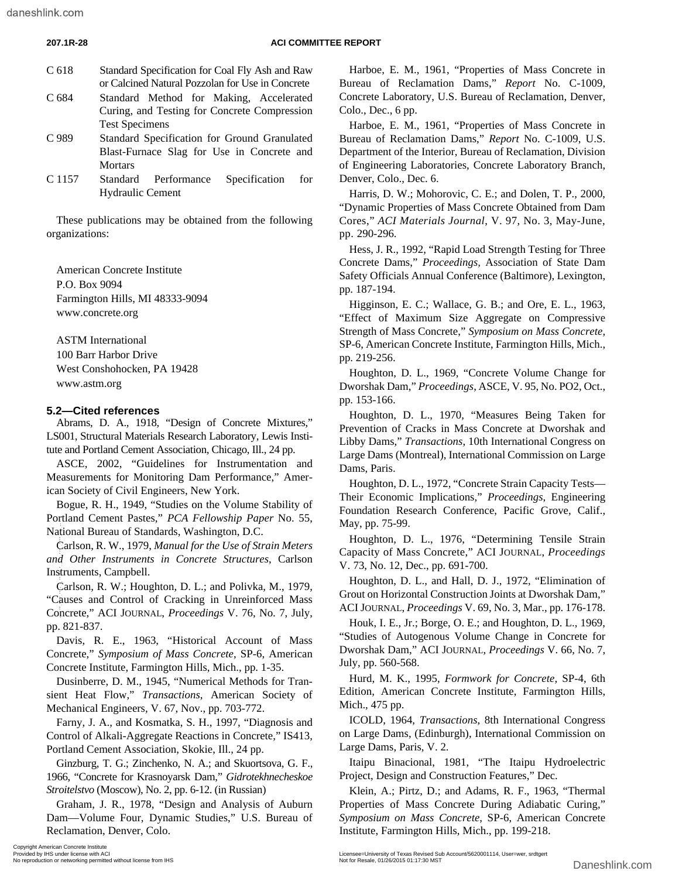C 618 Standard Specification for Coal Fly Ash and Raw or Calcined Natural Pozzolan for Use in Concrete

C 684 Standard Method for Making, Accelerated Curing, and Testing for Concrete Compression Test Specimens

C 989 Standard Specification for Ground Granulated Blast-Furnace Slag for Use in Concrete and Mortars

C 1157 Standard Performance Specification for Hydraulic Cement

These publications may be obtained from the following organizations:

American Concrete Institute
P.O. Box 9094
Farmington Hills, MI 48333-9094
www.concrete.org

ASTM International
100 Barr Harbor Drive
West Conshohocken, PA 19428
www.astm.org

## 5.2—Cited references

Abrams, D. A., 1918, "Design of Concrete Mixtures," LS001, Structural Materials Research Laboratory, Lewis Institute and Portland Cement Association, Chicago, Ill., 24 pp.

ASCE, 2002, "Guidelines for Instrumentation and Measurements for Monitoring Dam Performance," American Society of Civil Engineers, New York.

Bogue, R. H., 1949, "Studies on the Volume Stability of Portland Cement Pastes," *PCA Fellowship Paper* No. 55, National Bureau of Standards, Washington, D.C.

Carlson, R. W., 1979, *Manual for the Use of Strain Meters and Other Instruments in Concrete Structures*, Carlson Instruments, Campbell.

Carlson, R. W.; Houghton, D. L.; and Polivka, M., 1979, "Causes and Control of Cracking in Unreinforced Mass Concrete," ACI JOURNAL, *Proceedings* V. 76, No. 7, July, pp. 821-837.

Davis, R. E., 1963, "Historical Account of Mass Concrete," *Symposium of Mass Concrete*, SP-6, American Concrete Institute, Farmington Hills, Mich., pp. 1-35.

Dusinberre, D. M., 1945, "Numerical Methods for Transient Heat Flow," *Transactions*, American Society of Mechanical Engineers, V. 67, Nov., pp. 703-772.

Farny, J. A., and Kosmatka, S. H., 1997, "Diagnosis and Control of Alkali-Aggregate Reactions in Concrete," IS413, Portland Cement Association, Skokie, Ill., 24 pp.

Ginzburg, T. G.; Zinchenko, N. A.; and Skuortsova, G. F., 1966, "Concrete for Krasnoyarsk Dam," *Gidrotekhnecheskoe Stroitelstvo* (Moscow), No. 2, pp. 6-12. (in Russian)

Graham, J. R., 1978, "Design and Analysis of Auburn Dam—Volume Four, Dynamic Studies," U.S. Bureau of Reclamation, Denver, Colo.

Harboe, E. M., 1961, "Properties of Mass Concrete in Bureau of Reclamation Dams," *Report* No. C-1009, Concrete Laboratory, U.S. Bureau of Reclamation, Denver, Colo., Dec., 6 pp.

Harboe, E. M., 1961, "Properties of Mass Concrete in Bureau of Reclamation Dams," *Report* No. C-1009, U.S. Department of the Interior, Bureau of Reclamation, Division of Engineering Laboratories, Concrete Laboratory Branch, Denver, Colo., Dec. 6.

Harris, D. W.; Mohorovic, C. E.; and Dolen, T. P., 2000, "Dynamic Properties of Mass Concrete Obtained from Dam Cores," *ACI Materials Journal*, V. 97, No. 3, May-June, pp. 290-296.

Hess, J. R., 1992, "Rapid Load Strength Testing for Three Concrete Dams," *Proceedings,* Association of State Dam Safety Officials Annual Conference (Baltimore), Lexington, pp. 187-194.

Higginson, E. C.; Wallace, G. B.; and Ore, E. L., 1963, "Effect of Maximum Size Aggregate on Compressive Strength of Mass Concrete," *Symposium on Mass Concrete,* SP-6, American Concrete Institute, Farmington Hills, Mich., pp. 219-256.

Houghton, D. L., 1969, "Concrete Volume Change for Dworshak Dam," *Proceedings*, ASCE, V. 95, No. PO2, Oct., pp. 153-166.

Houghton, D. L., 1970, "Measures Being Taken for Prevention of Cracks in Mass Concrete at Dworshak and Libby Dams," *Transactions,* 10th International Congress on Large Dams (Montreal), International Commission on Large Dams, Paris.

Houghton, D. L., 1972, "Concrete Strain Capacity Tests—Their Economic Implications," *Proceedings*, Engineering Foundation Research Conference, Pacific Grove, Calif., May, pp. 75-99.

Houghton, D. L., 1976, "Determining Tensile Strain Capacity of Mass Concrete," ACI JOURNAL, *Proceedings* V. 73, No. 12, Dec., pp. 691-700.

Houghton, D. L., and Hall, D. J., 1972, "Elimination of Grout on Horizontal Construction Joints at Dworshak Dam," ACI JOURNAL, *Proceedings* V. 69, No. 3, Mar., pp. 176-178.

Houk, I. E., Jr.; Borge, O. E.; and Houghton, D. L., 1969, "Studies of Autogenous Volume Change in Concrete for Dworshak Dam," ACI JOURNAL, *Proceedings* V. 66, No. 7, July, pp. 560-568.

Hurd, M. K., 1995, *Formwork for Concrete,* SP-4, 6th Edition, American Concrete Institute, Farmington Hills, Mich., 475 pp.

ICOLD, 1964, *Transactions,* 8th International Congress on Large Dams, (Edinburgh), International Commission on Large Dams, Paris, V. 2.

Itaipu Binacional, 1981, "The Itaipu Hydroelectric Project, Design and Construction Features," Dec.

Klein, A.; Pirtz, D.; and Adams, R. F., 1963, "Thermal Properties of Mass Concrete During Adiabatic Curing," *Symposium on Mass Concrete,* SP-6, American Concrete Institute, Farmington Hills, Mich., pp. 199-218.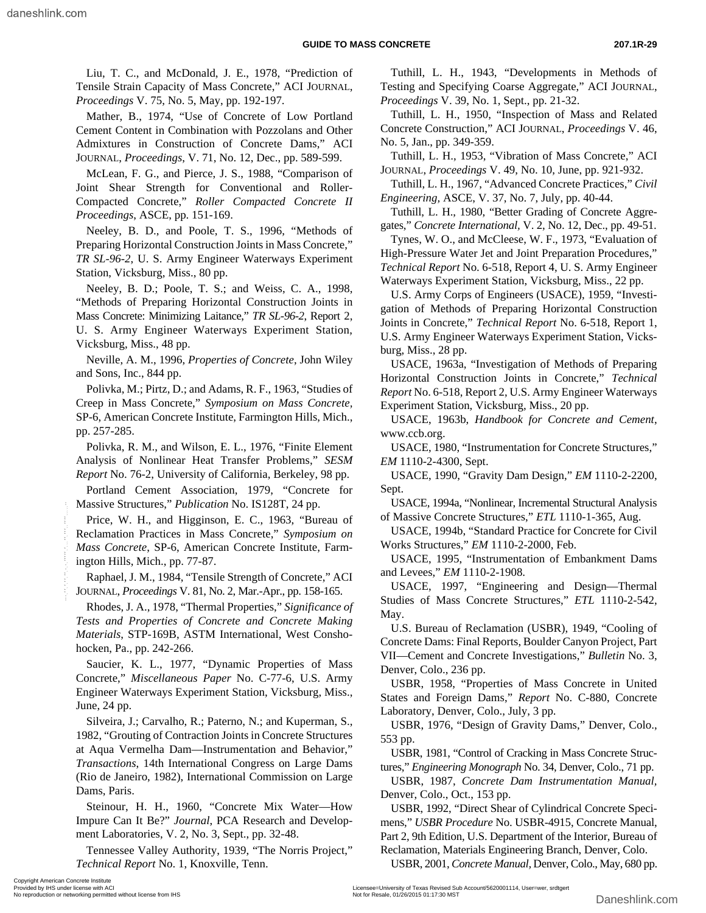Liu, T. C., and McDonald, J. E., 1978, "Prediction of Tensile Strain Capacity of Mass Concrete," ACI JOURNAL, *Proceedings* V. 75, No. 5, May, pp. 192-197.

Mather, B., 1974, "Use of Concrete of Low Portland Cement Content in Combination with Pozzolans and Other Admixtures in Construction of Concrete Dams," ACI JOURNAL, *Proceedings*, V. 71, No. 12, Dec., pp. 589-599.

McLean, F. G., and Pierce, J. S., 1988, "Comparison of Joint Shear Strength for Conventional and Roller-Compacted Concrete," *Roller Compacted Concrete II Proceedings*, ASCE, pp. 151-169.

Neeley, B. D., and Poole, T. S., 1996, "Methods of Preparing Horizontal Construction Joints in Mass Concrete," *TR SL-96-2*, U. S. Army Engineer Waterways Experiment Station, Vicksburg, Miss., 80 pp.

Neeley, B. D.; Poole, T. S.; and Weiss, C. A., 1998, "Methods of Preparing Horizontal Construction Joints in Mass Concrete: Minimizing Laitance," *TR SL-96-2*, Report 2, U. S. Army Engineer Waterways Experiment Station, Vicksburg, Miss., 48 pp.

Neville, A. M., 1996, *Properties of Concrete*, John Wiley and Sons, Inc., 844 pp.

Polivka, M.; Pirtz, D.; and Adams, R. F., 1963, "Studies of Creep in Mass Concrete," *Symposium on Mass Concrete*, SP-6, American Concrete Institute, Farmington Hills, Mich., pp. 257-285.

Polivka, R. M., and Wilson, E. L., 1976, "Finite Element Analysis of Nonlinear Heat Transfer Problems," *SESM Report* No. 76-2, University of California, Berkeley, 98 pp.

Portland Cement Association, 1979, "Concrete for Massive Structures," *Publication* No. IS128T, 24 pp.

Price, W. H., and Higginson, E. C., 1963, "Bureau of Reclamation Practices in Mass Concrete," *Symposium on Mass Concrete*, SP-6, American Concrete Institute, Farmington Hills, Mich., pp. 77-87.

Raphael, J. M., 1984, "Tensile Strength of Concrete," ACI JOURNAL, *Proceedings* V. 81, No. 2, Mar.-Apr., pp. 158-165.

Rhodes, J. A., 1978, "Thermal Properties," *Significance of Tests and Properties of Concrete and Concrete Making Materials*, STP-169B, ASTM International, West Conshohocken, Pa., pp. 242-266.

Saucier, K. L., 1977, "Dynamic Properties of Mass Concrete," *Miscellaneous Paper* No. C-77-6, U.S. Army Engineer Waterways Experiment Station, Vicksburg, Miss., June, 24 pp.

Silveira, J.; Carvalho, R.; Paterno, N.; and Kuperman, S., 1982, "Grouting of Contraction Joints in Concrete Structures at Aqua Vermelha Dam—Instrumentation and Behavior," *Transactions*, 14th International Congress on Large Dams (Rio de Janeiro, 1982), International Commission on Large Dams, Paris.

Steinour, H. H., 1960, "Concrete Mix Water—How Impure Can It Be?" *Journal*, PCA Research and Development Laboratories, V. 2, No. 3, Sept., pp. 32-48.

Tennessee Valley Authority, 1939, "The Norris Project," *Technical Report* No. 1, Knoxville, Tenn.

Tuthill, L. H., 1943, "Developments in Methods of Testing and Specifying Coarse Aggregate," ACI JOURNAL, *Proceedings* V. 39, No. 1, Sept., pp. 21-32.

Tuthill, L. H., 1950, "Inspection of Mass and Related Concrete Construction," ACI JOURNAL, *Proceedings* V. 46, No. 5, Jan., pp. 349-359.

Tuthill, L. H., 1953, "Vibration of Mass Concrete," ACI JOURNAL, *Proceedings* V. 49, No. 10, June, pp. 921-932.

Tuthill, L. H., 1967, "Advanced Concrete Practices," *Civil Engineering*, ASCE, V. 37, No. 7, July, pp. 40-44.

Tuthill, L. H., 1980, "Better Grading of Concrete Aggregates," *Concrete International*, V. 2, No. 12, Dec., pp. 49-51.

Tynes, W. O., and McCleese, W. F., 1973, "Evaluation of High-Pressure Water Jet and Joint Preparation Procedures," *Technical Report* No. 6-518, Report 4, U. S. Army Engineer Waterways Experiment Station, Vicksburg, Miss., 22 pp.

U.S. Army Corps of Engineers (USACE), 1959, "Investigation of Methods of Preparing Horizontal Construction Joints in Concrete," *Technical Report* No. 6-518, Report 1, U.S. Army Engineer Waterways Experiment Station, Vicksburg, Miss., 28 pp.

USACE, 1963a, "Investigation of Methods of Preparing Horizontal Construction Joints in Concrete," *Technical Report* No. 6-518, Report 2, U.S. Army Engineer Waterways Experiment Station, Vicksburg, Miss., 20 pp.

USACE, 1963b, *Handbook for Concrete and Cement*, www.ccb.org.

USACE, 1980, "Instrumentation for Concrete Structures," *EM* 1110-2-4300, Sept.

USACE, 1990, "Gravity Dam Design," *EM* 1110-2-2200, Sept.

USACE, 1994a, "Nonlinear, Incremental Structural Analysis of Massive Concrete Structures," *ETL* 1110-1-365, Aug.

USACE, 1994b, "Standard Practice for Concrete for Civil Works Structures," *EM* 1110-2-2000, Feb.

USACE, 1995, "Instrumentation of Embankment Dams and Levees," *EM* 1110-2-1908.

USACE, 1997, "Engineering and Design—Thermal Studies of Mass Concrete Structures," *ETL* 1110-2-542, May.

U.S. Bureau of Reclamation (USBR), 1949, "Cooling of Concrete Dams: Final Reports, Boulder Canyon Project, Part VII—Cement and Concrete Investigations," *Bulletin* No. 3, Denver, Colo., 236 pp.

USBR, 1958, "Properties of Mass Concrete in United States and Foreign Dams," *Report* No. C-880, Concrete Laboratory, Denver, Colo., July, 3 pp.

USBR, 1976, "Design of Gravity Dams," Denver, Colo., 553 pp.

USBR, 1981, "Control of Cracking in Mass Concrete Structures," *Engineering Monograph* No. 34, Denver, Colo., 71 pp.

USBR, 1987, *Concrete Dam Instrumentation Manual*, Denver, Colo., Oct., 153 pp.

USBR, 1992, "Direct Shear of Cylindrical Concrete Specimens," *USBR Procedure* No. USBR-4915, Concrete Manual, Part 2, 9th Edition, U.S. Department of the Interior, Bureau of Reclamation, Materials Engineering Branch, Denver, Colo.

USBR, 2001, *Concrete Manual*, Denver, Colo., May, 680 pp.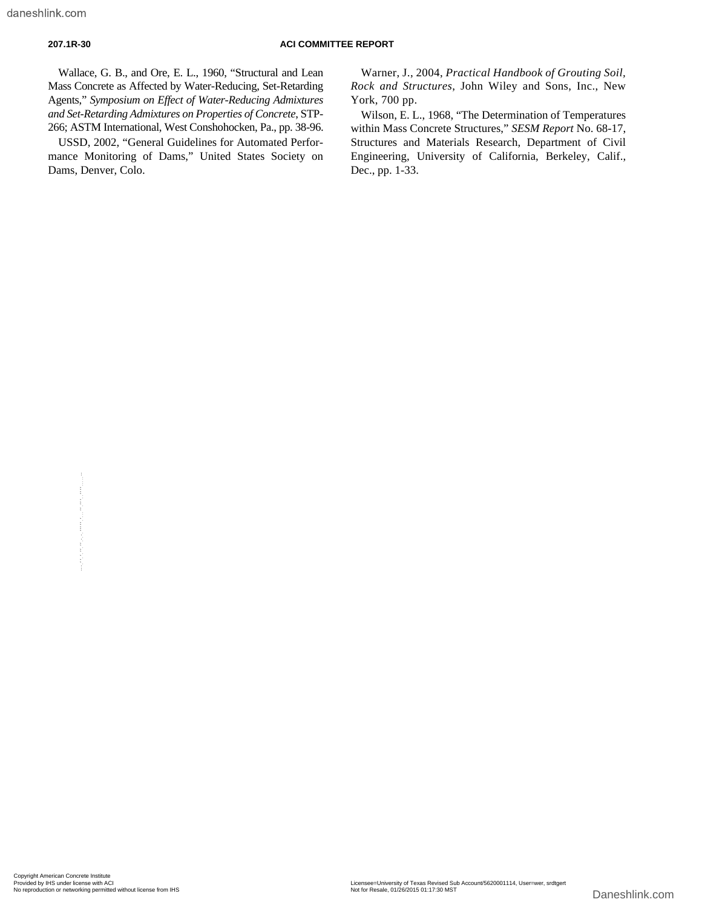Wallace, G. B., and Ore, E. L., 1960, "Structural and Lean Mass Concrete as Affected by Water-Reducing, Set-Retarding Agents," *Symposium on Effect of Water-Reducing Admixtures and Set-Retarding Admixtures on Properties of Concrete*, STP-266; ASTM International, West Conshohocken, Pa., pp. 38-96.

USSD, 2002, "General Guidelines for Automated Performance Monitoring of Dams," United States Society on Dams, Denver, Colo.

Warner, J., 2004, *Practical Handbook of Grouting Soil, Rock and Structures*, John Wiley and Sons, Inc., New York, 700 pp.

Wilson, E. L., 1968, "The Determination of Temperatures within Mass Concrete Structures," *SESM Report* No. 68-17, Structures and Materials Research, Department of Civil Engineering, University of California, Berkeley, Calif., Dec., pp. 1-33.